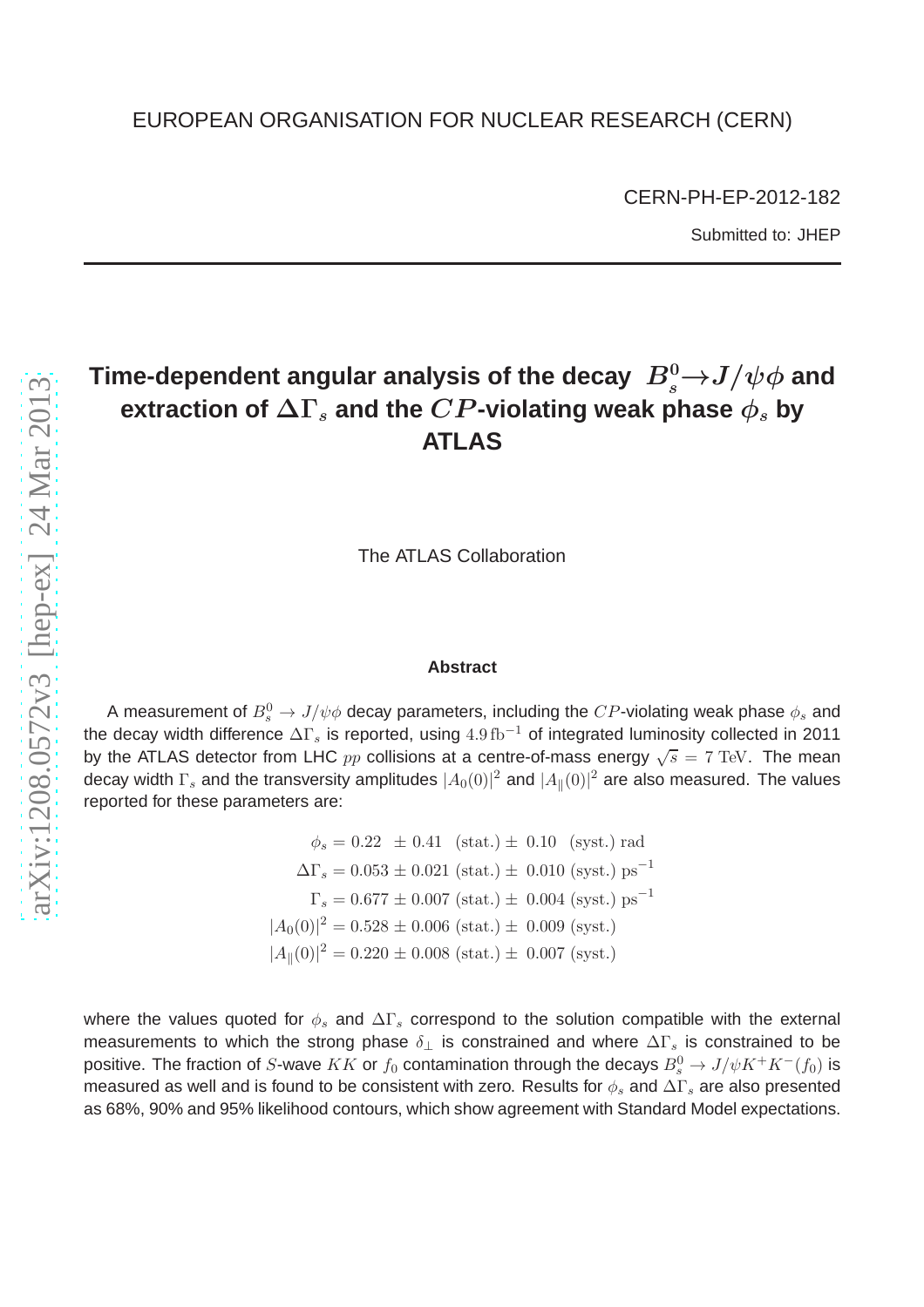EUROPEAN ORGANISATION FOR NUCLEAR RESEARCH (CERN)

CERN-PH-EP-2012-182

Submitted to: JHEP

# Time-dependent angular analysis of the decay $B_s^0 \to J/\psi\phi$ and extraction of $\Delta\Gamma_s$ and the $CP$-violating weak phase $\phi_s$ by ATLAS

The ATLAS Collaboration

### Abstract

A measurement of $B_s^0 \to J/\psi\phi$ decay parameters, including the $CP$-violating weak phase $\phi_s$ and the decay width difference $\Delta\Gamma_s$ is reported, using $4.9\,\mathrm{fb}^{-1}$ of integrated luminosity collected in 2011 by the ATLAS detector from LHC $pp$ collisions at a centre-of-mass energy $\sqrt{s} = 7$ TeV. The mean decay width $\Gamma_s$ and the transversity amplitudes $|A_0(0)|^2$ and $|A_\parallel(0)|^2$ are also measured. The values reported for these parameters are:

$$\phi_s = 0.22 \ \pm 0.41 \ \ (\mathrm{stat.}) \pm \ 0.10 \ \ (\mathrm{syst.})\ \mathrm{rad}$$
$$\Delta\Gamma_s = 0.053 \pm 0.021\ (\mathrm{stat.}) \pm \ 0.010\ (\mathrm{syst.})\ \mathrm{ps}^{-1}$$
$$\Gamma_s = 0.677 \pm 0.007\ (\mathrm{stat.}) \pm \ 0.004\ (\mathrm{syst.})\ \mathrm{ps}^{-1}$$
$$|A_0(0)|^2 = 0.528 \pm 0.006\ (\mathrm{stat.}) \pm \ 0.009\ (\mathrm{syst.})$$
$$|A_\parallel(0)|^2 = 0.220 \pm 0.008\ (\mathrm{stat.}) \pm \ 0.007\ (\mathrm{syst.})$$

where the values quoted for $\phi_s$ and $\Delta\Gamma_s$ correspond to the solution compatible with the external measurements to which the strong phase $\delta_\perp$ is constrained and where $\Delta\Gamma_s$ is constrained to be positive. The fraction of $S$-wave $KK$ or $f_0$ contamination through the decays $B_s^0 \to J/\psi K^+K^-(f_0)$ is measured as well and is found to be consistent with zero. Results for $\phi_s$ and $\Delta\Gamma_s$ are also presented as 68%, 90% and 95% likelihood contours, which show agreement with Standard Model expectations.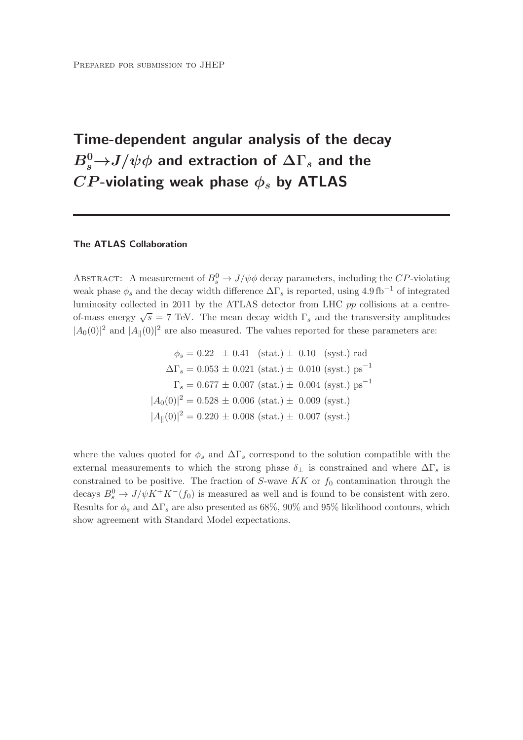Prepared for submission to JHEP

# Time-dependent angular analysis of the decay $B_s^0 \to J/\psi\phi$ and extraction of $\Delta\Gamma_s$ and the $CP$-violating weak phase $\phi_s$ by ATLAS

**The ATLAS Collaboration**

Abstract: A measurement of $B_s^0 \to J/\psi\phi$ decay parameters, including the $CP$-violating weak phase $\phi_s$ and the decay width difference $\Delta\Gamma_s$ is reported, using $4.9\,\text{fb}^{-1}$ of integrated luminosity collected in 2011 by the ATLAS detector from LHC $pp$ collisions at a centre-of-mass energy $\sqrt{s} = 7$ TeV. The mean decay width $\Gamma_s$ and the transversity amplitudes $|A_0(0)|^2$ and $|A_\parallel(0)|^2$ are also measured. The values reported for these parameters are:

$$\phi_s = 0.22 \ \pm 0.41 \ \ \text{(stat.)} \pm \ 0.10 \ \ \text{(syst.) rad}$$
$$\Delta\Gamma_s = 0.053 \pm 0.021 \ \text{(stat.)} \pm \ 0.010 \ \text{(syst.)}\ \text{ps}^{-1}$$
$$\Gamma_s = 0.677 \pm 0.007 \ \text{(stat.)} \pm \ 0.004 \ \text{(syst.)}\ \text{ps}^{-1}$$
$$|A_0(0)|^2 = 0.528 \pm 0.006 \ \text{(stat.)} \pm \ 0.009 \ \text{(syst.)}$$
$$|A_\parallel(0)|^2 = 0.220 \pm 0.008 \ \text{(stat.)} \pm \ 0.007 \ \text{(syst.)}$$

where the values quoted for $\phi_s$ and $\Delta\Gamma_s$ correspond to the solution compatible with the external measurements to which the strong phase $\delta_\perp$ is constrained and where $\Delta\Gamma_s$ is constrained to be positive. The fraction of $S$-wave $KK$ or $f_0$ contamination through the decays $B_s^0 \to J/\psi K^+K^-(f_0)$ is measured as well and is found to be consistent with zero. Results for $\phi_s$ and $\Delta\Gamma_s$ are also presented as 68%, 90% and 95% likelihood contours, which show agreement with Standard Model expectations.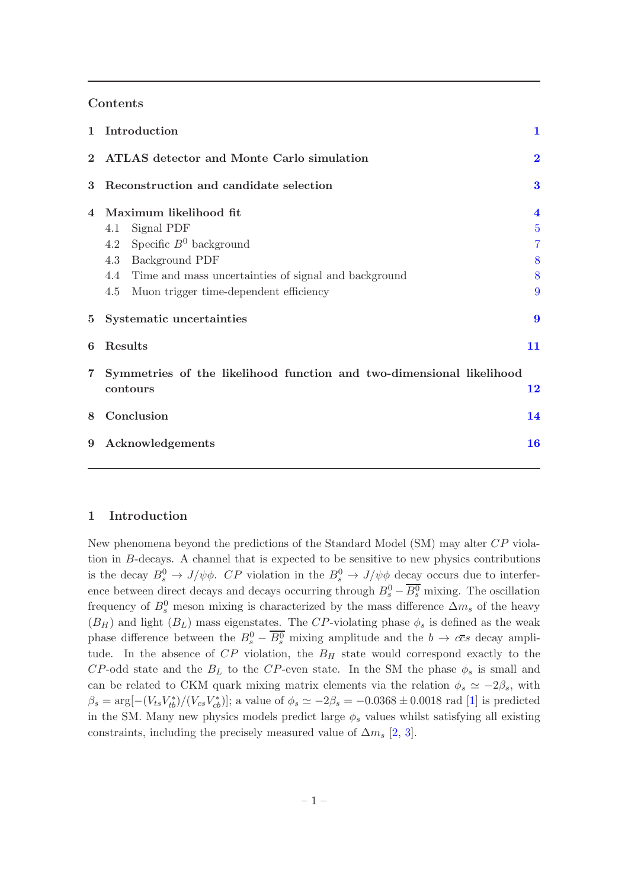## Contents

| | | |
|---|---|---|
| **1** | **Introduction** | **1** |
| **2** | **ATLAS detector and Monte Carlo simulation** | **2** |
| **3** | **Reconstruction and candidate selection** | **3** |
| **4** | **Maximum likelihood fit** | **4** |
| | 4.1 Signal PDF | 5 |
| | 4.2 Specific $B^0$ background | 7 |
| | 4.3 Background PDF | 8 |
| | 4.4 Time and mass uncertainties of signal and background | 8 |
| | 4.5 Muon trigger time-dependent efficiency | 9 |
| **5** | **Systematic uncertainties** | **9** |
| **6** | **Results** | **11** |
| **7** | **Symmetries of the likelihood function and two-dimensional likelihood contours** | **12** |
| **8** | **Conclusion** | **14** |
| **9** | **Acknowledgements** | **16** |

# 1 Introduction

New phenomena beyond the predictions of the Standard Model (SM) may alter $CP$ violation in $B$-decays. A channel that is expected to be sensitive to new physics contributions is the decay $B_s^0 \to J/\psi\phi$. $CP$ violation in the $B_s^0 \to J/\psi\phi$ decay occurs due to interference between direct decays and decays occurring through $B_s^0 - \overline{B_s^0}$ mixing. The oscillation frequency of $B_s^0$ meson mixing is characterized by the mass difference $\Delta m_s$ of the heavy ($B_H$) and light ($B_L$) mass eigenstates. The $CP$-violating phase $\phi_s$ is defined as the weak phase difference between the $B_s^0 - \overline{B_s^0}$ mixing amplitude and the $b \to c\bar{c}s$ decay amplitude. In the absence of $CP$ violation, the $B_H$ state would correspond exactly to the $CP$-odd state and the $B_L$ to the $CP$-even state. In the SM the phase $\phi_s$ is small and can be related to CKM quark mixing matrix elements via the relation $\phi_s \simeq -2\beta_s$, with $\beta_s = \arg[-(V_{ts}V_{tb}^*)/(V_{cs}V_{cb}^*)]$; a value of $\phi_s \simeq -2\beta_s = -0.0368 \pm 0.0018$ rad [1] is predicted in the SM. Many new physics models predict large $\phi_s$ values whilst satisfying all existing constraints, including the precisely measured value of $\Delta m_s$ [2, 3].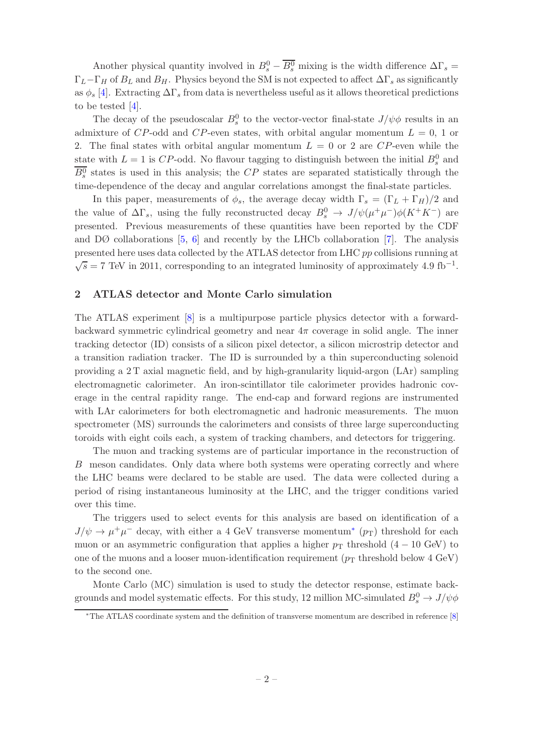Another physical quantity involved in $B_s^0 - \overline{B_s^0}$ mixing is the width difference $\Delta\Gamma_s = \Gamma_L - \Gamma_H$ of $B_L$ and $B_H$. Physics beyond the SM is not expected to affect $\Delta\Gamma_s$ as significantly as $\phi_s$ [4]. Extracting $\Delta\Gamma_s$ from data is nevertheless useful as it allows theoretical predictions to be tested [4].

The decay of the pseudoscalar $B_s^0$ to the vector-vector final-state $J/\psi\phi$ results in an admixture of $CP$-odd and $CP$-even states, with orbital angular momentum $L = 0$, 1 or 2. The final states with orbital angular momentum $L = 0$ or 2 are $CP$-even while the state with $L = 1$ is $CP$-odd. No flavour tagging to distinguish between the initial $B_s^0$ and $\overline{B_s^0}$ states is used in this analysis; the $CP$ states are separated statistically through the time-dependence of the decay and angular correlations amongst the final-state particles.

In this paper, measurements of $\phi_s$, the average decay width $\Gamma_s = (\Gamma_L + \Gamma_H)/2$ and the value of $\Delta\Gamma_s$, using the fully reconstructed decay $B_s^0 \to J/\psi(\mu^+\mu^-)\phi(K^+K^-)$ are presented. Previous measurements of these quantities have been reported by the CDF and DØ collaborations [5, 6] and recently by the LHCb collaboration [7]. The analysis presented here uses data collected by the ATLAS detector from LHC $pp$ collisions running at $\sqrt{s} = 7$ TeV in 2011, corresponding to an integrated luminosity of approximately 4.9 fb$^{-1}$.

## 2 ATLAS detector and Monte Carlo simulation

The ATLAS experiment [8] is a multipurpose particle physics detector with a forward-backward symmetric cylindrical geometry and near $4\pi$ coverage in solid angle. The inner tracking detector (ID) consists of a silicon pixel detector, a silicon microstrip detector and a transition radiation tracker. The ID is surrounded by a thin superconducting solenoid providing a 2 T axial magnetic field, and by high-granularity liquid-argon (LAr) sampling electromagnetic calorimeter. An iron-scintillator tile calorimeter provides hadronic coverage in the central rapidity range. The end-cap and forward regions are instrumented with LAr calorimeters for both electromagnetic and hadronic measurements. The muon spectrometer (MS) surrounds the calorimeters and consists of three large superconducting toroids with eight coils each, a system of tracking chambers, and detectors for triggering.

The muon and tracking systems are of particular importance in the reconstruction of $B$ meson candidates. Only data where both systems were operating correctly and where the LHC beams were declared to be stable are used. The data were collected during a period of rising instantaneous luminosity at the LHC, and the trigger conditions varied over this time.

The triggers used to select events for this analysis are based on identification of a $J/\psi \to \mu^+\mu^-$ decay, with either a 4 GeV transverse momentum* ($p_{\mathrm{T}}$) threshold for each muon or an asymmetric configuration that applies a higher $p_{\mathrm{T}}$ threshold ($4 - 10$ GeV) to one of the muons and a looser muon-identification requirement ($p_{\mathrm{T}}$ threshold below 4 GeV) to the second one.

Monte Carlo (MC) simulation is used to study the detector response, estimate backgrounds and model systematic effects. For this study, 12 million MC-simulated $B_s^0 \to J/\psi\phi$

*The ATLAS coordinate system and the definition of transverse momentum are described in reference [8]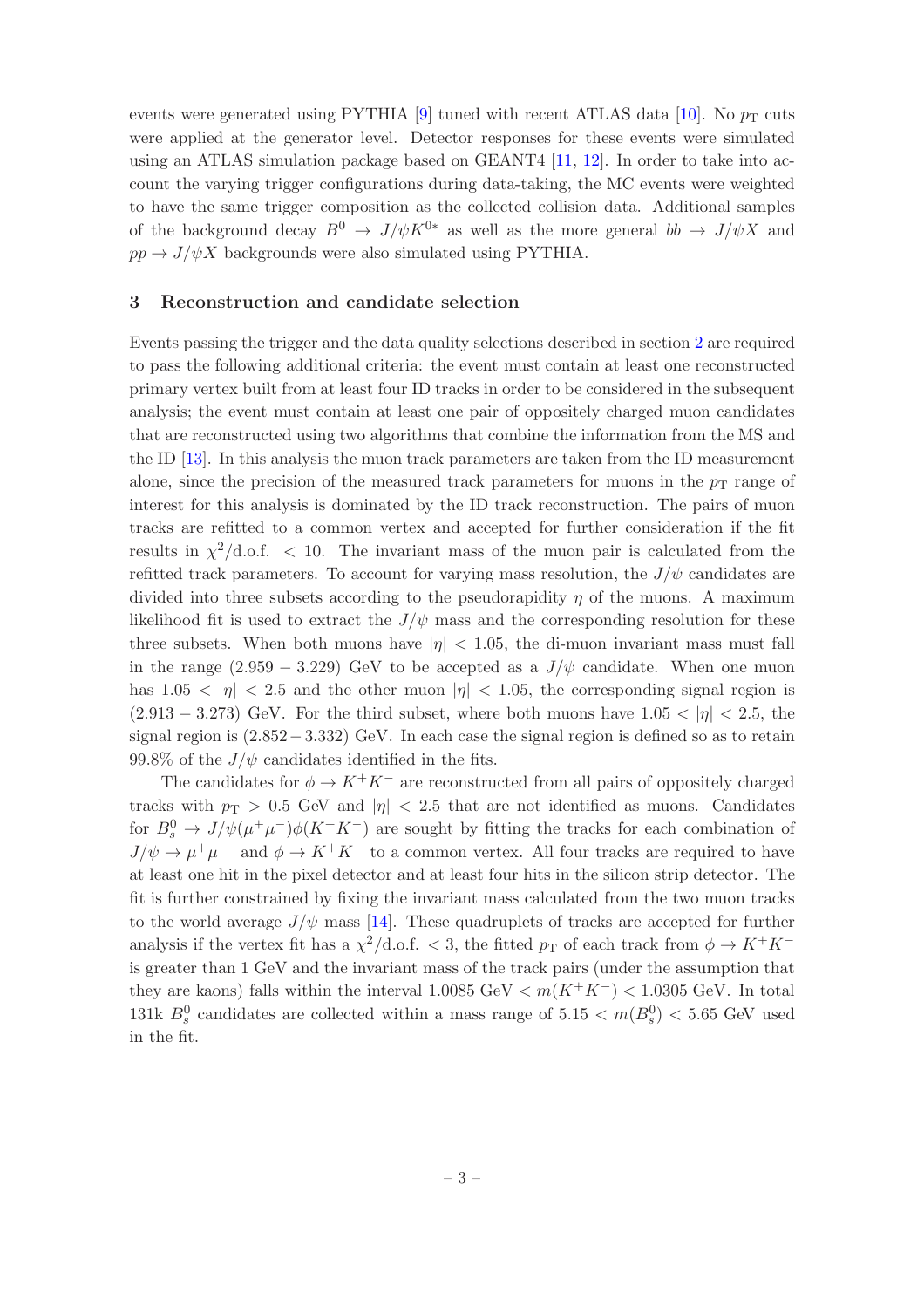events were generated using PYTHIA [9] tuned with recent ATLAS data [10]. No $p_T$ cuts were applied at the generator level. Detector responses for these events were simulated using an ATLAS simulation package based on GEANT4 [11, 12]. In order to take into account the varying trigger configurations during data-taking, the MC events were weighted to have the same trigger composition as the collected collision data. Additional samples of the background decay $B^0 \to J/\psi K^{0*}$ as well as the more general $bb \to J/\psi X$ and $pp \to J/\psi X$ backgrounds were also simulated using PYTHIA.

## 3 Reconstruction and candidate selection

Events passing the trigger and the data quality selections described in section 2 are required to pass the following additional criteria: the event must contain at least one reconstructed primary vertex built from at least four ID tracks in order to be considered in the subsequent analysis; the event must contain at least one pair of oppositely charged muon candidates that are reconstructed using two algorithms that combine the information from the MS and the ID [13]. In this analysis the muon track parameters are taken from the ID measurement alone, since the precision of the measured track parameters for muons in the $p_T$ range of interest for this analysis is dominated by the ID track reconstruction. The pairs of muon tracks are refitted to a common vertex and accepted for further consideration if the fit results in $\chi^2/\text{d.o.f.} < 10$. The invariant mass of the muon pair is calculated from the refitted track parameters. To account for varying mass resolution, the $J/\psi$ candidates are divided into three subsets according to the pseudorapidity $\eta$ of the muons. A maximum likelihood fit is used to extract the $J/\psi$ mass and the corresponding resolution for these three subsets. When both muons have $|\eta| < 1.05$, the di-muon invariant mass must fall in the range $(2.959 - 3.229)$ GeV to be accepted as a $J/\psi$ candidate. When one muon has $1.05 < |\eta| < 2.5$ and the other muon $|\eta| < 1.05$, the corresponding signal region is $(2.913 - 3.273)$ GeV. For the third subset, where both muons have $1.05 < |\eta| < 2.5$, the signal region is $(2.852 - 3.332)$ GeV. In each case the signal region is defined so as to retain 99.8% of the $J/\psi$ candidates identified in the fits.

The candidates for $\phi \to K^+K^-$ are reconstructed from all pairs of oppositely charged tracks with $p_T > 0.5$ GeV and $|\eta| < 2.5$ that are not identified as muons. Candidates for $B_s^0 \to J/\psi(\mu^+\mu^-)\phi(K^+K^-)$ are sought by fitting the tracks for each combination of $J/\psi \to \mu^+\mu^-$ and $\phi \to K^+K^-$ to a common vertex. All four tracks are required to have at least one hit in the pixel detector and at least four hits in the silicon strip detector. The fit is further constrained by fixing the invariant mass calculated from the two muon tracks to the world average $J/\psi$ mass [14]. These quadruplets of tracks are accepted for further analysis if the vertex fit has a $\chi^2/\text{d.o.f.} < 3$, the fitted $p_T$ of each track from $\phi \to K^+K^-$ is greater than 1 GeV and the invariant mass of the track pairs (under the assumption that they are kaons) falls within the interval 1.0085 GeV $< m(K^+K^-) <$ 1.0305 GeV. In total 131k $B_s^0$ candidates are collected within a mass range of $5.15 < m(B_s^0) < 5.65$ GeV used in the fit.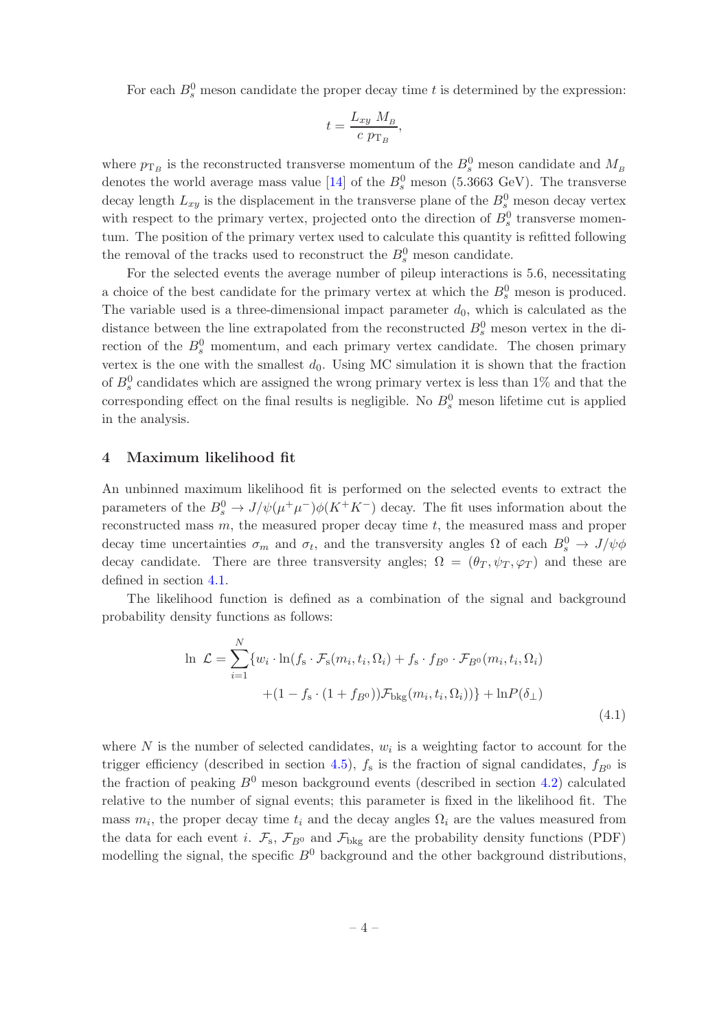For each $B_s^0$ meson candidate the proper decay time $t$ is determined by the expression:

$$t = \frac{L_{xy}\ M_B}{c\ p_{\mathrm{T}_B}},$$

where $p_{\mathrm{T}_B}$ is the reconstructed transverse momentum of the $B_s^0$ meson candidate and $M_B$ denotes the world average mass value [14] of the $B_s^0$ meson (5.3663 GeV). The transverse decay length $L_{xy}$ is the displacement in the transverse plane of the $B_s^0$ meson decay vertex with respect to the primary vertex, projected onto the direction of $B_s^0$ transverse momentum. The position of the primary vertex used to calculate this quantity is refitted following the removal of the tracks used to reconstruct the $B_s^0$ meson candidate.

For the selected events the average number of pileup interactions is 5.6, necessitating a choice of the best candidate for the primary vertex at which the $B_s^0$ meson is produced. The variable used is a three-dimensional impact parameter $d_0$, which is calculated as the distance between the line extrapolated from the reconstructed $B_s^0$ meson vertex in the direction of the $B_s^0$ momentum, and each primary vertex candidate. The chosen primary vertex is the one with the smallest $d_0$. Using MC simulation it is shown that the fraction of $B_s^0$ candidates which are assigned the wrong primary vertex is less than 1% and that the corresponding effect on the final results is negligible. No $B_s^0$ meson lifetime cut is applied in the analysis.

## 4 Maximum likelihood fit

An unbinned maximum likelihood fit is performed on the selected events to extract the parameters of the $B_s^0 \to J/\psi(\mu^+\mu^-)\phi(K^+K^-)$ decay. The fit uses information about the reconstructed mass $m$, the measured proper decay time $t$, the measured mass and proper decay time uncertainties $\sigma_m$ and $\sigma_t$, and the transversity angles $\Omega$ of each $B_s^0 \to J/\psi\phi$ decay candidate. There are three transversity angles; $\Omega = (\theta_T, \psi_T, \varphi_T)$ and these are defined in section 4.1.

The likelihood function is defined as a combination of the signal and background probability density functions as follows:

$$\begin{aligned}\ln\ \mathcal{L} = \sum_{i=1}^{N}\{w_i \cdot \ln(f_{\mathrm{s}} \cdot \mathcal{F}_{\mathrm{s}}(m_i, t_i, \Omega_i) + f_{\mathrm{s}} \cdot f_{B^0} \cdot \mathcal{F}_{B^0}(m_i, t_i, \Omega_i) \\ +(1 - f_{\mathrm{s}} \cdot (1 + f_{B^0}))\mathcal{F}_{\mathrm{bkg}}(m_i, t_i, \Omega_i))\} + \ln P(\delta_\perp)\end{aligned} \tag{4.1}$$

where $N$ is the number of selected candidates, $w_i$ is a weighting factor to account for the trigger efficiency (described in section 4.5), $f_{\mathrm{s}}$ is the fraction of signal candidates, $f_{B^0}$ is the fraction of peaking $B^0$ meson background events (described in section 4.2) calculated relative to the number of signal events; this parameter is fixed in the likelihood fit. The mass $m_i$, the proper decay time $t_i$ and the decay angles $\Omega_i$ are the values measured from the data for each event $i$. $\mathcal{F}_{\mathrm{s}}$, $\mathcal{F}_{B^0}$ and $\mathcal{F}_{\mathrm{bkg}}$ are the probability density functions (PDF) modelling the signal, the specific $B^0$ background and the other background distributions,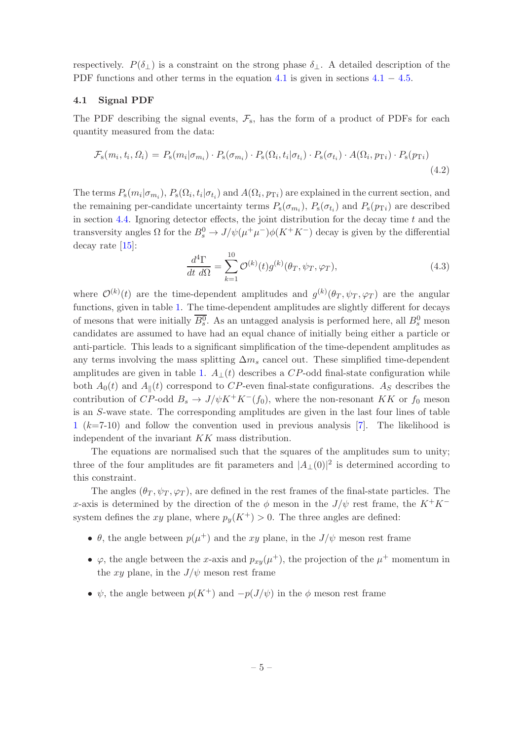respectively. $P(\delta_\perp)$ is a constraint on the strong phase $\delta_\perp$. A detailed description of the PDF functions and other terms in the equation 4.1 is given in sections 4.1 − 4.5.

### 4.1 Signal PDF

The PDF describing the signal events, $\mathcal{F}_\mathrm{s}$, has the form of a product of PDFs for each quantity measured from the data:

$$\mathcal{F}_\mathrm{s}(m_i, t_i, \Omega_i) = P_\mathrm{s}(m_i|\sigma_{m_i}) \cdot P_\mathrm{s}(\sigma_{m_i}) \cdot P_\mathrm{s}(\Omega_i, t_i|\sigma_{t_i}) \cdot P_\mathrm{s}(\sigma_{t_i}) \cdot A(\Omega_i, p_{\mathrm{T}i}) \cdot P_\mathrm{s}(p_{\mathrm{T}i}) \tag{4.2}$$

The terms $P_\mathrm{s}(m_i|\sigma_{m_i})$, $P_\mathrm{s}(\Omega_i, t_i|\sigma_{t_i})$ and $A(\Omega_i, p_{\mathrm{T}i})$ are explained in the current section, and the remaining per-candidate uncertainty terms $P_\mathrm{s}(\sigma_{m_i})$, $P_\mathrm{s}(\sigma_{t_i})$ and $P_\mathrm{s}(p_{\mathrm{T}i})$ are described in section 4.4. Ignoring detector effects, the joint distribution for the decay time $t$ and the transversity angles $\Omega$ for the $B_s^0 \to J/\psi(\mu^+\mu^-)\phi(K^+K^-)$ decay is given by the differential decay rate [15]:

$$\frac{d^4\Gamma}{dt\ d\Omega} = \sum_{k=1}^{10} \mathcal{O}^{(k)}(t) g^{(k)}(\theta_T, \psi_T, \varphi_T), \tag{4.3}$$

where $\mathcal{O}^{(k)}(t)$ are the time-dependent amplitudes and $g^{(k)}(\theta_T, \psi_T, \varphi_T)$ are the angular functions, given in table 1. The time-dependent amplitudes are slightly different for decays of mesons that were initially $\overline{B_s^0}$. As an untagged analysis is performed here, all $B_s^0$ meson candidates are assumed to have had an equal chance of initially being either a particle or anti-particle. This leads to a significant simplification of the time-dependent amplitudes as any terms involving the mass splitting $\Delta m_s$ cancel out. These simplified time-dependent amplitudes are given in table 1. $A_\perp(t)$ describes a $CP$-odd final-state configuration while both $A_0(t)$ and $A_\parallel(t)$ correspond to $CP$-even final-state configurations. $A_S$ describes the contribution of $CP$-odd $B_s \to J/\psi K^+K^-(f_0)$, where the non-resonant $KK$ or $f_0$ meson is an $S$-wave state. The corresponding amplitudes are given in the last four lines of table 1 ($k$=7-10) and follow the convention used in previous analysis [7]. The likelihood is independent of the invariant $KK$ mass distribution.

The equations are normalised such that the squares of the amplitudes sum to unity; three of the four amplitudes are fit parameters and $|A_\perp(0)|^2$ is determined according to this constraint.

The angles $(\theta_T, \psi_T, \varphi_T)$, are defined in the rest frames of the final-state particles. The $x$-axis is determined by the direction of the $\phi$ meson in the $J/\psi$ rest frame, the $K^+K^-$ system defines the $xy$ plane, where $p_y(K^+) > 0$. The three angles are defined:

- $\theta$, the angle between $p(\mu^+)$ and the $xy$ plane, in the $J/\psi$ meson rest frame
- $\varphi$, the angle between the $x$-axis and $p_{xy}(\mu^+)$, the projection of the $\mu^+$ momentum in the $xy$ plane, in the $J/\psi$ meson rest frame
- $\psi$, the angle between $p(K^+)$ and $-p(J/\psi)$ in the $\phi$ meson rest frame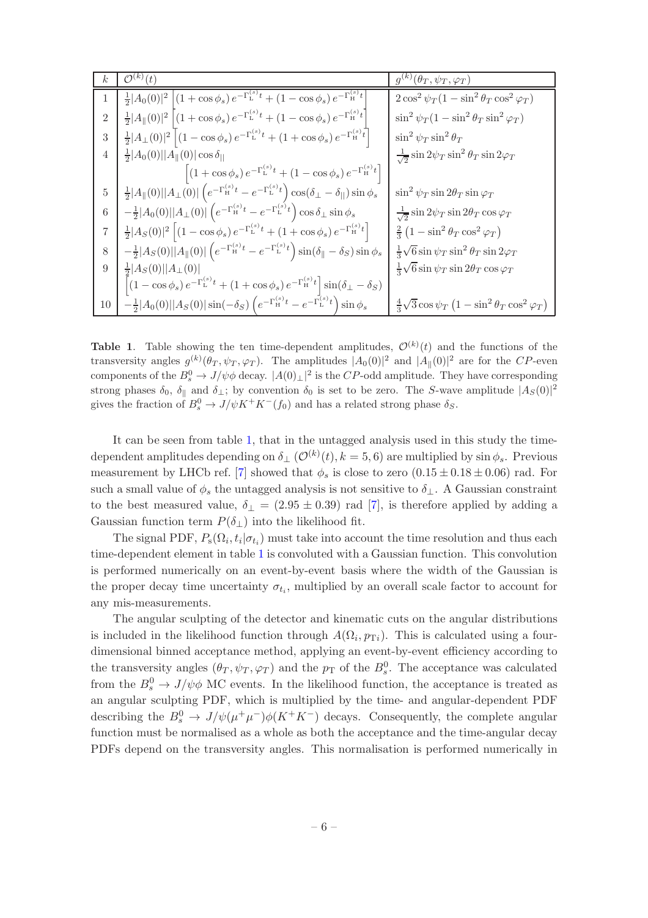| $k$ | $\mathcal{O}^{(k)}(t)$ | $g^{(k)}(\theta_T, \psi_T, \varphi_T)$ |
|---|---|---|
| 1 | $\frac{1}{2}\|A_0(0)\|^2 \left[(1+\cos\phi_s)\, e^{-\Gamma_{\rm L}^{(s)}t} + (1-\cos\phi_s)\, e^{-\Gamma_{\rm H}^{(s)}t}\right]$ | $2\cos^2\psi_T(1-\sin^2\theta_T\cos^2\varphi_T)$ |
| 2 | $\frac{1}{2}\|A_\parallel(0)\|^2 \left[(1+\cos\phi_s)\, e^{-\Gamma_{\rm L}^{(s)}t} + (1-\cos\phi_s)\, e^{-\Gamma_{\rm H}^{(s)}t}\right]$ | $\sin^2\psi_T(1-\sin^2\theta_T\sin^2\varphi_T)$ |
| 3 | $\frac{1}{2}\|A_\perp(0)\|^2 \left[(1-\cos\phi_s)\, e^{-\Gamma_{\rm L}^{(s)}t} + (1+\cos\phi_s)\, e^{-\Gamma_{\rm H}^{(s)}t}\right]$ | $\sin^2\psi_T\sin^2\theta_T$ |
| 4 | $\frac{1}{2}\|A_0(0)\|\|A_\parallel(0)\|\cos\delta_{\|\|}$ $\left[(1+\cos\phi_s)\, e^{-\Gamma_{\rm L}^{(s)}t} + (1-\cos\phi_s)\, e^{-\Gamma_{\rm H}^{(s)}t}\right]$ | $\frac{1}{\sqrt{2}}\sin 2\psi_T\sin^2\theta_T\sin 2\varphi_T$ |
| 5 | $\frac{1}{2}\|A_\parallel(0)\|\|A_\perp(0)\|\left(e^{-\Gamma_{\rm H}^{(s)}t} - e^{-\Gamma_{\rm L}^{(s)}t}\right)\cos(\delta_\perp - \delta_{\|\|})\sin\phi_s$ | $\sin^2\psi_T\sin 2\theta_T\sin\varphi_T$ |
| 6 | $-\frac{1}{2}\|A_0(0)\|\|A_\perp(0)\|\left(e^{-\Gamma_{\rm H}^{(s)}t} - e^{-\Gamma_{\rm L}^{(s)}t}\right)\cos\delta_\perp\sin\phi_s$ | $\frac{1}{\sqrt{2}}\sin 2\psi_T\sin 2\theta_T\cos\varphi_T$ |
| 7 | $\frac{1}{2}\|A_S(0)\|^2 \left[(1-\cos\phi_s)\, e^{-\Gamma_{\rm L}^{(s)}t} + (1+\cos\phi_s)\, e^{-\Gamma_{\rm H}^{(s)}t}\right]$ | $\frac{2}{3}\left(1-\sin^2\theta_T\cos^2\varphi_T\right)$ |
| 8 | $-\frac{1}{2}\|A_S(0)\|\|A_\parallel(0)\|\left(e^{-\Gamma_{\rm H}^{(s)}t} - e^{-\Gamma_{\rm L}^{(s)}t}\right)\sin(\delta_\parallel - \delta_S)\sin\phi_s$ | $\frac{1}{3}\sqrt{6}\sin\psi_T\sin^2\theta_T\sin 2\varphi_T$ |
| 9 | $\frac{1}{2}\|A_S(0)\|\|A_\perp(0)\|$ $\left[(1-\cos\phi_s)\, e^{-\Gamma_{\rm L}^{(s)}t} + (1+\cos\phi_s)\, e^{-\Gamma_{\rm H}^{(s)}t}\right]\sin(\delta_\perp - \delta_S)$ | $\frac{1}{3}\sqrt{6}\sin\psi_T\sin 2\theta_T\cos\varphi_T$ |
| 10 | $-\frac{1}{2}\|A_0(0)\|\|A_S(0)\|\sin(-\delta_S)\left(e^{-\Gamma_{\rm H}^{(s)}t} - e^{-\Gamma_{\rm L}^{(s)}t}\right)\sin\phi_s$ | $\frac{4}{3}\sqrt{3}\cos\psi_T\left(1-\sin^2\theta_T\cos^2\varphi_T\right)$ |

**Table 1**. Table showing the ten time-dependent amplitudes, $\mathcal{O}^{(k)}(t)$ and the functions of the transversity angles $g^{(k)}(\theta_T, \psi_T, \varphi_T)$. The amplitudes $|A_0(0)|^2$ and $|A_\parallel(0)|^2$ are for the $CP$-even components of the $B_s^0 \to J/\psi\phi$ decay. $|A(0)_\perp|^2$ is the $CP$-odd amplitude. They have corresponding strong phases $\delta_0$, $\delta_\parallel$ and $\delta_\perp$; by convention $\delta_0$ is set to be zero. The $S$-wave amplitude $|A_S(0)|^2$ gives the fraction of $B_s^0 \to J/\psi K^+K^-(f_0)$ and has a related strong phase $\delta_S$.

It can be seen from table 1, that in the untagged analysis used in this study the time-dependent amplitudes depending on $\delta_\perp$ ($\mathcal{O}^{(k)}(t), k = 5, 6$) are multiplied by $\sin\phi_s$. Previous measurement by LHCb ref. [7] showed that $\phi_s$ is close to zero ($0.15 \pm 0.18 \pm 0.06$) rad. For such a small value of $\phi_s$ the untagged analysis is not sensitive to $\delta_\perp$. A Gaussian constraint to the best measured value, $\delta_\perp = (2.95 \pm 0.39)$ rad [7], is therefore applied by adding a Gaussian function term $P(\delta_\perp)$ into the likelihood fit.

The signal PDF, $P_{\rm s}(\Omega_i, t_i|\sigma_{t_i})$ must take into account the time resolution and thus each time-dependent element in table 1 is convoluted with a Gaussian function. This convolution is performed numerically on an event-by-event basis where the width of the Gaussian is the proper decay time uncertainty $\sigma_{t_i}$, multiplied by an overall scale factor to account for any mis-measurements.

The angular sculpting of the detector and kinematic cuts on the angular distributions is included in the likelihood function through $A(\Omega_i, p_{{\rm T}i})$. This is calculated using a four-dimensional binned acceptance method, applying an event-by-event efficiency according to the transversity angles $(\theta_T, \psi_T, \varphi_T)$ and the $p_{\rm T}$ of the $B_s^0$. The acceptance was calculated from the $B_s^0 \to J/\psi\phi$ MC events. In the likelihood function, the acceptance is treated as an angular sculpting PDF, which is multiplied by the time- and angular-dependent PDF describing the $B_s^0 \to J/\psi(\mu^+\mu^-)\phi(K^+K^-)$ decays. Consequently, the complete angular function must be normalised as a whole as both the acceptance and the time-angular decay PDFs depend on the transversity angles. This normalisation is performed numerically in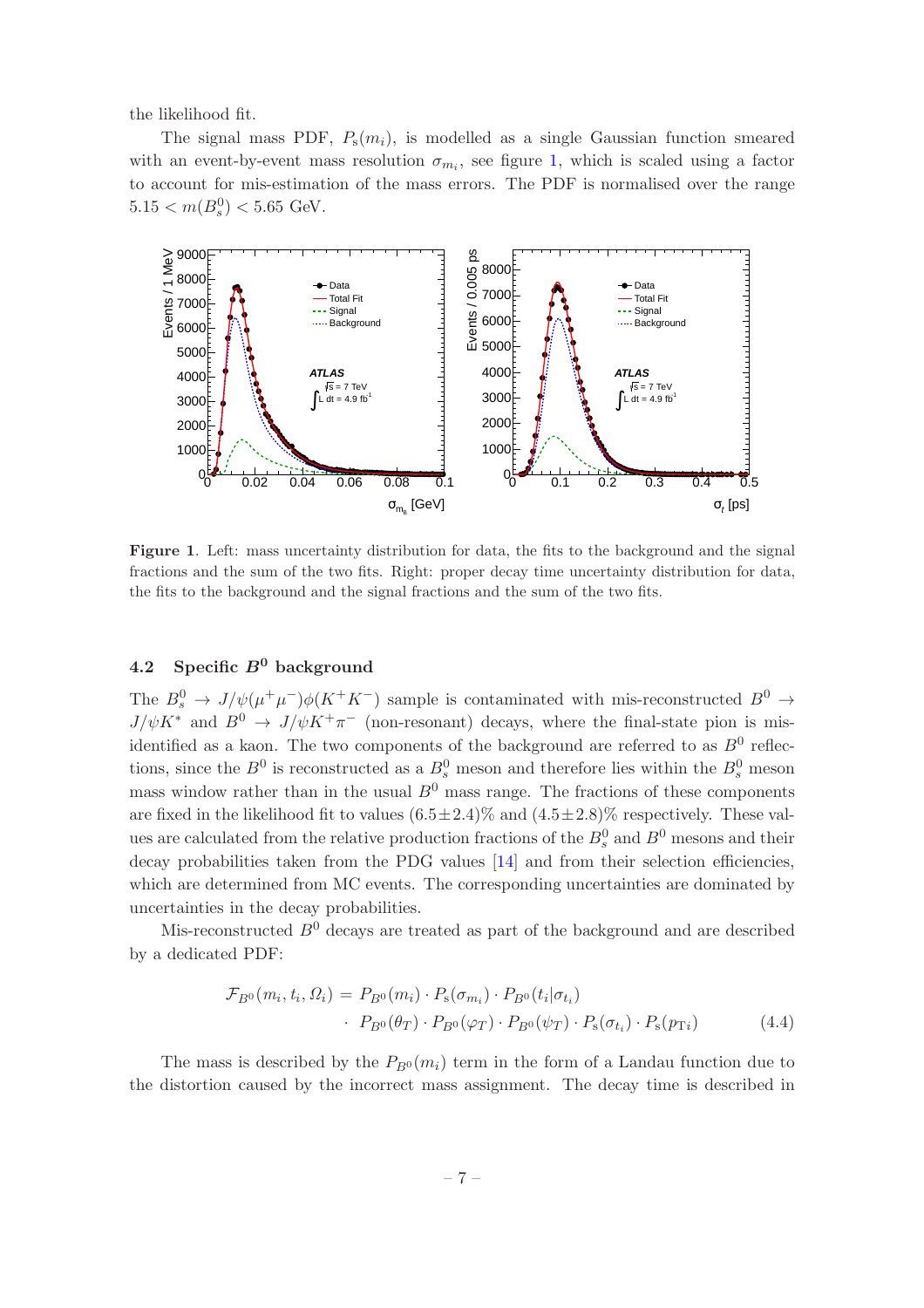the likelihood fit.

The signal mass PDF, $P_\mathrm{s}(m_i)$, is modelled as a single Gaussian function smeared with an event-by-event mass resolution $\sigma_{m_i}$, see figure 1, which is scaled using a factor to account for mis-estimation of the mass errors. The PDF is normalised over the range $5.15 < m(B_s^0) < 5.65$ GeV.

**Figure 1**. Left: mass uncertainty distribution for data, the fits to the background and the signal fractions and the sum of the two fits. Right: proper decay time uncertainty distribution for data, the fits to the background and the signal fractions and the sum of the two fits.

### 4.2 Specific $B^0$ background

The $B_s^0 \to J/\psi(\mu^+\mu^-)\phi(K^+K^-)$ sample is contaminated with mis-reconstructed $B^0 \to J/\psi K^*$ and $B^0 \to J/\psi K^+\pi^-$ (non-resonant) decays, where the final-state pion is mis-identified as a kaon. The two components of the background are referred to as $B^0$ reflections, since the $B^0$ is reconstructed as a $B_s^0$ meson and therefore lies within the $B_s^0$ meson mass window rather than in the usual $B^0$ mass range. The fractions of these components are fixed in the likelihood fit to values $(6.5\pm2.4)\%$ and $(4.5\pm2.8)\%$ respectively. These values are calculated from the relative production fractions of the $B_s^0$ and $B^0$ mesons and their decay probabilities taken from the PDG values [14] and from their selection efficiencies, which are determined from MC events. The corresponding uncertainties are dominated by uncertainties in the decay probabilities.

Mis-reconstructed $B^0$ decays are treated as part of the background and are described by a dedicated PDF:

$$\begin{aligned}\mathcal{F}_{B^0}(m_i, t_i, \Omega_i) = & \; P_{B^0}(m_i) \cdot P_\mathrm{s}(\sigma_{m_i}) \cdot P_{B^0}(t_i|\sigma_{t_i}) \\ & \cdot \; P_{B^0}(\theta_T) \cdot P_{B^0}(\varphi_T) \cdot P_{B^0}(\psi_T) \cdot P_\mathrm{s}(\sigma_{t_i}) \cdot P_\mathrm{s}(p_{\mathrm{T}i})\end{aligned} \tag{4.4}$$

The mass is described by the $P_{B^0}(m_i)$ term in the form of a Landau function due to the distortion caused by the incorrect mass assignment. The decay time is described in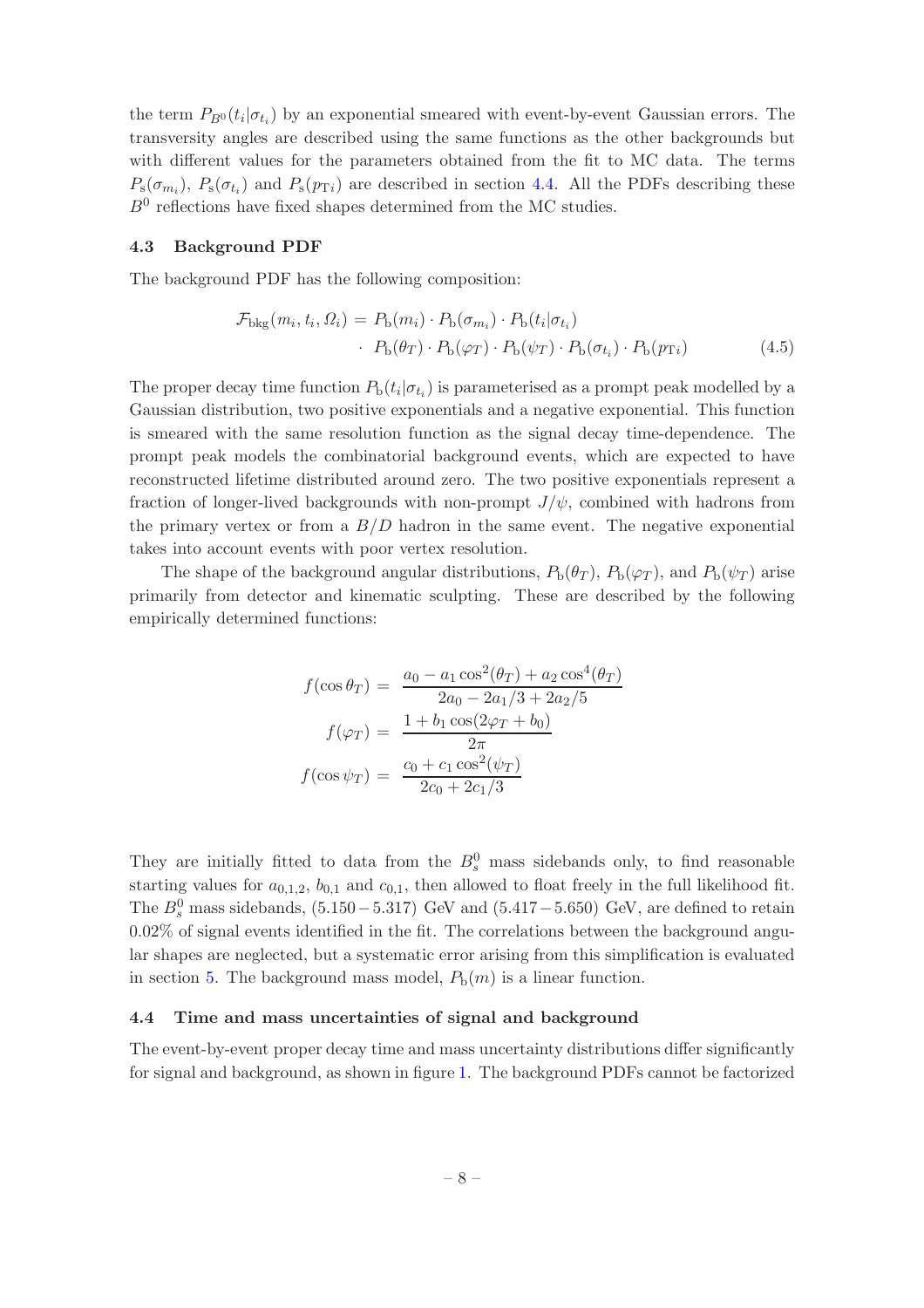the term $P_{B^0}(t_i|\sigma_{t_i})$ by an exponential smeared with event-by-event Gaussian errors. The transversity angles are described using the same functions as the other backgrounds but with different values for the parameters obtained from the fit to MC data. The terms $P_{\rm s}(\sigma_{m_i})$, $P_{\rm s}(\sigma_{t_i})$ and $P_{\rm s}(p_{{\rm T}i})$ are described in section 4.4. All the PDFs describing these $B^0$ reflections have fixed shapes determined from the MC studies.

### 4.3 Background PDF

The background PDF has the following composition:

$$\begin{aligned}\mathcal{F}_{\rm bkg}(m_i, t_i, \Omega_i) = \; & P_{\rm b}(m_i) \cdot P_{\rm b}(\sigma_{m_i}) \cdot P_{\rm b}(t_i|\sigma_{t_i}) \\ \cdot \; & P_{\rm b}(\theta_T) \cdot P_{\rm b}(\varphi_T) \cdot P_{\rm b}(\psi_T) \cdot P_{\rm b}(\sigma_{t_i}) \cdot P_{\rm b}(p_{{\rm T}i})\end{aligned} \tag{4.5}$$

The proper decay time function $P_{\rm b}(t_i|\sigma_{t_i})$ is parameterised as a prompt peak modelled by a Gaussian distribution, two positive exponentials and a negative exponential. This function is smeared with the same resolution function as the signal decay time-dependence. The prompt peak models the combinatorial background events, which are expected to have reconstructed lifetime distributed around zero. The two positive exponentials represent a fraction of longer-lived backgrounds with non-prompt $J/\psi$, combined with hadrons from the primary vertex or from a $B/D$ hadron in the same event. The negative exponential takes into account events with poor vertex resolution.

The shape of the background angular distributions, $P_{\rm b}(\theta_T)$, $P_{\rm b}(\varphi_T)$, and $P_{\rm b}(\psi_T)$ arise primarily from detector and kinematic sculpting. These are described by the following empirically determined functions:

$$\begin{aligned}f(\cos\theta_T) &= \frac{a_0 - a_1\cos^2(\theta_T) + a_2\cos^4(\theta_T)}{2a_0 - 2a_1/3 + 2a_2/5} \\ f(\varphi_T) &= \frac{1 + b_1\cos(2\varphi_T + b_0)}{2\pi} \\ f(\cos\psi_T) &= \frac{c_0 + c_1\cos^2(\psi_T)}{2c_0 + 2c_1/3}\end{aligned}$$

They are initially fitted to data from the $B_s^0$ mass sidebands only, to find reasonable starting values for $a_{0,1,2}$, $b_{0,1}$ and $c_{0,1}$, then allowed to float freely in the full likelihood fit. The $B_s^0$ mass sidebands, $(5.150-5.317)$ GeV and $(5.417-5.650)$ GeV, are defined to retain 0.02% of signal events identified in the fit. The correlations between the background angular shapes are neglected, but a systematic error arising from this simplification is evaluated in section 5. The background mass model, $P_{\rm b}(m)$ is a linear function.

### 4.4 Time and mass uncertainties of signal and background

The event-by-event proper decay time and mass uncertainty distributions differ significantly for signal and background, as shown in figure 1. The background PDFs cannot be factorized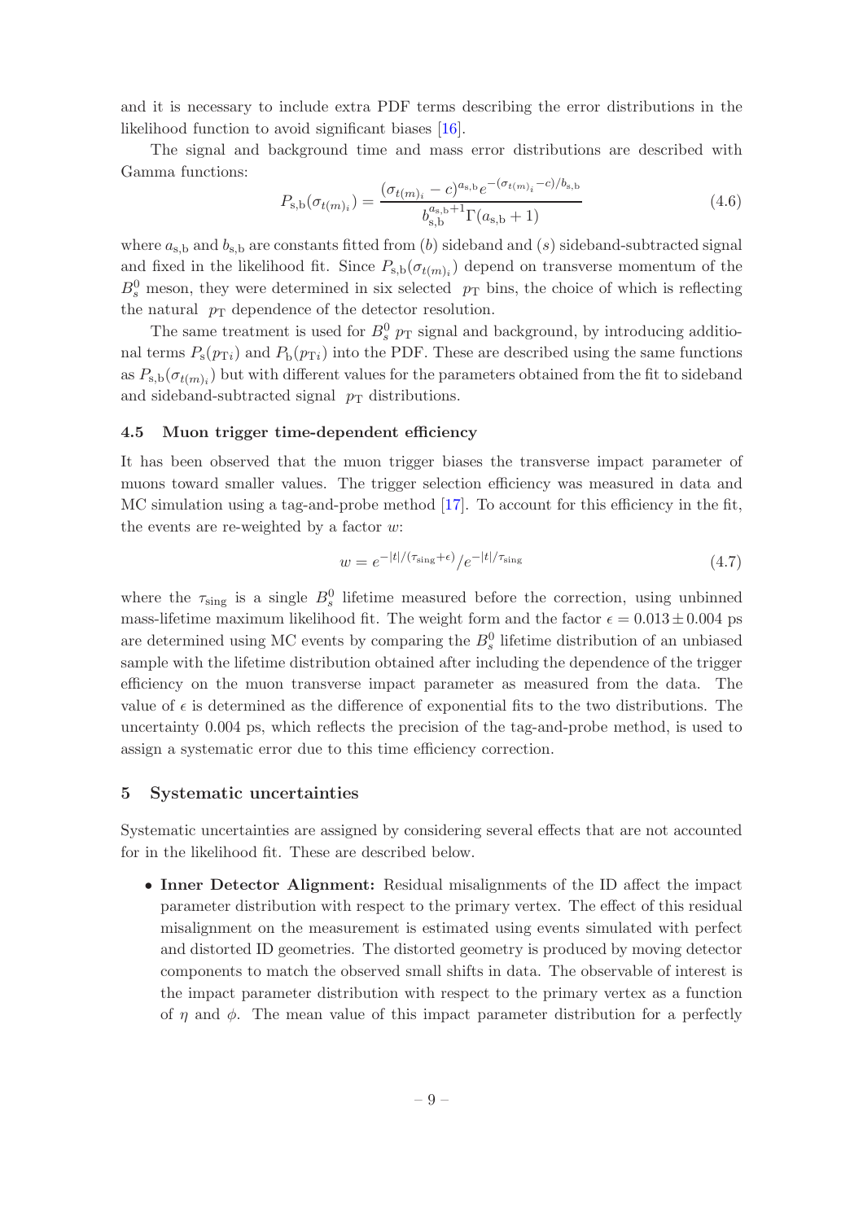and it is necessary to include extra PDF terms describing the error distributions in the likelihood function to avoid significant biases [16].

The signal and background time and mass error distributions are described with Gamma functions:

$$P_{\mathrm{s,b}}(\sigma_{t(m)_i}) = \frac{(\sigma_{t(m)_i} - c)^{a_{\mathrm{s,b}}} e^{-(\sigma_{t(m)_i} - c)/b_{\mathrm{s,b}}}}{b_{\mathrm{s,b}}^{a_{\mathrm{s,b}}+1} \Gamma(a_{\mathrm{s,b}} + 1)} \tag{4.6}$$

where $a_{\mathrm{s,b}}$ and $b_{\mathrm{s,b}}$ are constants fitted from ($b$) sideband and ($s$) sideband-subtracted signal and fixed in the likelihood fit. Since $P_{\mathrm{s,b}}(\sigma_{t(m)_i})$ depend on transverse momentum of the $B_s^0$ meson, they were determined in six selected $p_{\mathrm{T}}$ bins, the choice of which is reflecting the natural $p_{\mathrm{T}}$ dependence of the detector resolution.

The same treatment is used for $B_s^0$ $p_{\mathrm{T}}$ signal and background, by introducing additional terms $P_{\mathrm{s}}(p_{\mathrm{T}i})$ and $P_{\mathrm{b}}(p_{\mathrm{T}i})$ into the PDF. These are described using the same functions as $P_{\mathrm{s,b}}(\sigma_{t(m)_i})$ but with different values for the parameters obtained from the fit to sideband and sideband-subtracted signal $p_{\mathrm{T}}$ distributions.

### 4.5 Muon trigger time-dependent efficiency

It has been observed that the muon trigger biases the transverse impact parameter of muons toward smaller values. The trigger selection efficiency was measured in data and MC simulation using a tag-and-probe method [17]. To account for this efficiency in the fit, the events are re-weighted by a factor $w$:

$$w = e^{-|t|/(\tau_{\mathrm{sing}}+\epsilon)} / e^{-|t|/\tau_{\mathrm{sing}}} \tag{4.7}$$

where the $\tau_{\mathrm{sing}}$ is a single $B_s^0$ lifetime measured before the correction, using unbinned mass-lifetime maximum likelihood fit. The weight form and the factor $\epsilon = 0.013 \pm 0.004$ ps are determined using MC events by comparing the $B_s^0$ lifetime distribution of an unbiased sample with the lifetime distribution obtained after including the dependence of the trigger efficiency on the muon transverse impact parameter as measured from the data. The value of $\epsilon$ is determined as the difference of exponential fits to the two distributions. The uncertainty 0.004 ps, which reflects the precision of the tag-and-probe method, is used to assign a systematic error due to this time efficiency correction.

## 5 Systematic uncertainties

Systematic uncertainties are assigned by considering several effects that are not accounted for in the likelihood fit. These are described below.

- **Inner Detector Alignment:** Residual misalignments of the ID affect the impact parameter distribution with respect to the primary vertex. The effect of this residual misalignment on the measurement is estimated using events simulated with perfect and distorted ID geometries. The distorted geometry is produced by moving detector components to match the observed small shifts in data. The observable of interest is the impact parameter distribution with respect to the primary vertex as a function of $\eta$ and $\phi$. The mean value of this impact parameter distribution for a perfectly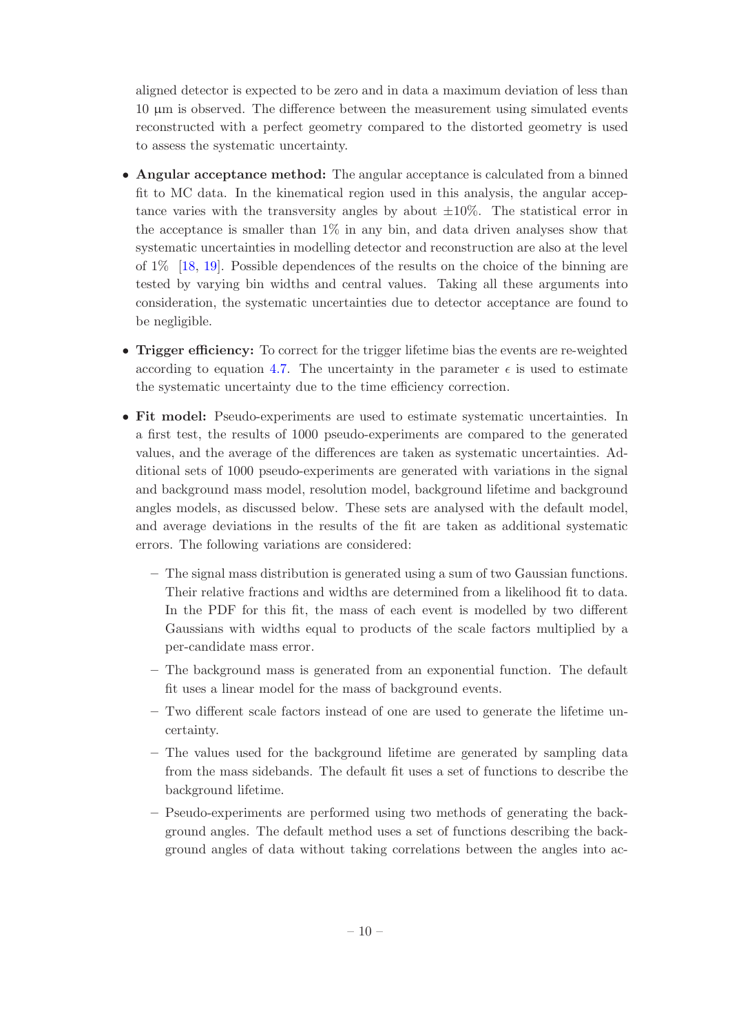aligned detector is expected to be zero and in data a maximum deviation of less than 10 μm is observed. The difference between the measurement using simulated events reconstructed with a perfect geometry compared to the distorted geometry is used to assess the systematic uncertainty.

- **Angular acceptance method:** The angular acceptance is calculated from a binned fit to MC data. In the kinematical region used in this analysis, the angular acceptance varies with the transversity angles by about $\pm 10\%$. The statistical error in the acceptance is smaller than 1% in any bin, and data driven analyses show that systematic uncertainties in modelling detector and reconstruction are also at the level of 1% [18, 19]. Possible dependences of the results on the choice of the binning are tested by varying bin widths and central values. Taking all these arguments into consideration, the systematic uncertainties due to detector acceptance are found to be negligible.
- **Trigger efficiency:** To correct for the trigger lifetime bias the events are re-weighted according to equation 4.7. The uncertainty in the parameter $\epsilon$ is used to estimate the systematic uncertainty due to the time efficiency correction.
- **Fit model:** Pseudo-experiments are used to estimate systematic uncertainties. In a first test, the results of 1000 pseudo-experiments are compared to the generated values, and the average of the differences are taken as systematic uncertainties. Additional sets of 1000 pseudo-experiments are generated with variations in the signal and background mass model, resolution model, background lifetime and background angles models, as discussed below. These sets are analysed with the default model, and average deviations in the results of the fit are taken as additional systematic errors. The following variations are considered:
  - The signal mass distribution is generated using a sum of two Gaussian functions. Their relative fractions and widths are determined from a likelihood fit to data. In the PDF for this fit, the mass of each event is modelled by two different Gaussians with widths equal to products of the scale factors multiplied by a per-candidate mass error.
  - The background mass is generated from an exponential function. The default fit uses a linear model for the mass of background events.
  - Two different scale factors instead of one are used to generate the lifetime uncertainty.
  - The values used for the background lifetime are generated by sampling data from the mass sidebands. The default fit uses a set of functions to describe the background lifetime.
  - Pseudo-experiments are performed using two methods of generating the background angles. The default method uses a set of functions describing the background angles of data without taking correlations between the angles into ac-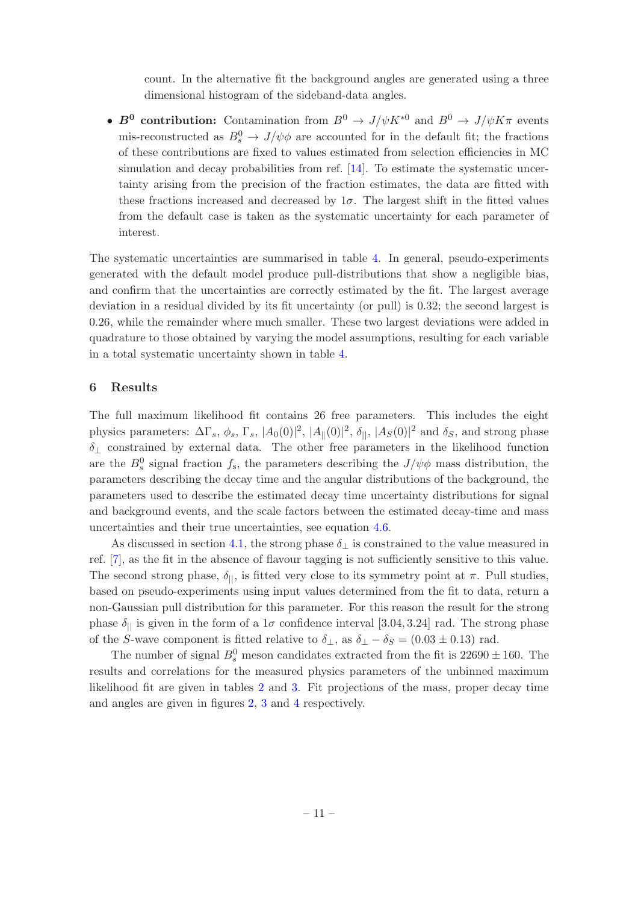count. In the alternative fit the background angles are generated using a three dimensional histogram of the sideband-data angles.

- **$B^0$ contribution:** Contamination from $B^0 \to J/\psi K^{*0}$ and $B^0 \to J/\psi K\pi$ events mis-reconstructed as $B_s^0 \to J/\psi\phi$ are accounted for in the default fit; the fractions of these contributions are fixed to values estimated from selection efficiencies in MC simulation and decay probabilities from ref. [14]. To estimate the systematic uncertainty arising from the precision of the fraction estimates, the data are fitted with these fractions increased and decreased by $1\sigma$. The largest shift in the fitted values from the default case is taken as the systematic uncertainty for each parameter of interest.

The systematic uncertainties are summarised in table 4. In general, pseudo-experiments generated with the default model produce pull-distributions that show a negligible bias, and confirm that the uncertainties are correctly estimated by the fit. The largest average deviation in a residual divided by its fit uncertainty (or pull) is 0.32; the second largest is 0.26, while the remainder where much smaller. These two largest deviations were added in quadrature to those obtained by varying the model assumptions, resulting for each variable in a total systematic uncertainty shown in table 4.

## 6 Results

The full maximum likelihood fit contains 26 free parameters. This includes the eight physics parameters: $\Delta\Gamma_s$, $\phi_s$, $\Gamma_s$, $|A_0(0)|^2$, $|A_\parallel(0)|^2$, $\delta_{||}$, $|A_S(0)|^2$ and $\delta_S$, and strong phase $\delta_\perp$ constrained by external data. The other free parameters in the likelihood function are the $B_s^0$ signal fraction $f_\mathrm{s}$, the parameters describing the $J/\psi\phi$ mass distribution, the parameters describing the decay time and the angular distributions of the background, the parameters used to describe the estimated decay time uncertainty distributions for signal and background events, and the scale factors between the estimated decay-time and mass uncertainties and their true uncertainties, see equation 4.6.

As discussed in section 4.1, the strong phase $\delta_\perp$ is constrained to the value measured in ref. [7], as the fit in the absence of flavour tagging is not sufficiently sensitive to this value. The second strong phase, $\delta_{||}$, is fitted very close to its symmetry point at $\pi$. Pull studies, based on pseudo-experiments using input values determined from the fit to data, return a non-Gaussian pull distribution for this parameter. For this reason the result for the strong phase $\delta_{||}$ is given in the form of a $1\sigma$ confidence interval [3.04, 3.24] rad. The strong phase of the $S$-wave component is fitted relative to $\delta_\perp$, as $\delta_\perp - \delta_S = (0.03 \pm 0.13)$ rad.

The number of signal $B_s^0$ meson candidates extracted from the fit is $22690 \pm 160$. The results and correlations for the measured physics parameters of the unbinned maximum likelihood fit are given in tables 2 and 3. Fit projections of the mass, proper decay time and angles are given in figures 2, 3 and 4 respectively.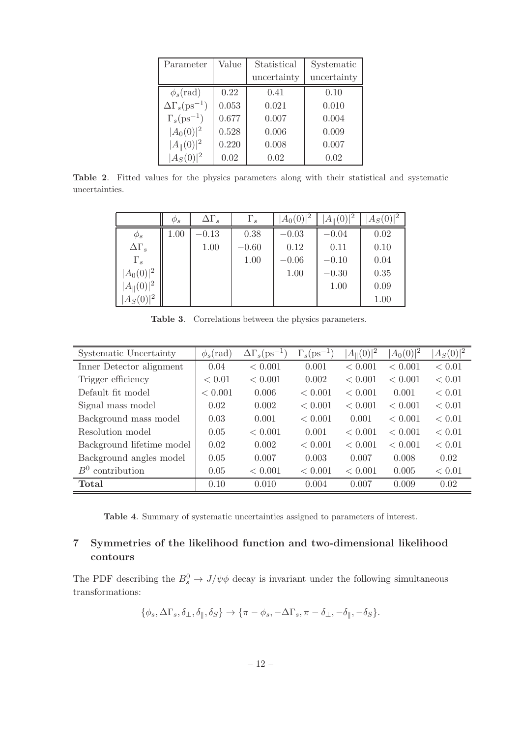| Parameter | Value | Statistical uncertainty | Systematic uncertainty |
|---|---|---|---|
| $\phi_s$(rad) | 0.22 | 0.41 | 0.10 |
| $\Delta\Gamma_s$(ps$^{-1}$) | 0.053 | 0.021 | 0.010 |
| $\Gamma_s$(ps$^{-1}$) | 0.677 | 0.007 | 0.004 |
| $\vert A_0(0)\vert^2$ | 0.528 | 0.006 | 0.009 |
| $\vert A_\parallel(0)\vert^2$ | 0.220 | 0.008 | 0.007 |
| $\vert A_S(0)\vert^2$ | 0.02 | 0.02 | 0.02 |

**Table 2**. Fitted values for the physics parameters along with their statistical and systematic uncertainties.

| | $\phi_s$ | $\Delta\Gamma_s$ | $\Gamma_s$ | $\vert A_0(0)\vert^2$ | $\vert A_\parallel(0)\vert^2$ | $\vert A_S(0)\vert^2$ |
|---|---|---|---|---|---|---|
| $\phi_s$ | 1.00 | $-0.13$ | 0.38 | $-0.03$ | $-0.04$ | 0.02 |
| $\Delta\Gamma_s$ | | 1.00 | $-0.60$ | 0.12 | 0.11 | 0.10 |
| $\Gamma_s$ | | | 1.00 | $-0.06$ | $-0.10$ | 0.04 |
| $\vert A_0(0)\vert^2$ | | | | 1.00 | $-0.30$ | 0.35 |
| $\vert A_\parallel(0)\vert^2$ | | | | | 1.00 | 0.09 |
| $\vert A_S(0)\vert^2$ | | | | | | 1.00 |

**Table 3**. Correlations between the physics parameters.

| Systematic Uncertainty | $\phi_s$(rad) | $\Delta\Gamma_s$(ps$^{-1}$) | $\Gamma_s$(ps$^{-1}$) | $\vert A_\parallel(0)\vert^2$ | $\vert A_0(0)\vert^2$ | $\vert A_S(0)\vert^2$ |
|---|---|---|---|---|---|---|
| Inner Detector alignment | 0.04 | $< 0.001$ | 0.001 | $< 0.001$ | $< 0.001$ | $< 0.01$ |
| Trigger efficiency | $< 0.01$ | $< 0.001$ | 0.002 | $< 0.001$ | $< 0.001$ | $< 0.01$ |
| Default fit model | $< 0.001$ | 0.006 | $< 0.001$ | $< 0.001$ | 0.001 | $< 0.01$ |
| Signal mass model | 0.02 | 0.002 | $< 0.001$ | $< 0.001$ | $< 0.001$ | $< 0.01$ |
| Background mass model | 0.03 | 0.001 | $< 0.001$ | 0.001 | $< 0.001$ | $< 0.01$ |
| Resolution model | 0.05 | $< 0.001$ | 0.001 | $< 0.001$ | $< 0.001$ | $< 0.01$ |
| Background lifetime model | 0.02 | 0.002 | $< 0.001$ | $< 0.001$ | $< 0.001$ | $< 0.01$ |
| Background angles model | 0.05 | 0.007 | 0.003 | 0.007 | 0.008 | 0.02 |
| $B^0$ contribution | 0.05 | $< 0.001$ | $< 0.001$ | $< 0.001$ | 0.005 | $< 0.01$ |
| **Total** | 0.10 | 0.010 | 0.004 | 0.007 | 0.009 | 0.02 |

**Table 4**. Summary of systematic uncertainties assigned to parameters of interest.

## 7 Symmetries of the likelihood function and two-dimensional likelihood contours

The PDF describing the $B_s^0 \to J/\psi\phi$ decay is invariant under the following simultaneous transformations:

$$\{\phi_s, \Delta\Gamma_s, \delta_\perp, \delta_\parallel, \delta_S\} \to \{\pi - \phi_s, -\Delta\Gamma_s, \pi - \delta_\perp, -\delta_\parallel, -\delta_S\}.$$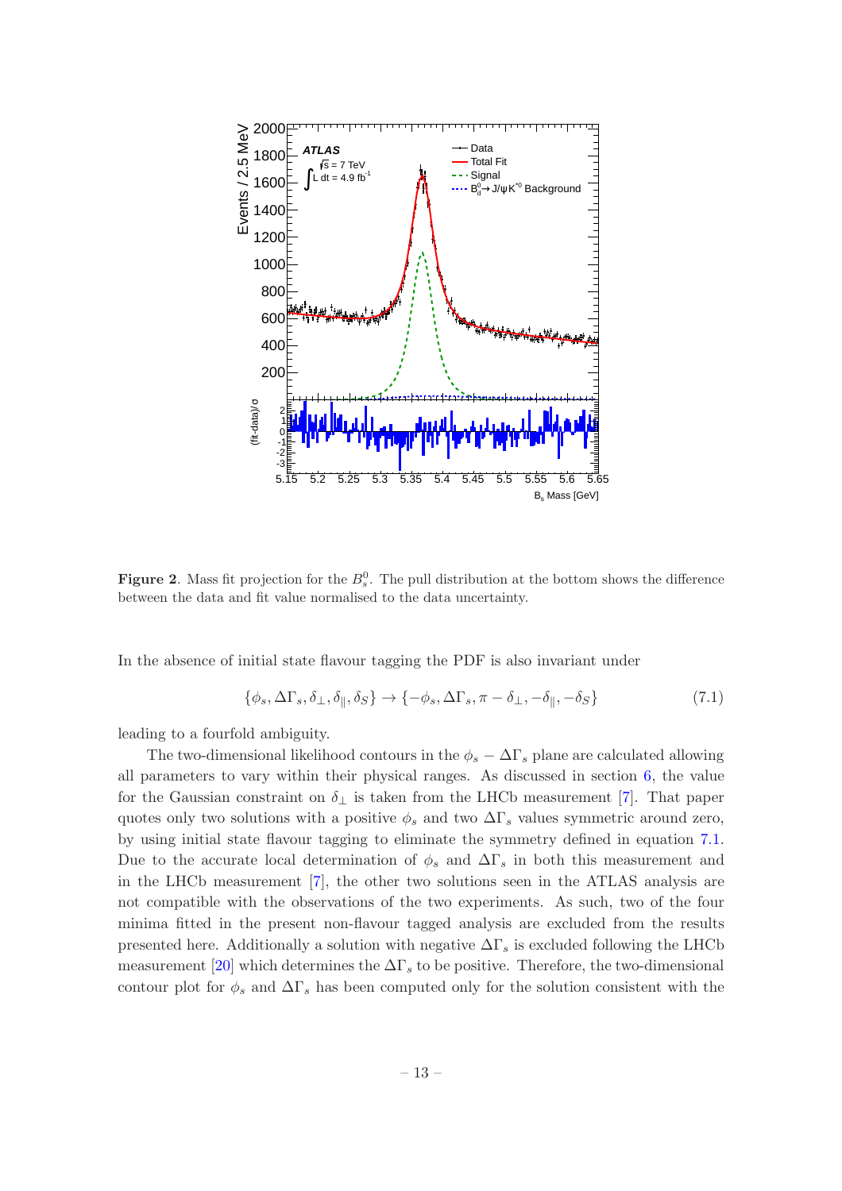**Figure 2**. Mass fit projection for the $B_s^0$. The pull distribution at the bottom shows the difference between the data and fit value normalised to the data uncertainty.

In the absence of initial state flavour tagging the PDF is also invariant under

$$\{\phi_s, \Delta\Gamma_s, \delta_\perp, \delta_\parallel, \delta_S\} \rightarrow \{-\phi_s, \Delta\Gamma_s, \pi - \delta_\perp, -\delta_\parallel, -\delta_S\} \tag{7.1}$$

leading to a fourfold ambiguity.

The two-dimensional likelihood contours in the $\phi_s - \Delta\Gamma_s$ plane are calculated allowing all parameters to vary within their physical ranges. As discussed in section 6, the value for the Gaussian constraint on $\delta_\perp$ is taken from the LHCb measurement [7]. That paper quotes only two solutions with a positive $\phi_s$ and two $\Delta\Gamma_s$ values symmetric around zero, by using initial state flavour tagging to eliminate the symmetry defined in equation 7.1. Due to the accurate local determination of $\phi_s$ and $\Delta\Gamma_s$ in both this measurement and in the LHCb measurement [7], the other two solutions seen in the ATLAS analysis are not compatible with the observations of the two experiments. As such, two of the four minima fitted in the present non-flavour tagged analysis are excluded from the results presented here. Additionally a solution with negative $\Delta\Gamma_s$ is excluded following the LHCb measurement [20] which determines the $\Delta\Gamma_s$ to be positive. Therefore, the two-dimensional contour plot for $\phi_s$ and $\Delta\Gamma_s$ has been computed only for the solution consistent with the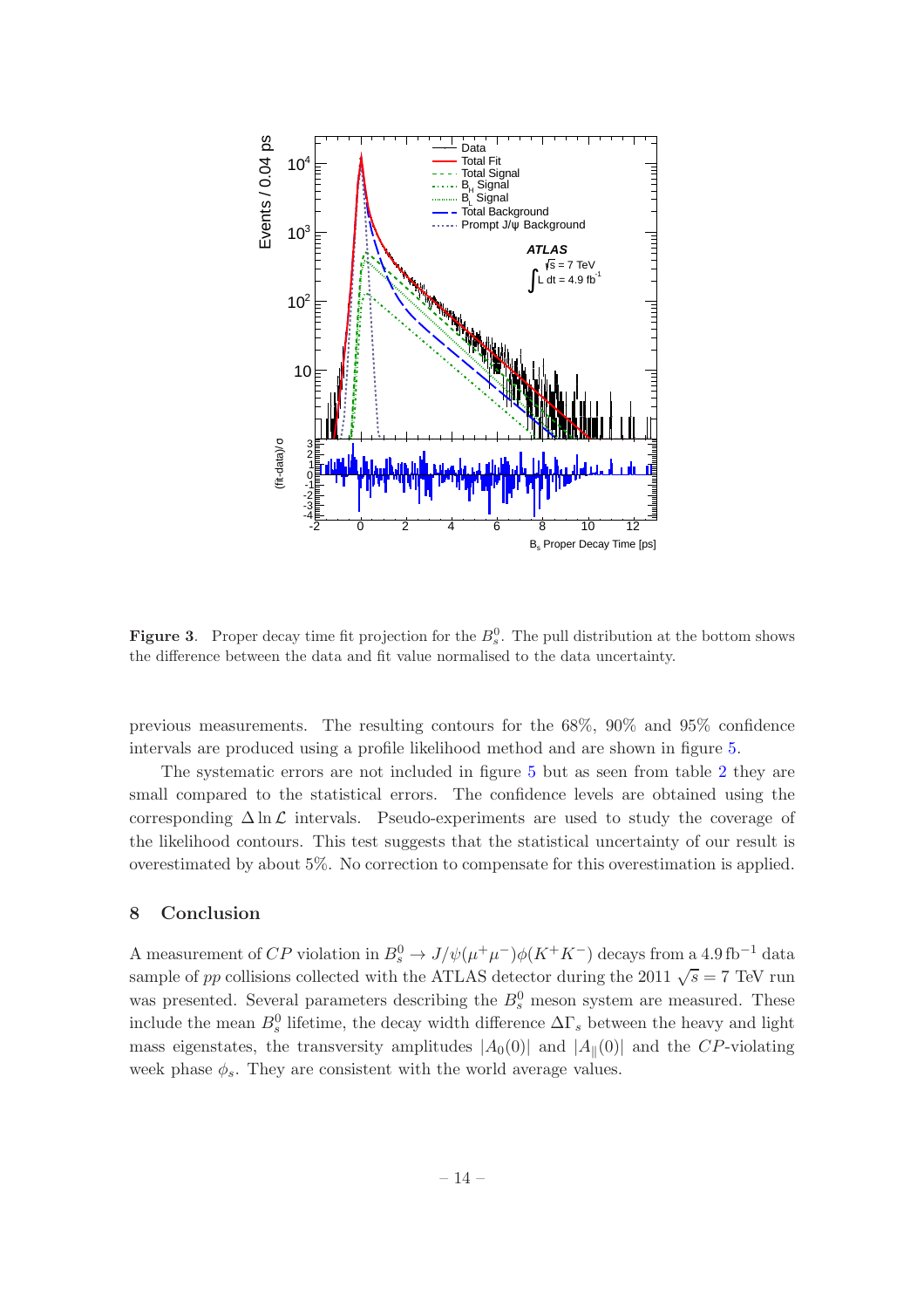**Figure 3**. Proper decay time fit projection for the $B_s^0$. The pull distribution at the bottom shows the difference between the data and fit value normalised to the data uncertainty.

previous measurements. The resulting contours for the 68%, 90% and 95% confidence intervals are produced using a profile likelihood method and are shown in figure 5.

The systematic errors are not included in figure 5 but as seen from table 2 they are small compared to the statistical errors. The confidence levels are obtained using the corresponding $\Delta \ln \mathcal{L}$ intervals. Pseudo-experiments are used to study the coverage of the likelihood contours. This test suggests that the statistical uncertainty of our result is overestimated by about 5%. No correction to compensate for this overestimation is applied.

## 8 Conclusion

A measurement of $CP$ violation in $B_s^0 \to J/\psi(\mu^+\mu^-)\phi(K^+K^-)$ decays from a $4.9\,\text{fb}^{-1}$ data sample of $pp$ collisions collected with the ATLAS detector during the 2011 $\sqrt{s} = 7$ TeV run was presented. Several parameters describing the $B_s^0$ meson system are measured. These include the mean $B_s^0$ lifetime, the decay width difference $\Delta\Gamma_s$ between the heavy and light mass eigenstates, the transversity amplitudes $|A_0(0)|$ and $|A_\parallel(0)|$ and the $CP$-violating week phase $\phi_s$. They are consistent with the world average values.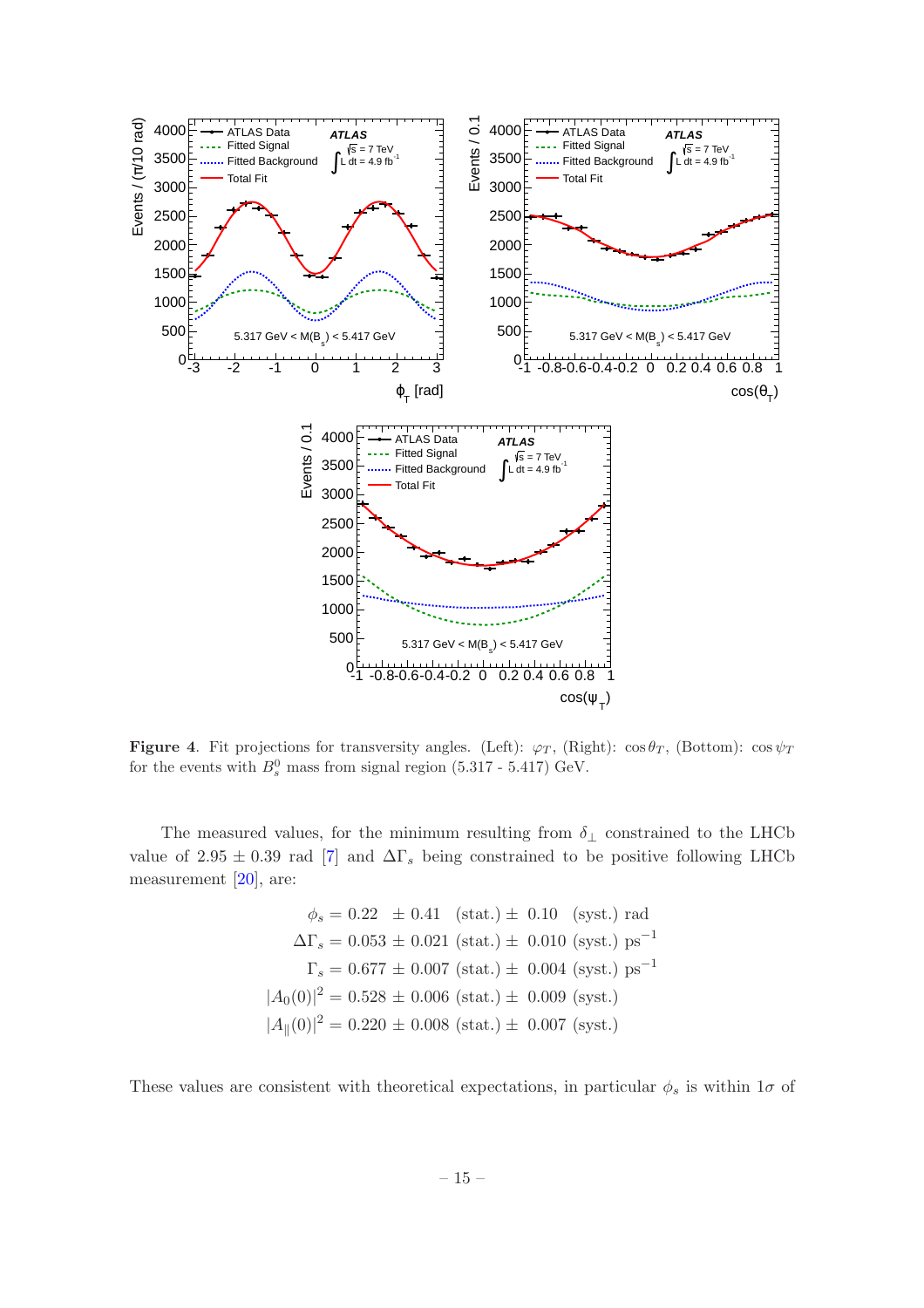**Figure 4**. Fit projections for transversity angles. (Left): $\varphi_T$, (Right): $\cos\theta_T$, (Bottom): $\cos\psi_T$ for the events with $B_s^0$ mass from signal region (5.317 - 5.417) GeV.

The measured values, for the minimum resulting from $\delta_\perp$ constrained to the LHCb value of $2.95 \pm 0.39$ rad [7] and $\Delta\Gamma_s$ being constrained to be positive following LHCb measurement [20], are:

$$
\begin{aligned}
\phi_s &= 0.22 \;\;\pm 0.41 \;\; \text{(stat.)} \pm \;0.10 \;\; \text{(syst.) rad} \\
\Delta\Gamma_s &= 0.053 \pm 0.021 \;\text{(stat.)} \pm \;0.010 \;\text{(syst.) ps}^{-1} \\
\Gamma_s &= 0.677 \pm 0.007 \;\text{(stat.)} \pm \;0.004 \;\text{(syst.) ps}^{-1} \\
|A_0(0)|^2 &= 0.528 \pm 0.006 \;\text{(stat.)} \pm \;0.009 \;\text{(syst.)} \\
|A_\parallel(0)|^2 &= 0.220 \pm 0.008 \;\text{(stat.)} \pm \;0.007 \;\text{(syst.)}
\end{aligned}
$$

These values are consistent with theoretical expectations, in particular $\phi_s$ is within $1\sigma$ of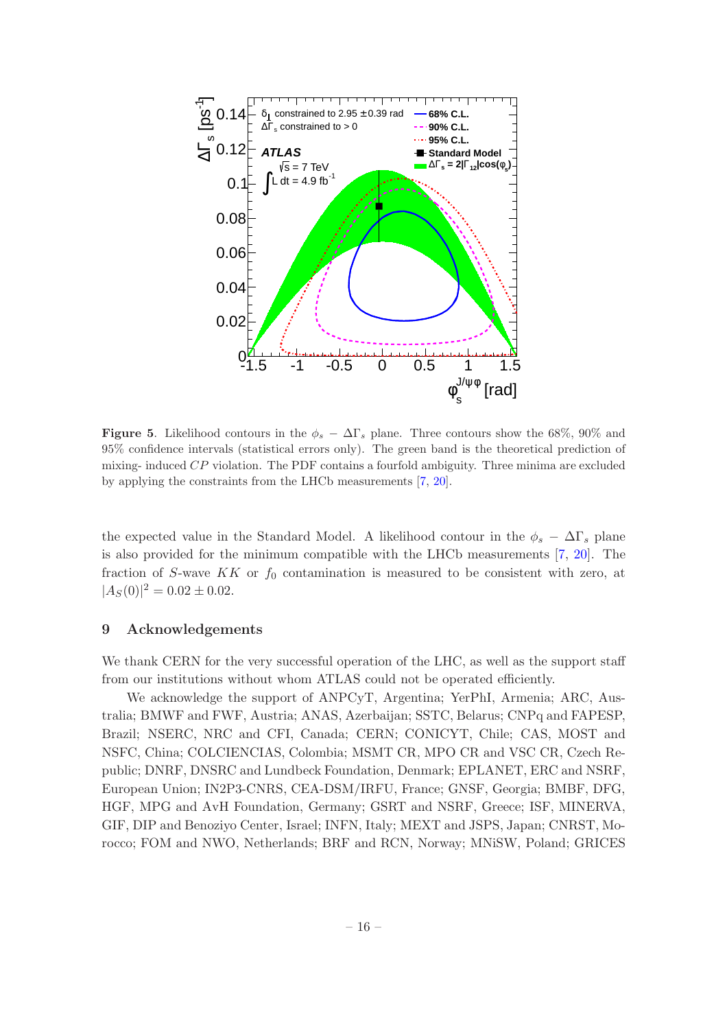**Figure 5**. Likelihood contours in the $\phi_s - \Delta\Gamma_s$ plane. Three contours show the 68%, 90% and 95% confidence intervals (statistical errors only). The green band is the theoretical prediction of mixing- induced $CP$ violation. The PDF contains a fourfold ambiguity. Three minima are excluded by applying the constraints from the LHCb measurements [7, 20].

the expected value in the Standard Model. A likelihood contour in the $\phi_s - \Delta\Gamma_s$ plane is also provided for the minimum compatible with the LHCb measurements [7, 20]. The fraction of $S$-wave $KK$ or $f_0$ contamination is measured to be consistent with zero, at $|A_S(0)|^2 = 0.02 \pm 0.02$.

## 9 Acknowledgements

We thank CERN for the very successful operation of the LHC, as well as the support staff from our institutions without whom ATLAS could not be operated efficiently.

We acknowledge the support of ANPCyT, Argentina; YerPhI, Armenia; ARC, Australia; BMWF and FWF, Austria; ANAS, Azerbaijan; SSTC, Belarus; CNPq and FAPESP, Brazil; NSERC, NRC and CFI, Canada; CERN; CONICYT, Chile; CAS, MOST and NSFC, China; COLCIENCIAS, Colombia; MSMT CR, MPO CR and VSC CR, Czech Republic; DNRF, DNSRC and Lundbeck Foundation, Denmark; EPLANET, ERC and NSRF, European Union; IN2P3-CNRS, CEA-DSM/IRFU, France; GNSF, Georgia; BMBF, DFG, HGF, MPG and AvH Foundation, Germany; GSRT and NSRF, Greece; ISF, MINERVA, GIF, DIP and Benoziyo Center, Israel; INFN, Italy; MEXT and JSPS, Japan; CNRST, Morocco; FOM and NWO, Netherlands; BRF and RCN, Norway; MNiSW, Poland; GRICES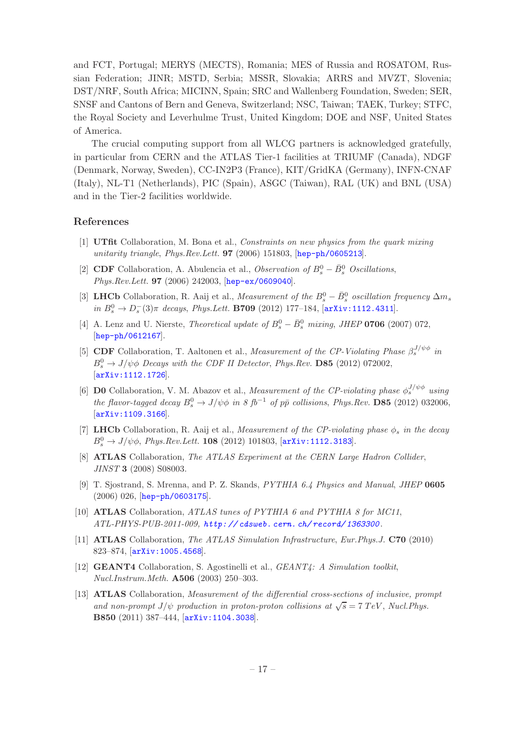and FCT, Portugal; MERYS (MECTS), Romania; MES of Russia and ROSATOM, Russian Federation; JINR; MSTD, Serbia; MSSR, Slovakia; ARRS and MVZT, Slovenia; DST/NRF, South Africa; MICINN, Spain; SRC and Wallenberg Foundation, Sweden; SER, SNSF and Cantons of Bern and Geneva, Switzerland; NSC, Taiwan; TAEK, Turkey; STFC, the Royal Society and Leverhulme Trust, United Kingdom; DOE and NSF, United States of America.

The crucial computing support from all WLCG partners is acknowledged gratefully, in particular from CERN and the ATLAS Tier-1 facilities at TRIUMF (Canada), NDGF (Denmark, Norway, Sweden), CC-IN2P3 (France), KIT/GridKA (Germany), INFN-CNAF (Italy), NL-T1 (Netherlands), PIC (Spain), ASGC (Taiwan), RAL (UK) and BNL (USA) and in the Tier-2 facilities worldwide.

## References

[1] **UTfit** Collaboration, M. Bona et al., *Constraints on new physics from the quark mixing unitarity triangle*, *Phys.Rev.Lett.* **97** (2006) 151803, [hep-ph/0605213].

[2] **CDF** Collaboration, A. Abulencia et al., *Observation of $B_s^0 - \bar{B}_s^0$ Oscillations*, *Phys.Rev.Lett.* **97** (2006) 242003, [hep-ex/0609040].

[3] **LHCb** Collaboration, R. Aaij et al., *Measurement of the $B_s^0 - \bar{B}_s^0$ oscillation frequency $\Delta m_s$ in $B_s^0 \to D_s^-(3)\pi$ decays*, *Phys.Lett.* **B709** (2012) 177–184, [arXiv:1112.4311].

[4] A. Lenz and U. Nierste, *Theoretical update of $B_s^0 - \bar{B}_s^0$ mixing*, *JHEP* **0706** (2007) 072, [hep-ph/0612167].

[5] **CDF** Collaboration, T. Aaltonen et al., *Measurement of the CP-Violating Phase $\beta_s^{J/\psi\phi}$ in $B_s^0 \to J/\psi\phi$ Decays with the CDF II Detector*, *Phys.Rev.* **D85** (2012) 072002, [arXiv:1112.1726].

[6] **D0** Collaboration, V. M. Abazov et al., *Measurement of the CP-violating phase $\phi_s^{J/\psi\phi}$ using the flavor-tagged decay $B_s^0 \to J/\psi\phi$ in 8 $fb^{-1}$ of $p\bar{p}$ collisions*, *Phys.Rev.* **D85** (2012) 032006, [arXiv:1109.3166].

[7] **LHCb** Collaboration, R. Aaij et al., *Measurement of the CP-violating phase $\phi_s$ in the decay $B_s^0 \to J/\psi\phi$*, *Phys.Rev.Lett.* **108** (2012) 101803, [arXiv:1112.3183].

[8] **ATLAS** Collaboration, *The ATLAS Experiment at the CERN Large Hadron Collider*, *JINST* **3** (2008) S08003.

[9] T. Sjostrand, S. Mrenna, and P. Z. Skands, *PYTHIA 6.4 Physics and Manual*, *JHEP* **0605** (2006) 026, [hep-ph/0603175].

[10] **ATLAS** Collaboration, *ATLAS tunes of PYTHIA 6 and PYTHIA 8 for MC11*, *ATL-PHYS-PUB-2011-009*, *http://cdsweb.cern.ch/record/1363300*.

[11] **ATLAS** Collaboration, *The ATLAS Simulation Infrastructure*, *Eur.Phys.J.* **C70** (2010) 823–874, [arXiv:1005.4568].

[12] **GEANT4** Collaboration, S. Agostinelli et al., *GEANT4: A Simulation toolkit*, *Nucl.Instrum.Meth.* **A506** (2003) 250–303.

[13] **ATLAS** Collaboration, *Measurement of the differential cross-sections of inclusive, prompt and non-prompt $J/\psi$ production in proton-proton collisions at $\sqrt{s} = 7$ TeV*, *Nucl.Phys.* **B850** (2011) 387–444, [arXiv:1104.3038].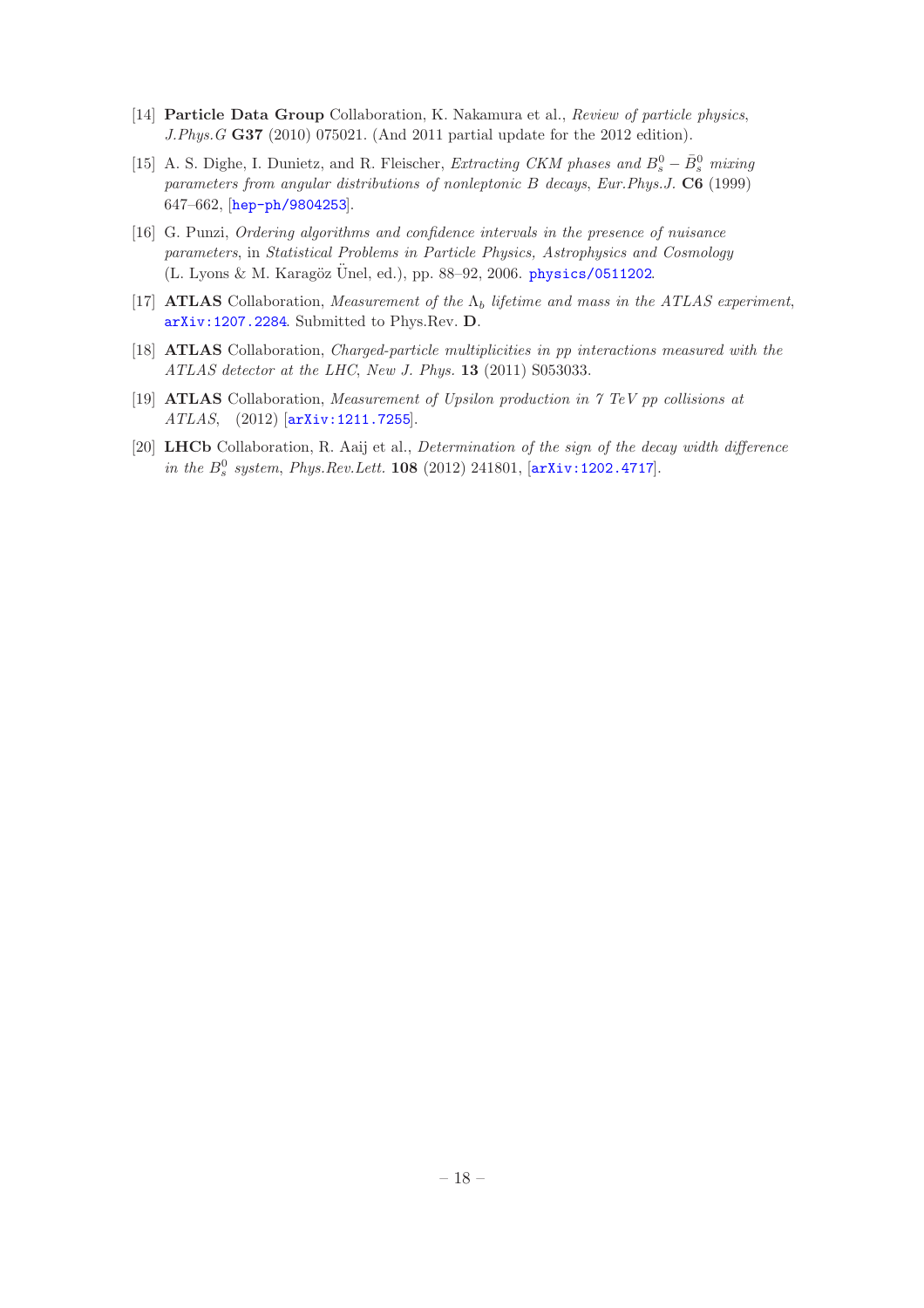[14] **Particle Data Group** Collaboration, K. Nakamura et al., *Review of particle physics*, *J.Phys.G* **G37** (2010) 075021. (And 2011 partial update for the 2012 edition).

[15] A. S. Dighe, I. Dunietz, and R. Fleischer, *Extracting CKM phases and $B_s^0 - \bar{B}_s^0$ mixing parameters from angular distributions of nonleptonic B decays*, *Eur.Phys.J.* **C6** (1999) 647–662, [hep-ph/9804253].

[16] G. Punzi, *Ordering algorithms and confidence intervals in the presence of nuisance parameters*, in *Statistical Problems in Particle Physics, Astrophysics and Cosmology* (L. Lyons & M. Karagöz Ünel, ed.), pp. 88–92, 2006. physics/0511202.

[17] **ATLAS** Collaboration, *Measurement of the $\Lambda_b$ lifetime and mass in the ATLAS experiment*, arXiv:1207.2284. Submitted to Phys.Rev. **D**.

[18] **ATLAS** Collaboration, *Charged-particle multiplicities in pp interactions measured with the ATLAS detector at the LHC*, *New J. Phys.* **13** (2011) S053033.

[19] **ATLAS** Collaboration, *Measurement of Upsilon production in 7 TeV pp collisions at ATLAS*, (2012) [arXiv:1211.7255].

[20] **LHCb** Collaboration, R. Aaij et al., *Determination of the sign of the decay width difference in the $B_s^0$ system*, *Phys.Rev.Lett.* **108** (2012) 241801, [arXiv:1202.4717].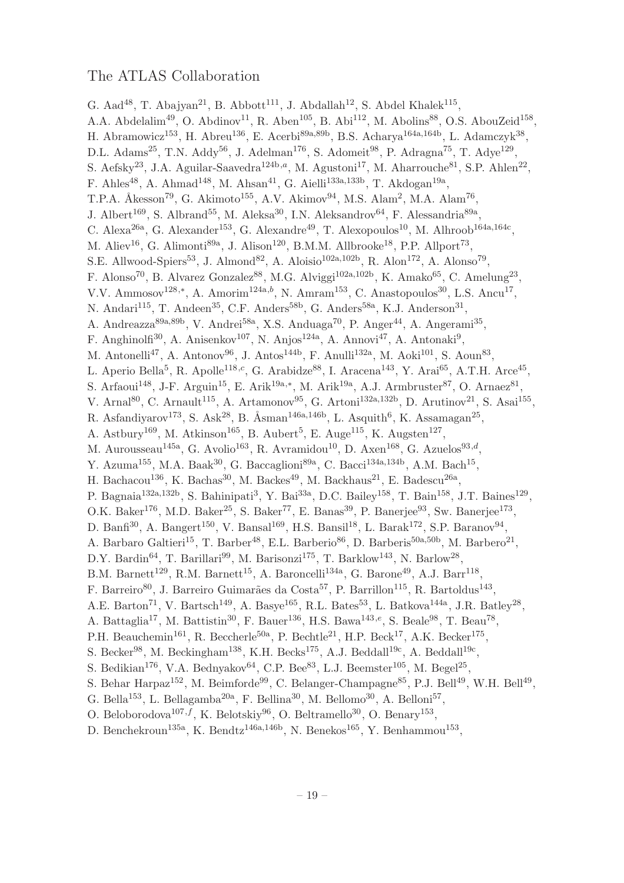# The ATLAS Collaboration

G. Aad[48], T. Abajyan[21], B. Abbott[111], J. Abdallah[12], S. Abdel Khalek[115], A.A. Abdelalim[49], O. Abdinov[11], R. Aben[105], B. Abi[112], M. Abolins[88], O.S. AbouZeid[158], H. Abramowicz[153], H. Abreu[136], E. Acerbi[89a,89b], B.S. Acharya[164a,164b], L. Adamczyk[38], D.L. Adams[25], T.N. Addy[56], J. Adelman[176], S. Adomeit[98], P. Adragna[75], T. Adye[129], S. Aefsky[23], J.A. Aguilar-Saavedra[124b,a], M. Agustoni[17], M. Aharrouche[81], S.P. Ahlen[22], F. Ahles[48], A. Ahmad[148], M. Ahsan[41], G. Aielli[133a,133b], T. Akdogan[19a], T.P.A. Åkesson[79], G. Akimoto[155], A.V. Akimov[94], M.S. Alam[2], M.A. Alam[76], J. Albert[169], S. Albrand[55], M. Aleksa[30], I.N. Aleksandrov[64], F. Alessandria[89a], C. Alexa[26a], G. Alexander[153], G. Alexandre[49], T. Alexopoulos[10], M. Alhroob[164a,164c], M. Aliev[16], G. Alimonti[89a], J. Alison[120], B.M.M. Allbrooke[18], P.P. Allport[73], S.E. Allwood-Spiers[53], J. Almond[82], A. Aloisio[102a,102b], R. Alon[172], A. Alonso[79], F. Alonso[70], B. Alvarez Gonzalez[88], M.G. Alviggi[102a,102b], K. Amako[65], C. Amelung[23], V.V. Ammosov[128,*], A. Amorim[124a,b], N. Amram[153], C. Anastopoulos[30], L.S. Ancu[17], N. Andari[115], T. Andeen[35], C.F. Anders[58b], G. Anders[58a], K.J. Anderson[31], A. Andreazza[89a,89b], V. Andrei[58a], X.S. Anduaga[70], P. Anger[44], A. Angerami[35], F. Anghinolfi[30], A. Anisenkov[107], N. Anjos[124a], A. Annovi[47], A. Antonaki[9], M. Antonelli[47], A. Antonov[96], J. Antos[144b], F. Anulli[132a], M. Aoki[101], S. Aoun[83], L. Aperio Bella[5], R. Apolle[118,c], G. Arabidze[88], I. Aracena[143], Y. Arai[65], A.T.H. Arce[45], S. Arfaoui[148], J-F. Arguin[15], E. Arik[19a,*], M. Arik[19a], A.J. Armbruster[87], O. Arnaez[81], V. Arnal[80], C. Arnault[115], A. Artamonov[95], G. Artoni[132a,132b], D. Arutinov[21], S. Asai[155], R. Asfandiyarov[173], S. Ask[28], B. Åsman[146a,146b], L. Asquith[6], K. Assamagan[25], A. Astbury[169], M. Atkinson[165], B. Aubert[5], E. Auge[115], K. Augsten[127], M. Aurousseau[145a], G. Avolio[163], R. Avramidou[10], D. Axen[168], G. Azuelos[93,d], Y. Azuma[155], M.A. Baak[30], G. Baccaglioni[89a], C. Bacci[134a,134b], A.M. Bach[15], H. Bachacou[136], K. Bachas[30], M. Backes[49], M. Backhaus[21], E. Badescu[26a], P. Bagnaia[132a,132b], S. Bahinipati[3], Y. Bai[33a], D.C. Bailey[158], T. Bain[158], J.T. Baines[129], O.K. Baker[176], M.D. Baker[25], S. Baker[77], E. Banas[39], P. Banerjee[93], Sw. Banerjee[173], D. Banfi[30], A. Bangert[150], V. Bansal[169], H.S. Bansil[18], L. Barak[172], S.P. Baranov[94], A. Barbaro Galtieri[15], T. Barber[48], E.L. Barberio[86], D. Barberis[50a,50b], M. Barbero[21], D.Y. Bardin[64], T. Barillari[99], M. Barisonzi[175], T. Barklow[143], N. Barlow[28], B.M. Barnett[129], R.M. Barnett[15], A. Baroncelli[134a], G. Barone[49], A.J. Barr[118], F. Barreiro[80], J. Barreiro Guimarães da Costa[57], P. Barrillon[115], R. Bartoldus[143], A.E. Barton[71], V. Bartsch[149], A. Basye[165], R.L. Bates[53], L. Batkova[144a], J.R. Batley[28], A. Battaglia[17], M. Battistin[30], F. Bauer[136], H.S. Bawa[143,e], S. Beale[98], T. Beau[78], P.H. Beauchemin[161], R. Beccherle[50a], P. Bechtle[21], H.P. Beck[17], A.K. Becker[175], S. Becker[98], M. Beckingham[138], K.H. Becks[175], A.J. Beddall[19c], A. Beddall[19c], S. Bedikian[176], V.A. Bednyakov[64], C.P. Bee[83], L.J. Beemster[105], M. Begel[25], S. Behar Harpaz[152], M. Beimforde[99], C. Belanger-Champagne[85], P.J. Bell[49], W.H. Bell[49], G. Bella[153], L. Bellagamba[20a], F. Bellina[30], M. Bellomo[30], A. Belloni[57], O. Beloborodova[107,f], K. Belotskiy[96], O. Beltramello[30], O. Benary[153], D. Benchekroun[135a], K. Bendtz[146a,146b], N. Benekos[165], Y. Benhammou[153],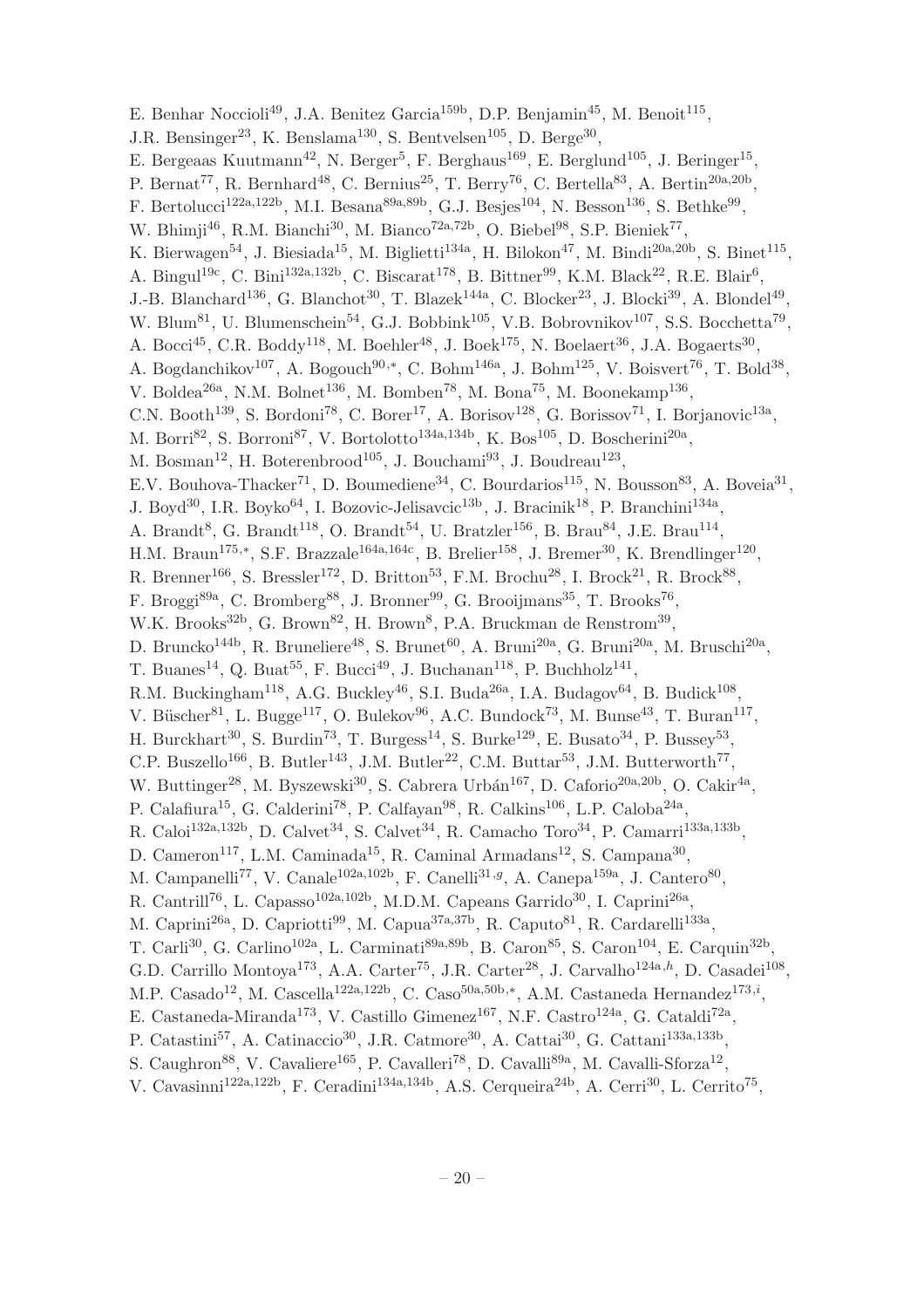E. Benhar Noccioli[49], J.A. Benitez Garcia[159b], D.P. Benjamin[45], M. Benoit[115], J.R. Bensinger[23], K. Benslama[130], S. Bentvelsen[105], D. Berge[30], E. Bergeaas Kuutmann[42], N. Berger[5], F. Berghaus[169], E. Berglund[105], J. Beringer[15], P. Bernat[77], R. Bernhard[48], C. Bernius[25], T. Berry[76], C. Bertella[83], A. Bertin[20a,20b], F. Bertolucci[122a,122b], M.I. Besana[89a,89b], G.J. Besjes[104], N. Besson[136], S. Bethke[99], W. Bhimji[46], R.M. Bianchi[30], M. Bianco[72a,72b], O. Biebel[98], S.P. Bieniek[77], K. Bierwagen[54], J. Biesiada[15], M. Biglietti[134a], H. Bilokon[47], M. Bindi[20a,20b], S. Binet[115], A. Bingul[19c], C. Bini[132a,132b], C. Biscarat[178], B. Bittner[99], K.M. Black[22], R.E. Blair[6], J.-B. Blanchard[136], G. Blanchot[30], T. Blazek[144a], C. Blocker[23], J. Blocki[39], A. Blondel[49], W. Blum[81], U. Blumenschein[54], G.J. Bobbink[105], V.B. Bobrovnikov[107], S.S. Bocchetta[79], A. Bocci[45], C.R. Boddy[118], M. Boehler[48], J. Boek[175], N. Boelaert[36], J.A. Bogaerts[30], A. Bogdanchikov[107], A. Bogouch[90,*], C. Bohm[146a], J. Bohm[125], V. Boisvert[76], T. Bold[38], V. Boldea[26a], N.M. Bolnet[136], M. Bomben[78], M. Bona[75], M. Boonekamp[136], C.N. Booth[139], S. Bordoni[78], C. Borer[17], A. Borisov[128], G. Borissov[71], I. Borjanovic[13a], M. Borri[82], S. Borroni[87], V. Bortolotto[134a,134b], K. Bos[105], D. Boscherini[20a], M. Bosman[12], H. Boterenbrood[105], J. Bouchami[93], J. Boudreau[123], E.V. Bouhova-Thacker[71], D. Boumediene[34], C. Bourdarios[115], N. Bousson[83], A. Boveia[31], J. Boyd[30], I.R. Boyko[64], I. Bozovic-Jelisavcic[13b], J. Bracinik[18], P. Branchini[134a], A. Brandt[8], G. Brandt[118], O. Brandt[54], U. Bratzler[156], B. Brau[84], J.E. Brau[114], H.M. Braun[175,*], S.F. Brazzale[164a,164c], B. Brelier[158], J. Bremer[30], K. Brendlinger[120], R. Brenner[166], S. Bressler[172], D. Britton[53], F.M. Brochu[28], I. Brock[21], R. Brock[88], F. Broggi[89a], C. Bromberg[88], J. Bronner[99], G. Brooijmans[35], T. Brooks[76], W.K. Brooks[32b], G. Brown[82], H. Brown[8], P.A. Bruckman de Renstrom[39], D. Bruncko[144b], R. Bruneliere[48], S. Brunet[60], A. Bruni[20a], G. Bruni[20a], M. Bruschi[20a], T. Buanes[14], Q. Buat[55], F. Bucci[49], J. Buchanan[118], P. Buchholz[141], R.M. Buckingham[118], A.G. Buckley[46], S.I. Buda[26a], I.A. Budagov[64], B. Budick[108], V. Büscher[81], L. Bugge[117], O. Bulekov[96], A.C. Bundock[73], M. Bunse[43], T. Buran[117], H. Burckhart[30], S. Burdin[73], T. Burgess[14], S. Burke[129], E. Busato[34], P. Bussey[53], C.P. Buszello[166], B. Butler[143], J.M. Butler[22], C.M. Buttar[53], J.M. Butterworth[77], W. Buttinger[28], M. Byszewski[30], S. Cabrera Urbán[167], D. Caforio[20a,20b], O. Cakir[4a], P. Calafiura[15], G. Calderini[78], P. Calfayan[98], R. Calkins[106], L.P. Caloba[24a], R. Caloi[132a,132b], D. Calvet[34], S. Calvet[34], R. Camacho Toro[34], P. Camarri[133a,133b], D. Cameron[117], L.M. Caminada[15], R. Caminal Armadans[12], S. Campana[30], M. Campanelli[77], V. Canale[102a,102b], F. Canelli[31,g], A. Canepa[159a], J. Cantero[80], R. Cantrill[76], L. Capasso[102a,102b], M.D.M. Capeans Garrido[30], I. Caprini[26a], M. Caprini[26a], D. Capriotti[99], M. Capua[37a,37b], R. Caputo[81], R. Cardarelli[133a], T. Carli[30], G. Carlino[102a], L. Carminati[89a,89b], B. Caron[85], S. Caron[104], E. Carquin[32b], G.D. Carrillo Montoya[173], A.A. Carter[75], J.R. Carter[28], J. Carvalho[124a,h], D. Casadei[108], M.P. Casado[12], M. Cascella[122a,122b], C. Caso[50a,50b,*], A.M. Castaneda Hernandez[173,i], E. Castaneda-Miranda[173], V. Castillo Gimenez[167], N.F. Castro[124a], G. Cataldi[72a], P. Catastini[57], A. Catinaccio[30], J.R. Catmore[30], A. Cattai[30], G. Cattani[133a,133b], S. Caughron[88], V. Cavaliere[165], P. Cavalleri[78], D. Cavalli[89a], M. Cavalli-Sforza[12], V. Cavasinni[122a,122b], F. Ceradini[134a,134b], A.S. Cerqueira[24b], A. Cerri[30], L. Cerrito[75],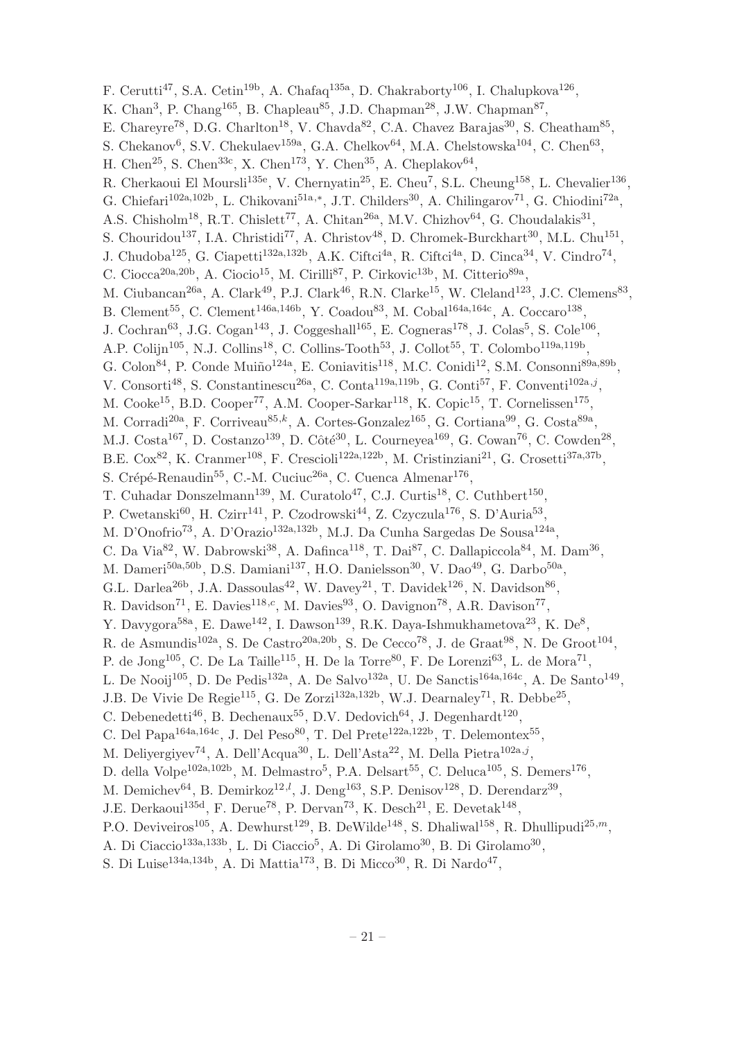F. Cerutti[47], S.A. Cetin[19b], A. Chafaq[135a], D. Chakraborty[106], I. Chalupkova[126], K. Chan[3], P. Chang[165], B. Chapleau[85], J.D. Chapman[28], J.W. Chapman[87], E. Chareyre[78], D.G. Charlton[18], V. Chavda[82], C.A. Chavez Barajas[30], S. Cheatham[85], S. Chekanov[6], S.V. Chekulaev[159a], G.A. Chelkov[64], M.A. Chelstowska[104], C. Chen[63], H. Chen[25], S. Chen[33c], X. Chen[173], Y. Chen[35], A. Cheplakov[64], R. Cherkaoui El Moursli[135e], V. Chernyatin[25], E. Cheu[7], S.L. Cheung[158], L. Chevalier[136], G. Chiefari[102a,102b], L. Chikovani[51a,*], J.T. Childers[30], A. Chilingarov[71], G. Chiodini[72a], A.S. Chisholm[18], R.T. Chislett[77], A. Chitan[26a], M.V. Chizhov[64], G. Choudalakis[31], S. Chouridou[137], I.A. Christidi[77], A. Christov[48], D. Chromek-Burckhart[30], M.L. Chu[151], J. Chudoba[125], G. Ciapetti[132a,132b], A.K. Ciftci[4a], R. Ciftci[4a], D. Cinca[34], V. Cindro[74], C. Ciocca[20a,20b], A. Ciocio[15], M. Cirilli[87], P. Cirkovic[13b], M. Citterio[89a], M. Ciubancan[26a], A. Clark[49], P.J. Clark[46], R.N. Clarke[15], W. Cleland[123], J.C. Clemens[83], B. Clement[55], C. Clement[146a,146b], Y. Coadou[83], M. Cobal[164a,164c], A. Coccaro[138], J. Cochran[63], J.G. Cogan[143], J. Coggeshall[165], E. Cogneras[178], J. Colas[5], S. Cole[106], A.P. Colijn[105], N.J. Collins[18], C. Collins-Tooth[53], J. Collot[55], T. Colombo[119a,119b], G. Colon[84], P. Conde Muiño[124a], E. Coniavitis[118], M.C. Conidi[12], S.M. Consonni[89a,89b], V. Consorti[48], S. Constantinescu[26a], C. Conta[119a,119b], G. Conti[57], F. Conventi[102a,j], M. Cooke[15], B.D. Cooper[77], A.M. Cooper-Sarkar[118], K. Copic[15], T. Cornelissen[175], M. Corradi[20a], F. Corriveau[85,k], A. Cortes-Gonzalez[165], G. Cortiana[99], G. Costa[89a], M.J. Costa[167], D. Costanzo[139], D. Côté[30], L. Courneyea[169], G. Cowan[76], C. Cowden[28], B.E. Cox[82], K. Cranmer[108], F. Crescioli[122a,122b], M. Cristinziani[21], G. Crosetti[37a,37b], S. Crépé-Renaudin[55], C.-M. Cuciuc[26a], C. Cuenca Almenar[176], T. Cuhadar Donszelmann[139], M. Curatolo[47], C.J. Curtis[18], C. Cuthbert[150], P. Cwetanski[60], H. Czirr[141], P. Czodrowski[44], Z. Czyczula[176], S. D'Auria[53], M. D'Onofrio[73], A. D'Orazio[132a,132b], M.J. Da Cunha Sargedas De Sousa[124a], C. Da Via[82], W. Dabrowski[38], A. Dafinca[118], T. Dai[87], C. Dallapiccola[84], M. Dam[36], M. Dameri[50a,50b], D.S. Damiani[137], H.O. Danielsson[30], V. Dao[49], G. Darbo[50a], G.L. Darlea[26b], J.A. Dassoulas[42], W. Davey[21], T. Davidek[126], N. Davidson[86], R. Davidson[71], E. Davies[118,c], M. Davies[93], O. Davignon[78], A.R. Davison[77], Y. Davygora[58a], E. Dawe[142], I. Dawson[139], R.K. Daya-Ishmukhametova[23], K. De[8], R. de Asmundis[102a], S. De Castro[20a,20b], S. De Cecco[78], J. de Graat[98], N. De Groot[104], P. de Jong[105], C. De La Taille[115], H. De la Torre[80], F. De Lorenzi[63], L. de Mora[71], L. De Nooij[105], D. De Pedis[132a], A. De Salvo[132a], U. De Sanctis[164a,164c], A. De Santo[149], J.B. De Vivie De Regie[115], G. De Zorzi[132a,132b], W.J. Dearnaley[71], R. Debbe[25], C. Debenedetti[46], B. Dechenaux[55], D.V. Dedovich[64], J. Degenhardt[120], C. Del Papa[164a,164c], J. Del Peso[80], T. Del Prete[122a,122b], T. Delemontex[55], M. Deliyergiyev[74], A. Dell'Acqua[30], L. Dell'Asta[22], M. Della Pietra[102a,j], D. della Volpe[102a,102b], M. Delmastro[5], P.A. Delsart[55], C. Deluca[105], S. Demers[176], M. Demichev[64], B. Demirkoz[12,l], J. Deng[163], S.P. Denisov[128], D. Derendarz[39], J.E. Derkaoui[135d], F. Derue[78], P. Dervan[73], K. Desch[21], E. Devetak[148], P.O. Deviveiros[105], A. Dewhurst[129], B. DeWilde[148], S. Dhaliwal[158], R. Dhullipudi[25,m], A. Di Ciaccio[133a,133b], L. Di Ciaccio[5], A. Di Girolamo[30], B. Di Girolamo[30], S. Di Luise[134a,134b], A. Di Mattia[173], B. Di Micco[30], R. Di Nardo[47],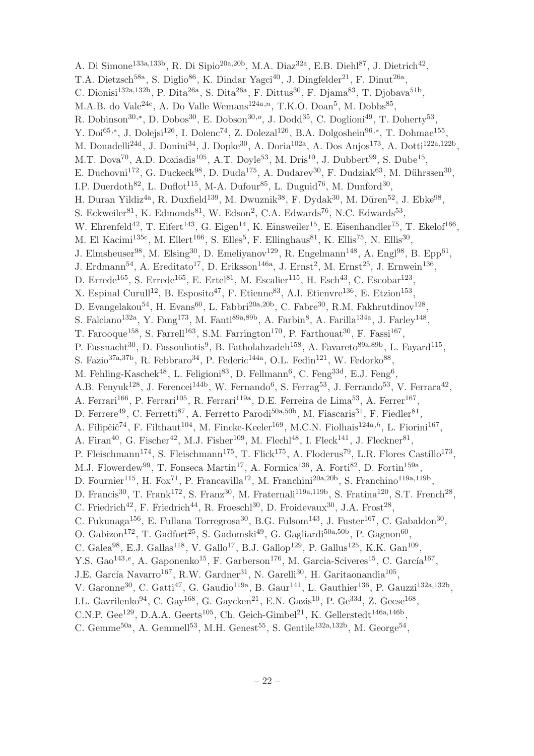A. Di Simone[133a,133b], R. Di Sipio[20a,20b], M.A. Diaz[32a], E.B. Diehl[87], J. Dietrich[42], T.A. Dietzsch[58a], S. Diglio[86], K. Dindar Yagci[40], J. Dingfelder[21], F. Dinut[26a], C. Dionisi[132a,132b], P. Dita[26a], S. Dita[26a], F. Dittus[30], F. Djama[83], T. Djobava[51b], M.A.B. do Vale[24c], A. Do Valle Wemans[124a,n], T.K.O. Doan[5], M. Dobbs[85], R. Dobinson[30,*], D. Dobos[30], E. Dobson[30,o], J. Dodd[35], C. Doglioni[49], T. Doherty[53], Y. Doi[65,*], J. Dolejsi[126], I. Dolenc[74], Z. Dolezal[126], B.A. Dolgoshein[96,*], T. Dohmae[155], M. Donadelli[24d], J. Donini[34], J. Dopke[30], A. Doria[102a], A. Dos Anjos[173], A. Dotti[122a,122b], M.T. Dova[70], A.D. Doxiadis[105], A.T. Doyle[53], M. Dris[10], J. Dubbert[99], S. Dube[15], E. Duchovni[172], G. Duckeck[98], D. Duda[175], A. Dudarev[30], F. Dudziak[63], M. Dührssen[30], I.P. Duerdoth[82], L. Duflot[115], M-A. Dufour[85], L. Duguid[76], M. Dunford[30], H. Duran Yildiz[4a], R. Duxfield[139], M. Dwuznik[38], F. Dydak[30], M. Düren[52], J. Ebke[98], S. Eckweiler[81], K. Edmonds[81], W. Edson[2], C.A. Edwards[76], N.C. Edwards[53], W. Ehrenfeld[42], T. Eifert[143], G. Eigen[14], K. Einsweiler[15], E. Eisenhandler[75], T. Ekelof[166], M. El Kacimi[135c], M. Ellert[166], S. Elles[5], F. Ellinghaus[81], K. Ellis[75], N. Ellis[30], J. Elmsheuser[98], M. Elsing[30], D. Emeliyanov[129], R. Engelmann[148], A. Engl[98], B. Epp[61], J. Erdmann[54], A. Ereditato[17], D. Eriksson[146a], J. Ernst[2], M. Ernst[25], J. Ernwein[136], D. Errede[165], S. Errede[165], E. Ertel[81], M. Escalier[115], H. Esch[43], C. Escobar[123], X. Espinal Curull[12], B. Esposito[47], F. Etienne[83], A.I. Etienvre[136], E. Etzion[153], D. Evangelakou[54], H. Evans[60], L. Fabbri[20a,20b], C. Fabre[30], R.M. Fakhrutdinov[128], S. Falciano[132a], Y. Fang[173], M. Fanti[89a,89b], A. Farbin[8], A. Farilla[134a], J. Farley[148], T. Farooque[158], S. Farrell[163], S.M. Farrington[170], P. Farthouat[30], F. Fassi[167], P. Fassnacht[30], D. Fassouliotis[9], B. Fatholahzadeh[158], A. Favareto[89a,89b], L. Fayard[115], S. Fazio[37a,37b], R. Febbraro[34], P. Federic[144a], O.L. Fedin[121], W. Fedorko[88], M. Fehling-Kaschek[48], L. Feligioni[83], D. Fellmann[6], C. Feng[33d], E.J. Feng[6], A.B. Fenyuk[128], J. Ferencei[144b], W. Fernando[6], S. Ferrag[53], J. Ferrando[53], V. Ferrara[42], A. Ferrari[166], P. Ferrari[105], R. Ferrari[119a], D.E. Ferreira de Lima[53], A. Ferrer[167], D. Ferrere[49], C. Ferretti[87], A. Ferretto Parodi[50a,50b], M. Fiascaris[31], F. Fiedler[81], A. Filipčič[74], F. Filthaut[104], M. Fincke-Keeler[169], M.C.N. Fiolhais[124a,h], L. Fiorini[167], A. Firan[40], G. Fischer[42], M.J. Fisher[109], M. Flechl[48], I. Fleck[141], J. Fleckner[81], P. Fleischmann[174], S. Fleischmann[175], T. Flick[175], A. Floderus[79], L.R. Flores Castillo[173], M.J. Flowerdew[99], T. Fonseca Martin[17], A. Formica[136], A. Forti[82], D. Fortin[159a], D. Fournier[115], H. Fox[71], P. Francavilla[12], M. Franchini[20a,20b], S. Franchino[119a,119b], D. Francis[30], T. Frank[172], S. Franz[30], M. Fraternali[119a,119b], S. Fratina[120], S.T. French[28], C. Friedrich[42], F. Friedrich[44], R. Froeschl[30], D. Froidevaux[30], J.A. Frost[28], C. Fukunaga[156], E. Fullana Torregrosa[30], B.G. Fulsom[143], J. Fuster[167], C. Gabaldon[30], O. Gabizon[172], T. Gadfort[25], S. Gadomski[49], G. Gagliardi[50a,50b], P. Gagnon[60], C. Galea[98], E.J. Gallas[118], V. Gallo[17], B.J. Gallop[129], P. Gallus[125], K.K. Gan[109], Y.S. Gao[143,e], A. Gaponenko[15], F. Garberson[176], M. Garcia-Sciveres[15], C. García[167], J.E. García Navarro[167], R.W. Gardner[31], N. Garelli[30], H. Garitaonandia[105], V. Garonne[30], C. Gatti[47], G. Gaudio[119a], B. Gaur[141], L. Gauthier[136], P. Gauzzi[132a,132b], I.L. Gavrilenko[94], C. Gay[168], G. Gaycken[21], E.N. Gazis[10], P. Ge[33d], Z. Gecse[168], C.N.P. Gee[129], D.A.A. Geerts[105], Ch. Geich-Gimbel[21], K. Gellerstedt[146a,146b], C. Gemme[50a], A. Gemmell[53], M.H. Genest[55], S. Gentile[132a,132b], M. George[54],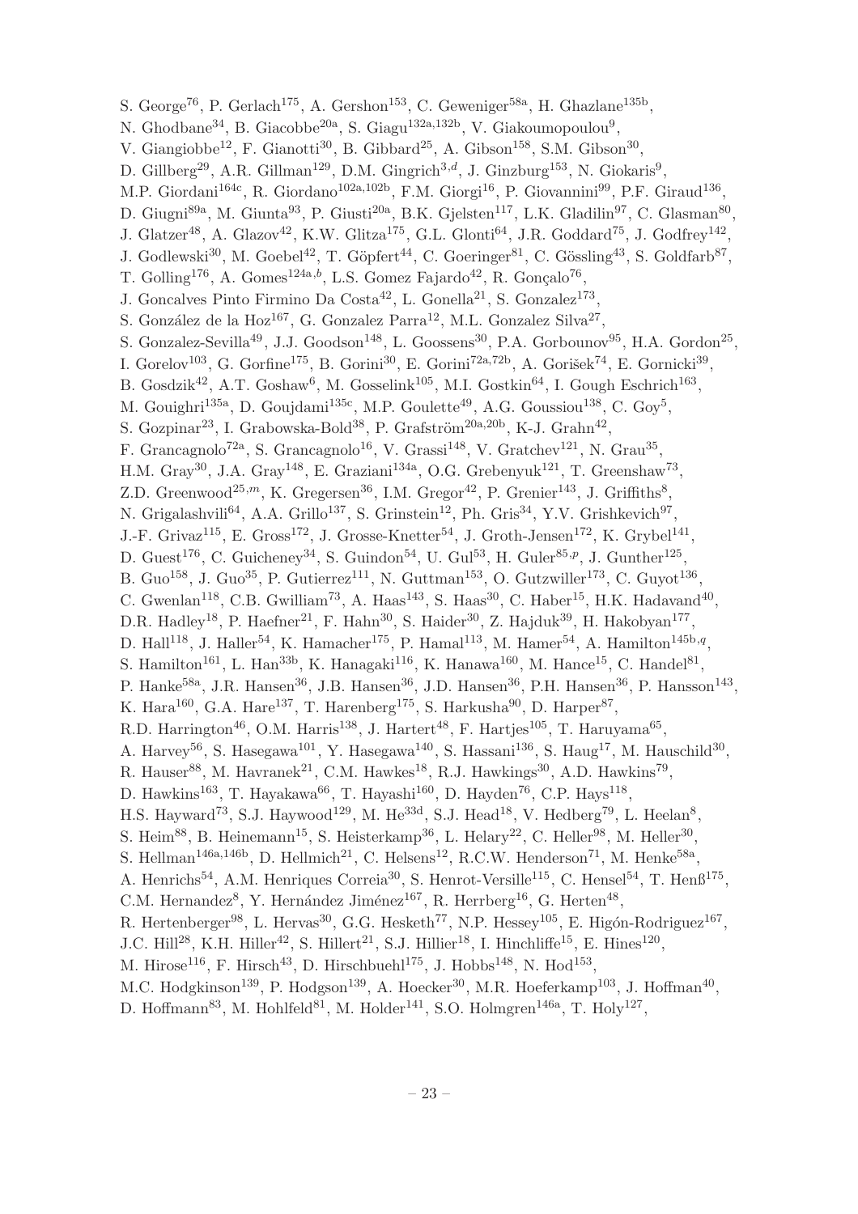S. George[76], P. Gerlach[175], A. Gershon[153], C. Geweniger[58a], H. Ghazlane[135b], N. Ghodbane[34], B. Giacobbe[20a], S. Giagu[132a,132b], V. Giakoumopoulou[9], V. Giangiobbe[12], F. Gianotti[30], B. Gibbard[25], A. Gibson[158], S.M. Gibson[30], D. Gillberg[29], A.R. Gillman[129], D.M. Gingrich[3,d], J. Ginzburg[153], N. Giokaris[9], M.P. Giordani[164c], R. Giordano[102a,102b], F.M. Giorgi[16], P. Giovannini[99], P.F. Giraud[136], D. Giugni[89a], M. Giunta[93], P. Giusti[20a], B.K. Gjelsten[117], L.K. Gladilin[97], C. Glasman[80], J. Glatzer[48], A. Glazov[42], K.W. Glitza[175], G.L. Glonti[64], J.R. Goddard[75], J. Godfrey[142], J. Godlewski[30], M. Goebel[42], T. Göpfert[44], C. Goeringer[81], C. Gössling[43], S. Goldfarb[87], T. Golling[176], A. Gomes[124a,b], L.S. Gomez Fajardo[42], R. Gonçalo[76], J. Goncalves Pinto Firmino Da Costa[42], L. Gonella[21], S. Gonzalez[173], S. González de la Hoz[167], G. Gonzalez Parra[12], M.L. Gonzalez Silva[27], S. Gonzalez-Sevilla[49], J.J. Goodson[148], L. Goossens[30], P.A. Gorbounov[95], H.A. Gordon[25], I. Gorelov[103], G. Gorfine[175], B. Gorini[30], E. Gorini[72a,72b], A. Gorišek[74], E. Gornicki[39], B. Gosdzik[42], A.T. Goshaw[6], M. Gosselink[105], M.I. Gostkin[64], I. Gough Eschrich[163], M. Gouighri[135a], D. Goujdami[135c], M.P. Goulette[49], A.G. Goussiou[138], C. Goy[5], S. Gozpinar[23], I. Grabowska-Bold[38], P. Grafström[20a,20b], K-J. Grahn[42], F. Grancagnolo[72a], S. Grancagnolo[16], V. Grassi[148], V. Gratchev[121], N. Grau[35], H.M. Gray[30], J.A. Gray[148], E. Graziani[134a], O.G. Grebenyuk[121], T. Greenshaw[73], Z.D. Greenwood[25,m], K. Gregersen[36], I.M. Gregor[42], P. Grenier[143], J. Griffiths[8], N. Grigalashvili[64], A.A. Grillo[137], S. Grinstein[12], Ph. Gris[34], Y.V. Grishkevich[97], J.-F. Grivaz[115], E. Gross[172], J. Grosse-Knetter[54], J. Groth-Jensen[172], K. Grybel[141], D. Guest[176], C. Guicheney[34], S. Guindon[54], U. Gul[53], H. Guler[85,p], J. Gunther[125], B. Guo[158], J. Guo[35], P. Gutierrez[111], N. Guttman[153], O. Gutzwiller[173], C. Guyot[136], C. Gwenlan[118], C.B. Gwilliam[73], A. Haas[143], S. Haas[30], C. Haber[15], H.K. Hadavand[40], D.R. Hadley[18], P. Haefner[21], F. Hahn[30], S. Haider[30], Z. Hajduk[39], H. Hakobyan[177], D. Hall[118], J. Haller[54], K. Hamacher[175], P. Hamal[113], M. Hamer[54], A. Hamilton[145b,q], S. Hamilton[161], L. Han[33b], K. Hanagaki[116], K. Hanawa[160], M. Hance[15], C. Handel[81], P. Hanke[58a], J.R. Hansen[36], J.B. Hansen[36], J.D. Hansen[36], P.H. Hansen[36], P. Hansson[143], K. Hara[160], G.A. Hare[137], T. Harenberg[175], S. Harkusha[90], D. Harper[87], R.D. Harrington[46], O.M. Harris[138], J. Hartert[48], F. Hartjes[105], T. Haruyama[65], A. Harvey[56], S. Hasegawa[101], Y. Hasegawa[140], S. Hassani[136], S. Haug[17], M. Hauschild[30], R. Hauser[88], M. Havranek[21], C.M. Hawkes[18], R.J. Hawkings[30], A.D. Hawkins[79], D. Hawkins[163], T. Hayakawa[66], T. Hayashi[160], D. Hayden[76], C.P. Hays[118], H.S. Hayward[73], S.J. Haywood[129], M. He[33d], S.J. Head[18], V. Hedberg[79], L. Heelan[8], S. Heim[88], B. Heinemann[15], S. Heisterkamp[36], L. Helary[22], C. Heller[98], M. Heller[30], S. Hellman[146a,146b], D. Hellmich[21], C. Helsens[12], R.C.W. Henderson[71], M. Henke[58a], A. Henrichs[54], A.M. Henriques Correia[30], S. Henrot-Versille[115], C. Hensel[54], T. Henß[175], C.M. Hernandez[8], Y. Hernández Jiménez[167], R. Herrberg[16], G. Herten[48], R. Hertenberger[98], L. Hervas[30], G.G. Hesketh[77], N.P. Hessey[105], E. Higón-Rodriguez[167], J.C. Hill[28], K.H. Hiller[42], S. Hillert[21], S.J. Hillier[18], I. Hinchliffe[15], E. Hines[120], M. Hirose[116], F. Hirsch[43], D. Hirschbuehl[175], J. Hobbs[148], N. Hod[153], M.C. Hodgkinson[139], P. Hodgson[139], A. Hoecker[30], M.R. Hoeferkamp[103], J. Hoffman[40], D. Hoffmann[83], M. Hohlfeld[81], M. Holder[141], S.O. Holmgren[146a], T. Holy[127],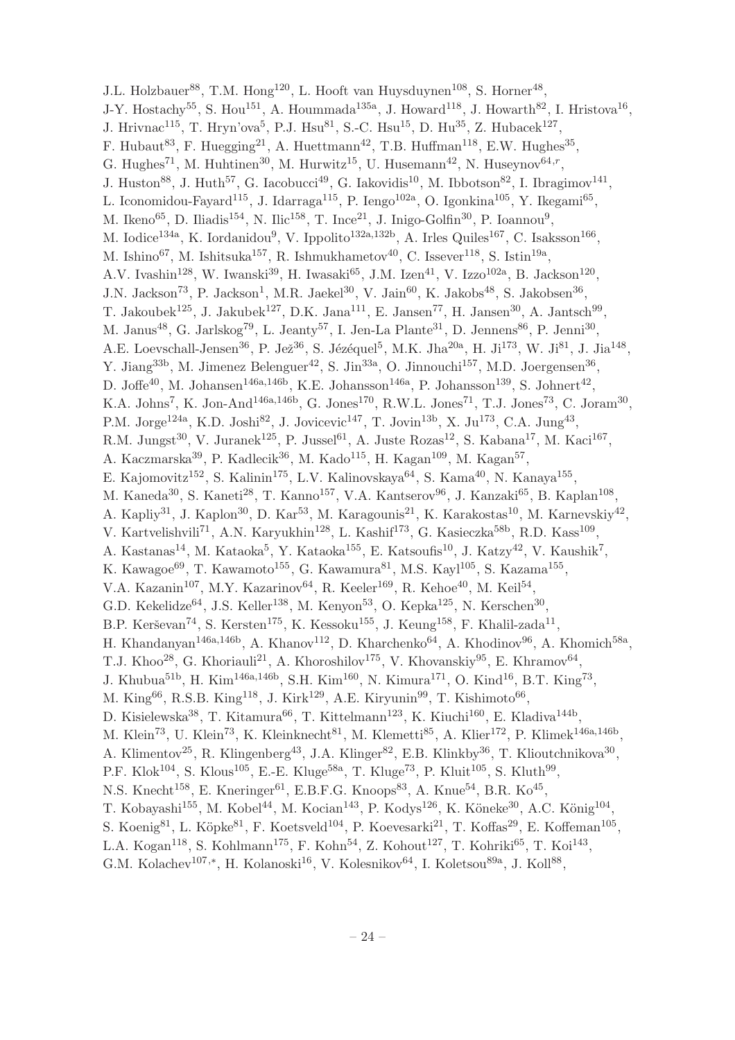J.L. Holzbauer[88], T.M. Hong[120], L. Hooft van Huysduynen[108], S. Horner[48], J-Y. Hostachy[55], S. Hou[151], A. Hoummada[135a], J. Howard[118], J. Howarth[82], I. Hristova[16], J. Hrivnac[115], T. Hryn'ova[5], P.J. Hsu[81], S.-C. Hsu[15], D. Hu[35], Z. Hubacek[127], F. Hubaut[83], F. Huegging[21], A. Huettmann[42], T.B. Huffman[118], E.W. Hughes[35], G. Hughes[71], M. Huhtinen[30], M. Hurwitz[15], U. Husemann[42], N. Huseynov[64,r], J. Huston[88], J. Huth[57], G. Iacobucci[49], G. Iakovidis[10], M. Ibbotson[82], I. Ibragimov[141], L. Iconomidou-Fayard[115], J. Idarraga[115], P. Iengo[102a], O. Igonkina[105], Y. Ikegami[65], M. Ikeno[65], D. Iliadis[154], N. Ilic[158], T. Ince[21], J. Inigo-Golfin[30], P. Ioannou[9], M. Iodice[134a], K. Iordanidou[9], V. Ippolito[132a,132b], A. Irles Quiles[167], C. Isaksson[166], M. Ishino[67], M. Ishitsuka[157], R. Ishmukhametov[40], C. Issever[118], S. Istin[19a], A.V. Ivashin[128], W. Iwanski[39], H. Iwasaki[65], J.M. Izen[41], V. Izzo[102a], B. Jackson[120], J.N. Jackson[73], P. Jackson[1], M.R. Jaekel[30], V. Jain[60], K. Jakobs[48], S. Jakobsen[36], T. Jakoubek[125], J. Jakubek[127], D.K. Jana[111], E. Jansen[77], H. Jansen[30], A. Jantsch[99], M. Janus[48], G. Jarlskog[79], L. Jeanty[57], I. Jen-La Plante[31], D. Jennens[86], P. Jenni[30], A.E. Loevschall-Jensen[36], P. Jež[36], S. Jézéquel[5], M.K. Jha[20a], H. Ji[173], W. Ji[81], J. Jia[148], Y. Jiang[33b], M. Jimenez Belenguer[42], S. Jin[33a], O. Jinnouchi[157], M.D. Joergensen[36], D. Joffe[40], M. Johansen[146a,146b], K.E. Johansson[146a], P. Johansson[139], S. Johnert[42], K.A. Johns[7], K. Jon-And[146a,146b], G. Jones[170], R.W.L. Jones[71], T.J. Jones[73], C. Joram[30], P.M. Jorge[124a], K.D. Joshi[82], J. Jovicevic[147], T. Jovin[13b], X. Ju[173], C.A. Jung[43], R.M. Jungst[30], V. Juranek[125], P. Jussel[61], A. Juste Rozas[12], S. Kabana[17], M. Kaci[167], A. Kaczmarska[39], P. Kadlecik[36], M. Kado[115], H. Kagan[109], M. Kagan[57], E. Kajomovitz[152], S. Kalinin[175], L.V. Kalinovskaya[64], S. Kama[40], N. Kanaya[155], M. Kaneda[30], S. Kaneti[28], T. Kanno[157], V.A. Kantserov[96], J. Kanzaki[65], B. Kaplan[108], A. Kapliy[31], J. Kaplon[30], D. Kar[53], M. Karagounis[21], K. Karakostas[10], M. Karnevskiy[42], V. Kartvelishvili[71], A.N. Karyukhin[128], L. Kashif[173], G. Kasieczka[58b], R.D. Kass[109], A. Kastanas[14], M. Kataoka[5], Y. Kataoka[155], E. Katsoufis[10], J. Katzy[42], V. Kaushik[7], K. Kawagoe[69], T. Kawamoto[155], G. Kawamura[81], M.S. Kayl[105], S. Kazama[155], V.A. Kazanin[107], M.Y. Kazarinov[64], R. Keeler[169], R. Kehoe[40], M. Keil[54], G.D. Kekelidze[64], J.S. Keller[138], M. Kenyon[53], O. Kepka[125], N. Kerschen[30], B.P. Kerševan[74], S. Kersten[175], K. Kessoku[155], J. Keung[158], F. Khalil-zada[11], H. Khandanyan[146a,146b], A. Khanov[112], D. Kharchenko[64], A. Khodinov[96], A. Khomich[58a], T.J. Khoo[28], G. Khoriauli[21], A. Khoroshilov[175], V. Khovanskiy[95], E. Khramov[64], J. Khubua[51b], H. Kim[146a,146b], S.H. Kim[160], N. Kimura[171], O. Kind[16], B.T. King[73], M. King[66], R.S.B. King[118], J. Kirk[129], A.E. Kiryunin[99], T. Kishimoto[66], D. Kisielewska[38], T. Kitamura[66], T. Kittelmann[123], K. Kiuchi[160], E. Kladiva[144b], M. Klein[73], U. Klein[73], K. Kleinknecht[81], M. Klemetti[85], A. Klier[172], P. Klimek[146a,146b], A. Klimentov[25], R. Klingenberg[43], J.A. Klinger[82], E.B. Klinkby[36], T. Klioutchnikova[30], P.F. Klok[104], S. Klous[105], E.-E. Kluge[58a], T. Kluge[73], P. Kluit[105], S. Kluth[99], N.S. Knecht[158], E. Kneringer[61], E.B.F.G. Knoops[83], A. Knue[54], B.R. Ko[45], T. Kobayashi[155], M. Kobel[44], M. Kocian[143], P. Kodys[126], K. Köneke[30], A.C. König[104], S. Koenig[81], L. Köpke[81], F. Koetsveld[104], P. Koevesarki[21], T. Koffas[29], E. Koffeman[105], L.A. Kogan[118], S. Kohlmann[175], F. Kohn[54], Z. Kohout[127], T. Kohriki[65], T. Koi[143], G.M. Kolachev[107,*], H. Kolanoski[16], V. Kolesnikov[64], I. Koletsou[89a], J. Koll[88],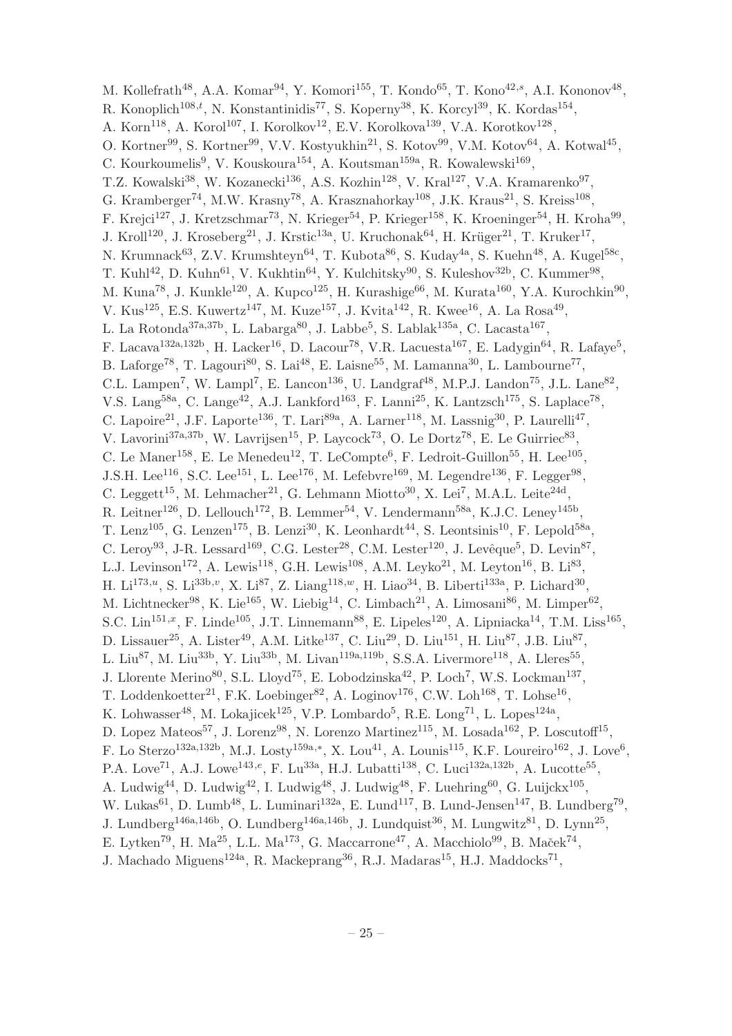M. Kollefrath[48], A.A. Komar[94], Y. Komori[155], T. Kondo[65], T. Kono[42,s], A.I. Kononov[48], R. Konoplich[108,t], N. Konstantinidis[77], S. Koperny[38], K. Korcyl[39], K. Kordas[154], A. Korn[118], A. Korol[107], I. Korolkov[12], E.V. Korolkova[139], V.A. Korotkov[128], O. Kortner[99], S. Kortner[99], V.V. Kostyukhin[21], S. Kotov[99], V.M. Kotov[64], A. Kotwal[45], C. Kourkoumelis[9], V. Kouskoura[154], A. Koutsman[159a], R. Kowalewski[169], T.Z. Kowalski[38], W. Kozanecki[136], A.S. Kozhin[128], V. Kral[127], V.A. Kramarenko[97], G. Kramberger[74], M.W. Krasny[78], A. Krasznahorkay[108], J.K. Kraus[21], S. Kreiss[108], F. Krejci[127], J. Kretzschmar[73], N. Krieger[54], P. Krieger[158], K. Kroeninger[54], H. Kroha[99], J. Kroll[120], J. Kroseberg[21], J. Krstic[13a], U. Kruchonak[64], H. Krüger[21], T. Kruker[17], N. Krumnack[63], Z.V. Krumshteyn[64], T. Kubota[86], S. Kuday[4a], S. Kuehn[48], A. Kugel[58c], T. Kuhl[42], D. Kuhn[61], V. Kukhtin[64], Y. Kulchitsky[90], S. Kuleshov[32b], C. Kummer[98], M. Kuna[78], J. Kunkle[120], A. Kupco[125], H. Kurashige[66], M. Kurata[160], Y.A. Kurochkin[90], V. Kus[125], E.S. Kuwertz[147], M. Kuze[157], J. Kvita[142], R. Kwee[16], A. La Rosa[49], L. La Rotonda[37a,37b], L. Labarga[80], J. Labbe[5], S. Lablak[135a], C. Lacasta[167], F. Lacava[132a,132b], H. Lacker[16], D. Lacour[78], V.R. Lacuesta[167], E. Ladygin[64], R. Lafaye[5], B. Laforge[78], T. Lagouri[80], S. Lai[48], E. Laisne[55], M. Lamanna[30], L. Lambourne[77], C.L. Lampen[7], W. Lampl[7], E. Lancon[136], U. Landgraf[48], M.P.J. Landon[75], J.L. Lane[82], V.S. Lang[58a], C. Lange[42], A.J. Lankford[163], F. Lanni[25], K. Lantzsch[175], S. Laplace[78], C. Lapoire[21], J.F. Laporte[136], T. Lari[89a], A. Larner[118], M. Lassnig[30], P. Laurelli[47], V. Lavorini[37a,37b], W. Lavrijsen[15], P. Laycock[73], O. Le Dortz[78], E. Le Guirriec[83], C. Le Maner[158], E. Le Menedeu[12], T. LeCompte[6], F. Ledroit-Guillon[55], H. Lee[105], J.S.H. Lee[116], S.C. Lee[151], L. Lee[176], M. Lefebvre[169], M. Legendre[136], F. Legger[98], C. Leggett[15], M. Lehmacher[21], G. Lehmann Miotto[30], X. Lei[7], M.A.L. Leite[24d], R. Leitner[126], D. Lellouch[172], B. Lemmer[54], V. Lendermann[58a], K.J.C. Leney[145b], T. Lenz[105], G. Lenzen[175], B. Lenzi[30], K. Leonhardt[44], S. Leontsinis[10], F. Lepold[58a], C. Leroy[93], J-R. Lessard[169], C.G. Lester[28], C.M. Lester[120], J. Levêque[5], D. Levin[87], L.J. Levinson[172], A. Lewis[118], G.H. Lewis[108], A.M. Leyko[21], M. Leyton[16], B. Li[83], H. Li[173,u], S. Li[33b,v], X. Li[87], Z. Liang[118,w], H. Liao[34], B. Liberti[133a], P. Lichard[30], M. Lichtnecker[98], K. Lie[165], W. Liebig[14], C. Limbach[21], A. Limosani[86], M. Limper[62], S.C. Lin[151,x], F. Linde[105], J.T. Linnemann[88], E. Lipeles[120], A. Lipniacka[14], T.M. Liss[165], D. Lissauer[25], A. Lister[49], A.M. Litke[137], C. Liu[29], D. Liu[151], H. Liu[87], J.B. Liu[87], L. Liu[87], M. Liu[33b], Y. Liu[33b], M. Livan[119a,119b], S.S.A. Livermore[118], A. Lleres[55], J. Llorente Merino[80], S.L. Lloyd[75], E. Lobodzinska[42], P. Loch[7], W.S. Lockman[137], T. Loddenkoetter[21], F.K. Loebinger[82], A. Loginov[176], C.W. Loh[168], T. Lohse[16], K. Lohwasser[48], M. Lokajicek[125], V.P. Lombardo[5], R.E. Long[71], L. Lopes[124a], D. Lopez Mateos[57], J. Lorenz[98], N. Lorenzo Martinez[115], M. Losada[162], P. Loscutoff[15], F. Lo Sterzo[132a,132b], M.J. Losty[159a,*], X. Lou[41], A. Lounis[115], K.F. Loureiro[162], J. Love[6], P.A. Love[71], A.J. Lowe[143,e], F. Lu[33a], H.J. Lubatti[138], C. Luci[132a,132b], A. Lucotte[55], A. Ludwig[44], D. Ludwig[42], I. Ludwig[48], J. Ludwig[48], F. Luehring[60], G. Luijckx[105], W. Lukas[61], D. Lumb[48], L. Luminari[132a], E. Lund[117], B. Lund-Jensen[147], B. Lundberg[79], J. Lundberg[146a,146b], O. Lundberg[146a,146b], J. Lundquist[36], M. Lungwitz[81], D. Lynn[25], E. Lytken[79], H. Ma[25], L.L. Ma[173], G. Maccarrone[47], A. Macchiolo[99], B. Maček[74], J. Machado Miguens[124a], R. Mackeprang[36], R.J. Madaras[15], H.J. Maddocks[71],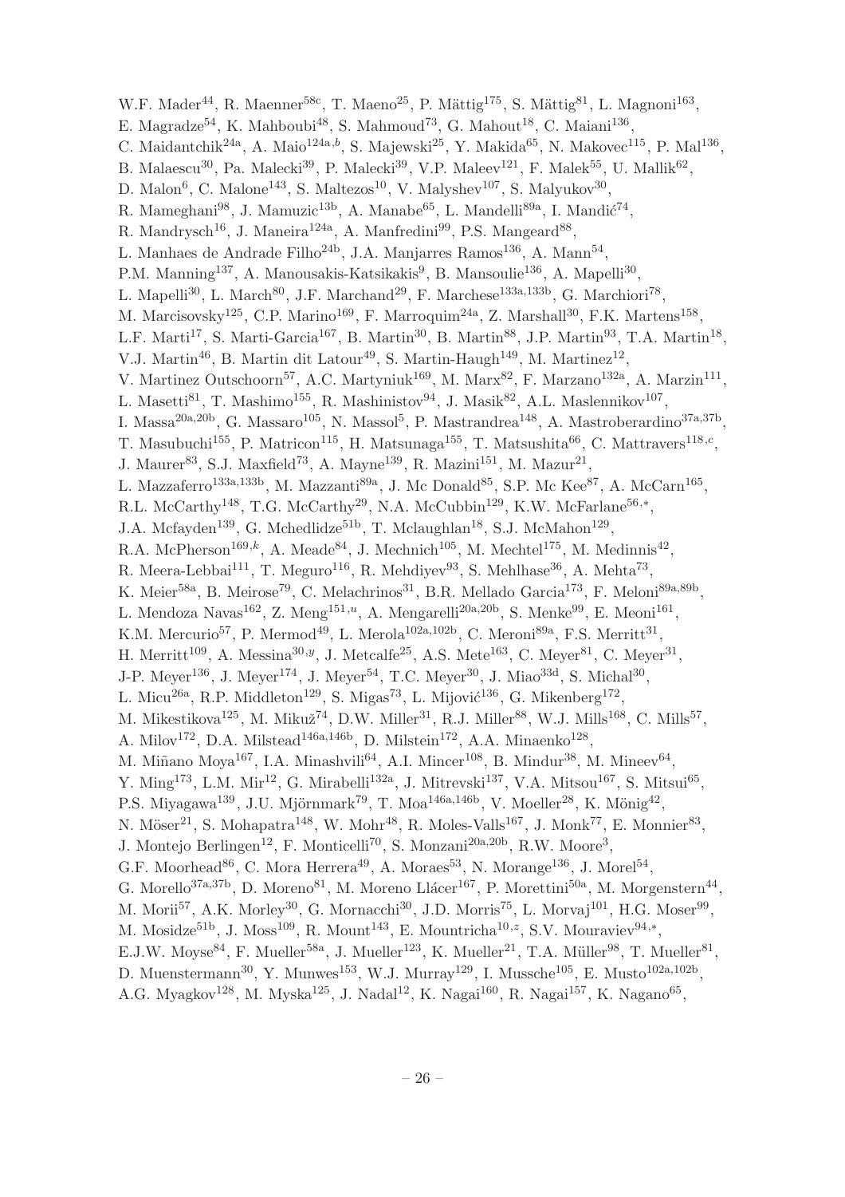W.F. Mader[44], R. Maenner[58c], T. Maeno[25], P. Mättig[175], S. Mättig[81], L. Magnoni[163], E. Magradze[54], K. Mahboubi[48], S. Mahmoud[73], G. Mahout[18], C. Maiani[136], C. Maidantchik[24a], A. Maio[124a,b], S. Majewski[25], Y. Makida[65], N. Makovec[115], P. Mal[136], B. Malaescu[30], Pa. Malecki[39], P. Malecki[39], V.P. Maleev[121], F. Malek[55], U. Mallik[62], D. Malon[6], C. Malone[143], S. Maltezos[10], V. Malyshev[107], S. Malyukov[30], R. Mameghani[98], J. Mamuzic[13b], A. Manabe[65], L. Mandelli[89a], I. Mandić[74], R. Mandrysch[16], J. Maneira[124a], A. Manfredini[99], P.S. Mangeard[88], L. Manhaes de Andrade Filho[24b], J.A. Manjarres Ramos[136], A. Mann[54], P.M. Manning[137], A. Manousakis-Katsikakis[9], B. Mansoulie[136], A. Mapelli[30], L. Mapelli[30], L. March[80], J.F. Marchand[29], F. Marchese[133a,133b], G. Marchiori[78], M. Marcisovsky[125], C.P. Marino[169], F. Marroquim[24a], Z. Marshall[30], F.K. Martens[158], L.F. Marti[17], S. Marti-Garcia[167], B. Martin[30], B. Martin[88], J.P. Martin[93], T.A. Martin[18], V.J. Martin[46], B. Martin dit Latour[49], S. Martin-Haugh[149], M. Martinez[12], V. Martinez Outschoorn[57], A.C. Martyniuk[169], M. Marx[82], F. Marzano[132a], A. Marzin[111], L. Masetti[81], T. Mashimo[155], R. Mashinistov[94], J. Masik[82], A.L. Maslennikov[107], I. Massa[20a,20b], G. Massaro[105], N. Massol[5], P. Mastrandrea[148], A. Mastroberardino[37a,37b], T. Masubuchi[155], P. Matricon[115], H. Matsunaga[155], T. Matsushita[66], C. Mattravers[118,c], J. Maurer[83], S.J. Maxfield[73], A. Mayne[139], R. Mazini[151], M. Mazur[21], L. Mazzaferro[133a,133b], M. Mazzanti[89a], J. Mc Donald[85], S.P. Mc Kee[87], A. McCarn[165], R.L. McCarthy[148], T.G. McCarthy[29], N.A. McCubbin[129], K.W. McFarlane[56,*], J.A. Mcfayden[139], G. Mchedlidze[51b], T. Mclaughlan[18], S.J. McMahon[129], R.A. McPherson[169,k], A. Meade[84], J. Mechnich[105], M. Mechtel[175], M. Medinnis[42], R. Meera-Lebbai[111], T. Meguro[116], R. Mehdiyev[93], S. Mehlhase[36], A. Mehta[73], K. Meier[58a], B. Meirose[79], C. Melachrinos[31], B.R. Mellado Garcia[173], F. Meloni[89a,89b], L. Mendoza Navas[162], Z. Meng[151,u], A. Mengarelli[20a,20b], S. Menke[99], E. Meoni[161], K.M. Mercurio[57], P. Mermod[49], L. Merola[102a,102b], C. Meroni[89a], F.S. Merritt[31], H. Merritt[109], A. Messina[30,y], J. Metcalfe[25], A.S. Mete[163], C. Meyer[81], C. Meyer[31], J-P. Meyer[136], J. Meyer[174], J. Meyer[54], T.C. Meyer[30], J. Miao[33d], S. Michal[30], L. Micu[26a], R.P. Middleton[129], S. Migas[73], L. Mijović[136], G. Mikenberg[172], M. Mikestikova[125], M. Mikuž[74], D.W. Miller[31], R.J. Miller[88], W.J. Mills[168], C. Mills[57], A. Milov[172], D.A. Milstead[146a,146b], D. Milstein[172], A.A. Minaenko[128], M. Miñano Moya[167], I.A. Minashvili[64], A.I. Mincer[108], B. Mindur[38], M. Mineev[64], Y. Ming[173], L.M. Mir[12], G. Mirabelli[132a], J. Mitrevski[137], V.A. Mitsou[167], S. Mitsui[65], P.S. Miyagawa[139], J.U. Mjörnmark[79], T. Moa[146a,146b], V. Moeller[28], K. Mönig[42], N. Möser[21], S. Mohapatra[148], W. Mohr[48], R. Moles-Valls[167], J. Monk[77], E. Monnier[83], J. Montejo Berlingen[12], F. Monticelli[70], S. Monzani[20a,20b], R.W. Moore[3], G.F. Moorhead[86], C. Mora Herrera[49], A. Moraes[53], N. Morange[136], J. Morel[54], G. Morello[37a,37b], D. Moreno[81], M. Moreno Llácer[167], P. Morettini[50a], M. Morgenstern[44], M. Morii[57], A.K. Morley[30], G. Mornacchi[30], J.D. Morris[75], L. Morvaj[101], H.G. Moser[99], M. Mosidze[51b], J. Moss[109], R. Mount[143], E. Mountricha[10,z], S.V. Mouraviev[94,*], E.J.W. Moyse[84], F. Mueller[58a], J. Mueller[123], K. Mueller[21], T.A. Müller[98], T. Mueller[81], D. Muenstermann[30], Y. Munwes[153], W.J. Murray[129], I. Mussche[105], E. Musto[102a,102b], A.G. Myagkov[128], M. Myska[125], J. Nadal[12], K. Nagai[160], R. Nagai[157], K. Nagano[65],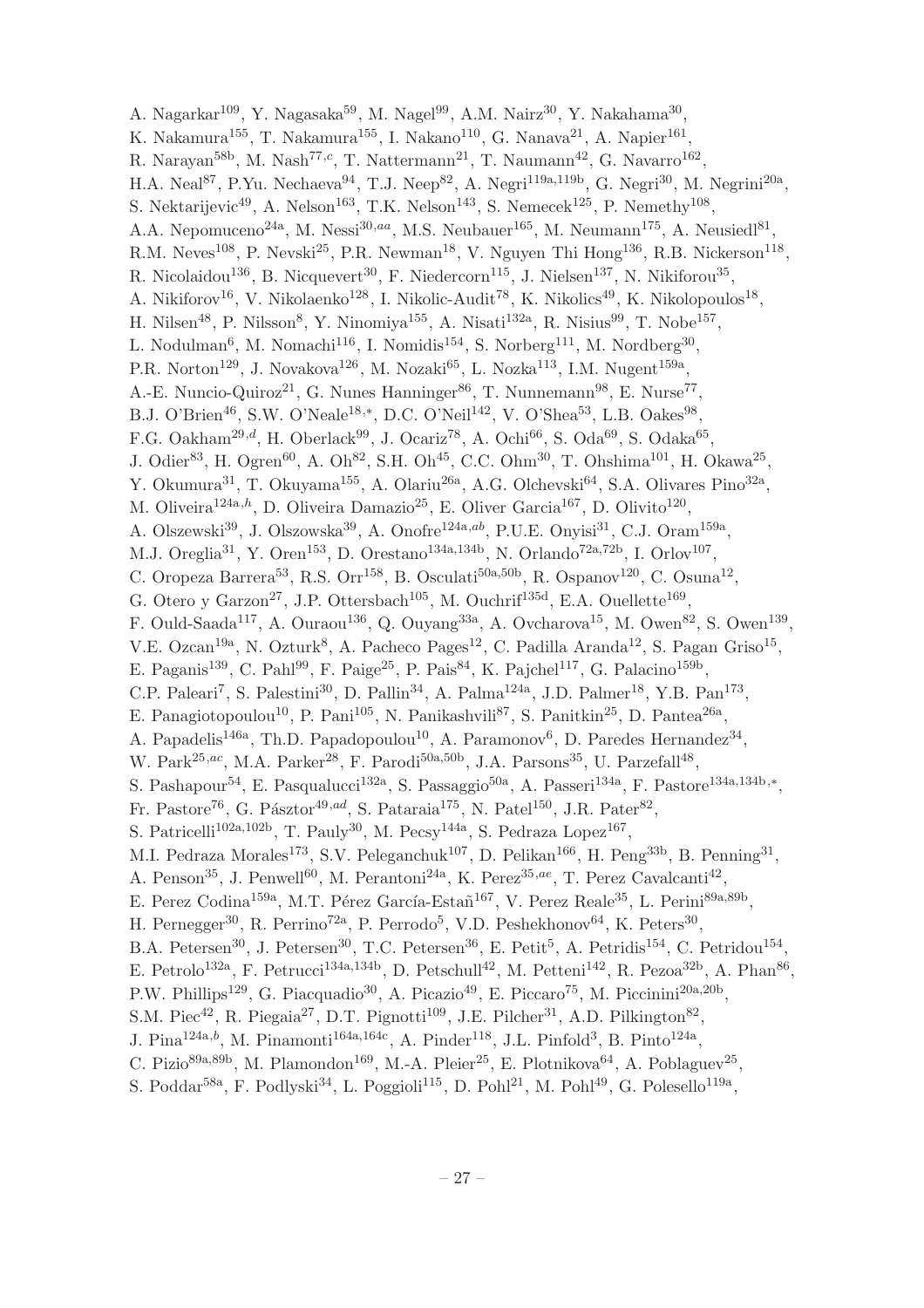A. Nagarkar[109], Y. Nagasaka[59], M. Nagel[99], A.M. Nairz[30], Y. Nakahama[30], K. Nakamura[155], T. Nakamura[155], I. Nakano[110], G. Nanava[21], A. Napier[161], R. Narayan[58b], M. Nash[77,c], T. Nattermann[21], T. Naumann[42], G. Navarro[162], H.A. Neal[87], P.Yu. Nechaeva[94], T.J. Neep[82], A. Negri[119a,119b], G. Negri[30], M. Negrini[20a], S. Nektarijevic[49], A. Nelson[163], T.K. Nelson[143], S. Nemecek[125], P. Nemethy[108], A.A. Nepomuceno[24a], M. Nessi[30,aa], M.S. Neubauer[165], M. Neumann[175], A. Neusiedl[81], R.M. Neves[108], P. Nevski[25], P.R. Newman[18], V. Nguyen Thi Hong[136], R.B. Nickerson[118], R. Nicolaidou[136], B. Nicquevert[30], F. Niedercorn[115], J. Nielsen[137], N. Nikiforou[35], A. Nikiforov[16], V. Nikolaenko[128], I. Nikolic-Audit[78], K. Nikolics[49], K. Nikolopoulos[18], H. Nilsen[48], P. Nilsson[8], Y. Ninomiya[155], A. Nisati[132a], R. Nisius[99], T. Nobe[157], L. Nodulman[6], M. Nomachi[116], I. Nomidis[154], S. Norberg[111], M. Nordberg[30], P.R. Norton[129], J. Novakova[126], M. Nozaki[65], L. Nozka[113], I.M. Nugent[159a], A.-E. Nuncio-Quiroz[21], G. Nunes Hanninger[86], T. Nunnemann[98], E. Nurse[77], B.J. O'Brien[46], S.W. O'Neale[18,*], D.C. O'Neil[142], V. O'Shea[53], L.B. Oakes[98], F.G. Oakham[29,d], H. Oberlack[99], J. Ocariz[78], A. Ochi[66], S. Oda[69], S. Odaka[65], J. Odier[83], H. Ogren[60], A. Oh[82], S.H. Oh[45], C.C. Ohm[30], T. Ohshima[101], H. Okawa[25], Y. Okumura[31], T. Okuyama[155], A. Olariu[26a], A.G. Olchevski[64], S.A. Olivares Pino[32a], M. Oliveira[124a,h], D. Oliveira Damazio[25], E. Oliver Garcia[167], D. Olivito[120], A. Olszewski[39], J. Olszowska[39], A. Onofre[124a,ab], P.U.E. Onyisi[31], C.J. Oram[159a], M.J. Oreglia[31], Y. Oren[153], D. Orestano[134a,134b], N. Orlando[72a,72b], I. Orlov[107], C. Oropeza Barrera[53], R.S. Orr[158], B. Osculati[50a,50b], R. Ospanov[120], C. Osuna[12], G. Otero y Garzon[27], J.P. Ottersbach[105], M. Ouchrif[135d], E.A. Ouellette[169], F. Ould-Saada[117], A. Ouraou[136], Q. Ouyang[33a], A. Ovcharova[15], M. Owen[82], S. Owen[139], V.E. Ozcan[19a], N. Ozturk[8], A. Pacheco Pages[12], C. Padilla Aranda[12], S. Pagan Griso[15], E. Paganis[139], C. Pahl[99], F. Paige[25], P. Pais[84], K. Pajchel[117], G. Palacino[159b], C.P. Paleari[7], S. Palestini[30], D. Pallin[34], A. Palma[124a], J.D. Palmer[18], Y.B. Pan[173], E. Panagiotopoulou[10], P. Pani[105], N. Panikashvili[87], S. Panitkin[25], D. Pantea[26a], A. Papadelis[146a], Th.D. Papadopoulou[10], A. Paramonov[6], D. Paredes Hernandez[34], W. Park[25,ac], M.A. Parker[28], F. Parodi[50a,50b], J.A. Parsons[35], U. Parzefall[48], S. Pashapour[54], E. Pasqualucci[132a], S. Passaggio[50a], A. Passeri[134a], F. Pastore[134a,134b,*], Fr. Pastore[76], G. Pásztor[49,ad], S. Pataraia[175], N. Patel[150], J.R. Pater[82], S. Patricelli[102a,102b], T. Pauly[30], M. Pecsy[144a], S. Pedraza Lopez[167], M.I. Pedraza Morales[173], S.V. Peleganchuk[107], D. Pelikan[166], H. Peng[33b], B. Penning[31], A. Penson[35], J. Penwell[60], M. Perantoni[24a], K. Perez[35,ae], T. Perez Cavalcanti[42], E. Perez Codina[159a], M.T. Pérez García-Estañ[167], V. Perez Reale[35], L. Perini[89a,89b], H. Pernegger[30], R. Perrino[72a], P. Perrodo[5], V.D. Peshekhonov[64], K. Peters[30], B.A. Petersen[30], J. Petersen[30], T.C. Petersen[36], E. Petit[5], A. Petridis[154], C. Petridou[154], E. Petrolo[132a], F. Petrucci[134a,134b], D. Petschull[42], M. Petteni[142], R. Pezoa[32b], A. Phan[86], P.W. Phillips[129], G. Piacquadio[30], A. Picazio[49], E. Piccaro[75], M. Piccinini[20a,20b], S.M. Piec[42], R. Piegaia[27], D.T. Pignotti[109], J.E. Pilcher[31], A.D. Pilkington[82], J. Pina[124a,b], M. Pinamonti[164a,164c], A. Pinder[118], J.L. Pinfold[3], B. Pinto[124a], C. Pizio[89a,89b], M. Plamondon[169], M.-A. Pleier[25], E. Plotnikova[64], A. Poblaguev[25], S. Poddar[58a], F. Podlyski[34], L. Poggioli[115], D. Pohl[21], M. Pohl[49], G. Polesello[119a],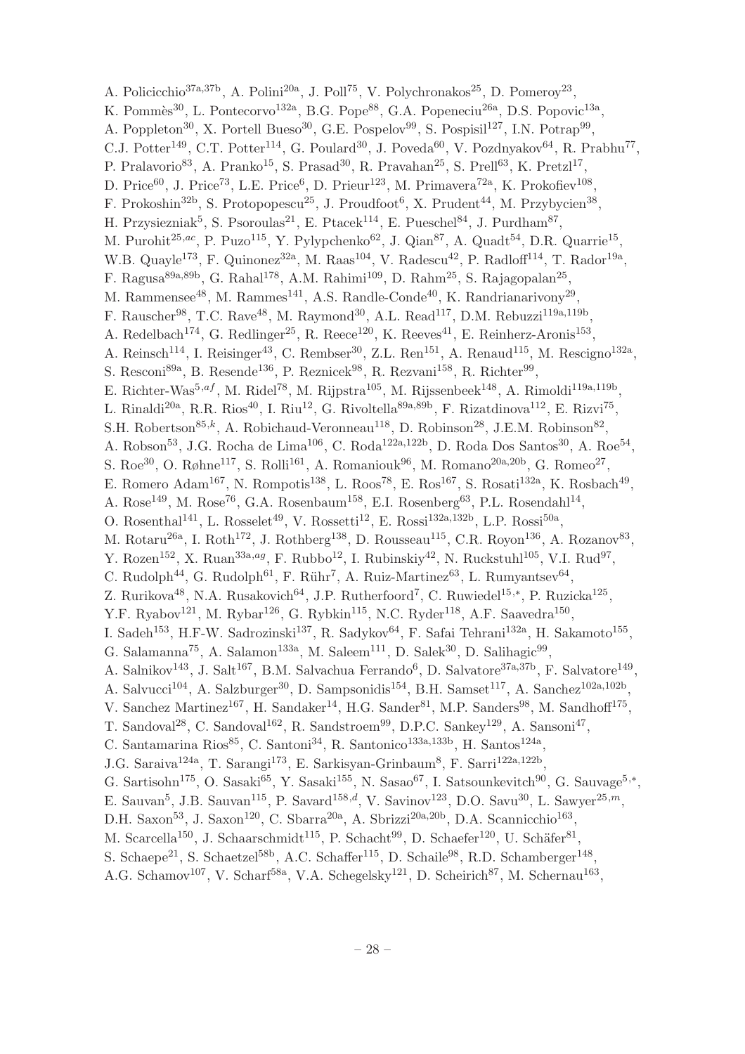A. Policicchio[37a,37b], A. Polini[20a], J. Poll[75], V. Polychronakos[25], D. Pomeroy[23], K. Pommès[30], L. Pontecorvo[132a], B.G. Pope[88], G.A. Popeneciu[26a], D.S. Popovic[13a], A. Poppleton[30], X. Portell Bueso[30], G.E. Pospelov[99], S. Pospisil[127], I.N. Potrap[99], C.J. Potter[149], C.T. Potter[114], G. Poulard[30], J. Poveda[60], V. Pozdnyakov[64], R. Prabhu[77], P. Pralavorio[83], A. Pranko[15], S. Prasad[30], R. Pravahan[25], S. Prell[63], K. Pretzl[17], D. Price[60], J. Price[73], L.E. Price[6], D. Prieur[123], M. Primavera[72a], K. Prokofiev[108], F. Prokoshin[32b], S. Protopopescu[25], J. Proudfoot[6], X. Prudent[44], M. Przybycien[38], H. Przysiezniak[5], S. Psoroulas[21], E. Ptacek[114], E. Pueschel[84], J. Purdham[87], M. Purohit[25,ac], P. Puzo[115], Y. Pylypchenko[62], J. Qian[87], A. Quadt[54], D.R. Quarrie[15], W.B. Quayle[173], F. Quinonez[32a], M. Raas[104], V. Radescu[42], P. Radloff[114], T. Rador[19a], F. Ragusa[89a,89b], G. Rahal[178], A.M. Rahimi[109], D. Rahm[25], S. Rajagopalan[25], M. Rammensee[48], M. Rammes[141], A.S. Randle-Conde[40], K. Randrianarivony[29], F. Rauscher[98], T.C. Rave[48], M. Raymond[30], A.L. Read[117], D.M. Rebuzzi[119a,119b], A. Redelbach[174], G. Redlinger[25], R. Reece[120], K. Reeves[41], E. Reinherz-Aronis[153], A. Reinsch[114], I. Reisinger[43], C. Rembser[30], Z.L. Ren[151], A. Renaud[115], M. Rescigno[132a], S. Resconi[89a], B. Resende[136], P. Reznicek[98], R. Rezvani[158], R. Richter[99], E. Richter-Was[5,af], M. Ridel[78], M. Rijpstra[105], M. Rijssenbeek[148], A. Rimoldi[119a,119b], L. Rinaldi[20a], R.R. Rios[40], I. Riu[12], G. Rivoltella[89a,89b], F. Rizatdinova[112], E. Rizvi[75], S.H. Robertson[85,k], A. Robichaud-Veronneau[118], D. Robinson[28], J.E.M. Robinson[82], A. Robson[53], J.G. Rocha de Lima[106], C. Roda[122a,122b], D. Roda Dos Santos[30], A. Roe[54], S. Roe[30], O. Røhne[117], S. Rolli[161], A. Romaniouk[96], M. Romano[20a,20b], G. Romeo[27], E. Romero Adam[167], N. Rompotis[138], L. Roos[78], E. Ros[167], S. Rosati[132a], K. Rosbach[49], A. Rose[149], M. Rose[76], G.A. Rosenbaum[158], E.I. Rosenberg[63], P.L. Rosendahl[14], O. Rosenthal[141], L. Rosselet[49], V. Rossetti[12], E. Rossi[132a,132b], L.P. Rossi[50a], M. Rotaru[26a], I. Roth[172], J. Rothberg[138], D. Rousseau[115], C.R. Royon[136], A. Rozanov[83], Y. Rozen[152], X. Ruan[33a,ag], F. Rubbo[12], I. Rubinskiy[42], N. Ruckstuhl[105], V.I. Rud[97], C. Rudolph[44], G. Rudolph[61], F. Rühr[7], A. Ruiz-Martinez[63], L. Rumyantsev[64], Z. Rurikova[48], N.A. Rusakovich[64], J.P. Rutherfoord[7], C. Ruwiedel[15,*], P. Ruzicka[125], Y.F. Ryabov[121], M. Rybar[126], G. Rybkin[115], N.C. Ryder[118], A.F. Saavedra[150], I. Sadeh[153], H.F-W. Sadrozinski[137], R. Sadykov[64], F. Safai Tehrani[132a], H. Sakamoto[155], G. Salamanna[75], A. Salamon[133a], M. Saleem[111], D. Salek[30], D. Salihagic[99], A. Salnikov[143], J. Salt[167], B.M. Salvachua Ferrando[6], D. Salvatore[37a,37b], F. Salvatore[149], A. Salvucci[104], A. Salzburger[30], D. Sampsonidis[154], B.H. Samset[117], A. Sanchez[102a,102b], V. Sanchez Martinez[167], H. Sandaker[14], H.G. Sander[81], M.P. Sanders[98], M. Sandhoff[175], T. Sandoval[28], C. Sandoval[162], R. Sandstroem[99], D.P.C. Sankey[129], A. Sansoni[47], C. Santamarina Rios[85], C. Santoni[34], R. Santonico[133a,133b], H. Santos[124a], J.G. Saraiva[124a], T. Sarangi[173], E. Sarkisyan-Grinbaum[8], F. Sarri[122a,122b], G. Sartisohn[175], O. Sasaki[65], Y. Sasaki[155], N. Sasao[67], I. Satsounkevitch[90], G. Sauvage[5,*], E. Sauvan[5], J.B. Sauvan[115], P. Savard[158,d], V. Savinov[123], D.O. Savu[30], L. Sawyer[25,m], D.H. Saxon[53], J. Saxon[120], C. Sbarra[20a], A. Sbrizzi[20a,20b], D.A. Scannicchio[163], M. Scarcella[150], J. Schaarschmidt[115], P. Schacht[99], D. Schaefer[120], U. Schäfer[81], S. Schaepe[21], S. Schaetzel[58b], A.C. Schaffer[115], D. Schaile[98], R.D. Schamberger[148], A.G. Schamov[107], V. Scharf[58a], V.A. Schegelsky[121], D. Scheirich[87], M. Schernau[163],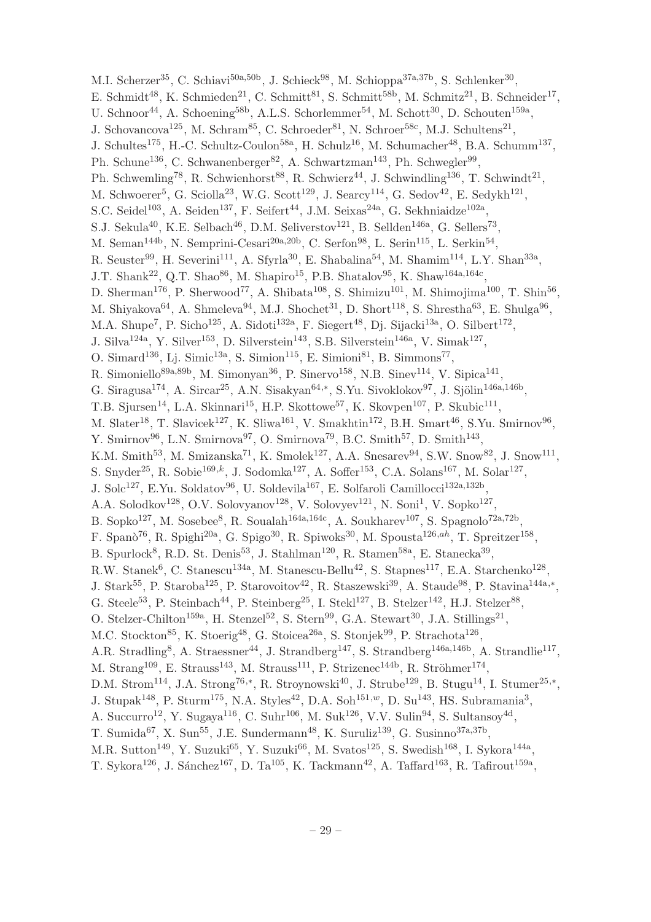M.I. Scherzer[35], C. Schiavi[50a,50b], J. Schieck[98], M. Schioppa[37a,37b], S. Schlenker[30], E. Schmidt[48], K. Schmieden[21], C. Schmitt[81], S. Schmitt[58b], M. Schmitz[21], B. Schneider[17], U. Schnoor[44], A. Schoening[58b], A.L.S. Schorlemmer[54], M. Schott[30], D. Schouten[159a], J. Schovancova[125], M. Schram[85], C. Schroeder[81], N. Schroer[58c], M.J. Schultens[21], J. Schultes[175], H.-C. Schultz-Coulon[58a], H. Schulz[16], M. Schumacher[48], B.A. Schumm[137], Ph. Schune[136], C. Schwanenberger[82], A. Schwartzman[143], Ph. Schwegler[99], Ph. Schwemling[78], R. Schwienhorst[88], R. Schwierz[44], J. Schwindling[136], T. Schwindt[21], M. Schwoerer[5], G. Sciolla[23], W.G. Scott[129], J. Searcy[114], G. Sedov[42], E. Sedykh[121], S.C. Seidel[103], A. Seiden[137], F. Seifert[44], J.M. Seixas[24a], G. Sekhniaidze[102a], S.J. Sekula[40], K.E. Selbach[46], D.M. Seliverstov[121], B. Sellden[146a], G. Sellers[73], M. Seman[144b], N. Semprini-Cesari[20a,20b], C. Serfon[98], L. Serin[115], L. Serkin[54], R. Seuster[99], H. Severini[111], A. Sfyrla[30], E. Shabalina[54], M. Shamim[114], L.Y. Shan[33a], J.T. Shank[22], Q.T. Shao[86], M. Shapiro[15], P.B. Shatalov[95], K. Shaw[164a,164c], D. Sherman[176], P. Sherwood[77], A. Shibata[108], S. Shimizu[101], M. Shimojima[100], T. Shin[56], M. Shiyakova[64], A. Shmeleva[94], M.J. Shochet[31], D. Short[118], S. Shrestha[63], E. Shulga[96], M.A. Shupe[7], P. Sicho[125], A. Sidoti[132a], F. Siegert[48], Dj. Sijacki[13a], O. Silbert[172], J. Silva[124a], Y. Silver[153], D. Silverstein[143], S.B. Silverstein[146a], V. Simak[127], O. Simard[136], Lj. Simic[13a], S. Simion[115], E. Simioni[81], B. Simmons[77], R. Simoniello[89a,89b], M. Simonyan[36], P. Sinervo[158], N.B. Sinev[114], V. Sipica[141], G. Siragusa[174], A. Sircar[25], A.N. Sisakyan[64,*], S.Yu. Sivoklokov[97], J. Sjölin[146a,146b], T.B. Sjursen[14], L.A. Skinnari[15], H.P. Skottowe[57], K. Skovpen[107], P. Skubic[111], M. Slater[18], T. Slavicek[127], K. Sliwa[161], V. Smakhtin[172], B.H. Smart[46], S.Yu. Smirnov[96], Y. Smirnov[96], L.N. Smirnova[97], O. Smirnova[79], B.C. Smith[57], D. Smith[143], K.M. Smith[53], M. Smizanska[71], K. Smolek[127], A.A. Snesarev[94], S.W. Snow[82], J. Snow[111], S. Snyder[25], R. Sobie[169,k], J. Sodomka[127], A. Soffer[153], C.A. Solans[167], M. Solar[127], J. Solc[127], E.Yu. Soldatov[96], U. Soldevila[167], E. Solfaroli Camillocci[132a,132b], A.A. Solodkov[128], O.V. Solovyanov[128], V. Solovyev[121], N. Soni[1], V. Sopko[127], B. Sopko[127], M. Sosebee[8], R. Soualah[164a,164c], A. Soukharev[107], S. Spagnolo[72a,72b], F. Spanò[76], R. Spighi[20a], G. Spigo[30], R. Spiwoks[30], M. Spousta[126,ah], T. Spreitzer[158], B. Spurlock[8], R.D. St. Denis[53], J. Stahlman[120], R. Stamen[58a], E. Stanecka[39], R.W. Stanek[6], C. Stanescu[134a], M. Stanescu-Bellu[42], S. Stapnes[117], E.A. Starchenko[128], J. Stark[55], P. Staroba[125], P. Starovoitov[42], R. Staszewski[39], A. Staude[98], P. Stavina[144a,*], G. Steele[53], P. Steinbach[44], P. Steinberg[25], I. Stekl[127], B. Stelzer[142], H.J. Stelzer[88], O. Stelzer-Chilton[159a], H. Stenzel[52], S. Stern[99], G.A. Stewart[30], J.A. Stillings[21], M.C. Stockton[85], K. Stoerig[48], G. Stoicea[26a], S. Stonjek[99], P. Strachota[126], A.R. Stradling[8], A. Straessner[44], J. Strandberg[147], S. Strandberg[146a,146b], A. Strandlie[117], M. Strang[109], E. Strauss[143], M. Strauss[111], P. Strizenec[144b], R. Ströhmer[174], D.M. Strom[114], J.A. Strong[76,*], R. Stroynowski[40], J. Strube[129], B. Stugu[14], I. Stumer[25,*], J. Stupak[148], P. Sturm[175], N.A. Styles[42], D.A. Soh[151,w], D. Su[143], HS. Subramania[3], A. Succurro[12], Y. Sugaya[116], C. Suhr[106], M. Suk[126], V.V. Sulin[94], S. Sultansoy[4d], T. Sumida[67], X. Sun[55], J.E. Sundermann[48], K. Suruliz[139], G. Susinno[37a,37b], M.R. Sutton[149], Y. Suzuki[65], Y. Suzuki[66], M. Svatos[125], S. Swedish[168], I. Sykora[144a], T. Sykora[126], J. Sánchez[167], D. Ta[105], K. Tackmann[42], A. Taffard[163], R. Tafirout[159a],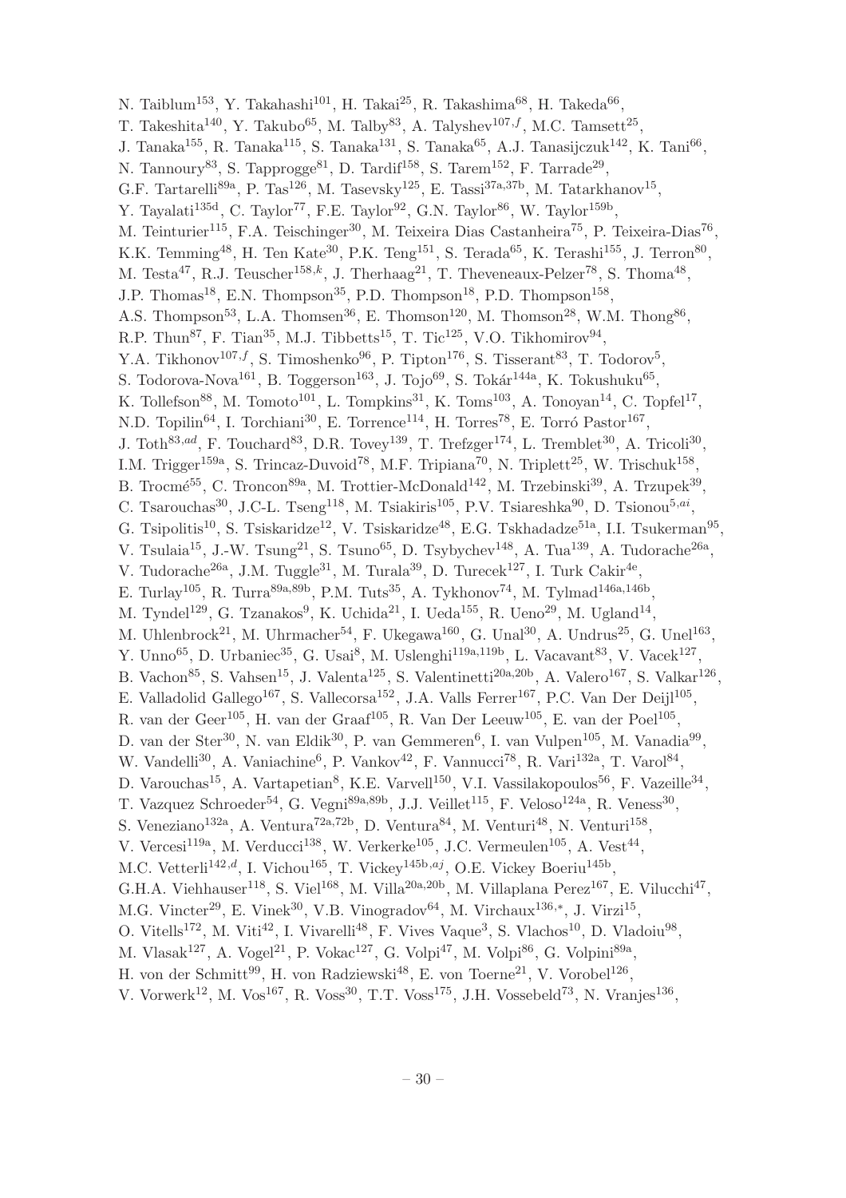N. Taiblum[153], Y. Takahashi[101], H. Takai[25], R. Takashima[68], H. Takeda[66], T. Takeshita[140], Y. Takubo[65], M. Talby[83], A. Talyshev[107,f], M.C. Tamsett[25], J. Tanaka[155], R. Tanaka[115], S. Tanaka[131], S. Tanaka[65], A.J. Tanasijczuk[142], K. Tani[66], N. Tannoury[83], S. Tapprogge[81], D. Tardif[158], S. Tarem[152], F. Tarrade[29], G.F. Tartarelli[89a], P. Tas[126], M. Tasevsky[125], E. Tassi[37a,37b], M. Tatarkhanov[15], Y. Tayalati[135d], C. Taylor[77], F.E. Taylor[92], G.N. Taylor[86], W. Taylor[159b], M. Teinturier[115], F.A. Teischinger[30], M. Teixeira Dias Castanheira[75], P. Teixeira-Dias[76], K.K. Temming[48], H. Ten Kate[30], P.K. Teng[151], S. Terada[65], K. Terashi[155], J. Terron[80], M. Testa[47], R.J. Teuscher[158,k], J. Therhaag[21], T. Theveneaux-Pelzer[78], S. Thoma[48], J.P. Thomas[18], E.N. Thompson[35], P.D. Thompson[18], P.D. Thompson[158], A.S. Thompson[53], L.A. Thomsen[36], E. Thomson[120], M. Thomson[28], W.M. Thong[86], R.P. Thun[87], F. Tian[35], M.J. Tibbetts[15], T. Tic[125], V.O. Tikhomirov[94], Y.A. Tikhonov[107,f], S. Timoshenko[96], P. Tipton[176], S. Tisserant[83], T. Todorov[5], S. Todorova-Nova[161], B. Toggerson[163], J. Tojo[69], S. Tokár[144a], K. Tokushuku[65], K. Tollefson[88], M. Tomoto[101], L. Tompkins[31], K. Toms[103], A. Tonoyan[14], C. Topfel[17], N.D. Topilin[64], I. Torchiani[30], E. Torrence[114], H. Torres[78], E. Torró Pastor[167], J. Toth[83,ad], F. Touchard[83], D.R. Tovey[139], T. Trefzger[174], L. Tremblet[30], A. Tricoli[30], I.M. Trigger[159a], S. Trincaz-Duvoid[78], M.F. Tripiana[70], N. Triplett[25], W. Trischuk[158], B. Trocmé[55], C. Troncon[89a], M. Trottier-McDonald[142], M. Trzebinski[39], A. Trzupek[39], C. Tsarouchas[30], J.C-L. Tseng[118], M. Tsiakiris[105], P.V. Tsiareshka[90], D. Tsionou[5,ai], G. Tsipolitis[10], S. Tsiskaridze[12], V. Tsiskaridze[48], E.G. Tskhadadze[51a], I.I. Tsukerman[95], V. Tsulaia[15], J.-W. Tsung[21], S. Tsuno[65], D. Tsybychev[148], A. Tua[139], A. Tudorache[26a], V. Tudorache[26a], J.M. Tuggle[31], M. Turala[39], D. Turecek[127], I. Turk Cakir[4e], E. Turlay[105], R. Turra[89a,89b], P.M. Tuts[35], A. Tykhonov[74], M. Tylmad[146a,146b], M. Tyndel[129], G. Tzanakos[9], K. Uchida[21], I. Ueda[155], R. Ueno[29], M. Ugland[14], M. Uhlenbrock[21], M. Uhrmacher[54], F. Ukegawa[160], G. Unal[30], A. Undrus[25], G. Unel[163], Y. Unno[65], D. Urbaniec[35], G. Usai[8], M. Uslenghi[119a,119b], L. Vacavant[83], V. Vacek[127], B. Vachon[85], S. Vahsen[15], J. Valenta[125], S. Valentinetti[20a,20b], A. Valero[167], S. Valkar[126], E. Valladolid Gallego[167], S. Vallecorsa[152], J.A. Valls Ferrer[167], P.C. Van Der Deijl[105], R. van der Geer[105], H. van der Graaf[105], R. Van Der Leeuw[105], E. van der Poel[105], D. van der Ster[30], N. van Eldik[30], P. van Gemmeren[6], I. van Vulpen[105], M. Vanadia[99], W. Vandelli[30], A. Vaniachine[6], P. Vankov[42], F. Vannucci[78], R. Vari[132a], T. Varol[84], D. Varouchas[15], A. Vartapetian[8], K.E. Varvell[150], V.I. Vassilakopoulos[56], F. Vazeille[34], T. Vazquez Schroeder[54], G. Vegni[89a,89b], J.J. Veillet[115], F. Veloso[124a], R. Veness[30], S. Veneziano[132a], A. Ventura[72a,72b], D. Ventura[84], M. Venturi[48], N. Venturi[158], V. Vercesi[119a], M. Verducci[138], W. Verkerke[105], J.C. Vermeulen[105], A. Vest[44], M.C. Vetterli[142,d], I. Vichou[165], T. Vickey[145b,aj], O.E. Vickey Boeriu[145b], G.H.A. Viehhauser[118], S. Viel[168], M. Villa[20a,20b], M. Villaplana Perez[167], E. Vilucchi[47], M.G. Vincter[29], E. Vinek[30], V.B. Vinogradov[64], M. Virchaux[136,*], J. Virzi[15], O. Vitells[172], M. Viti[42], I. Vivarelli[48], F. Vives Vaque[3], S. Vlachos[10], D. Vladoiu[98], M. Vlasak[127], A. Vogel[21], P. Vokac[127], G. Volpi[47], M. Volpi[86], G. Volpini[89a], H. von der Schmitt[99], H. von Radziewski[48], E. von Toerne[21], V. Vorobel[126], V. Vorwerk[12], M. Vos[167], R. Voss[30], T.T. Voss[175], J.H. Vossebeld[73], N. Vranjes[136],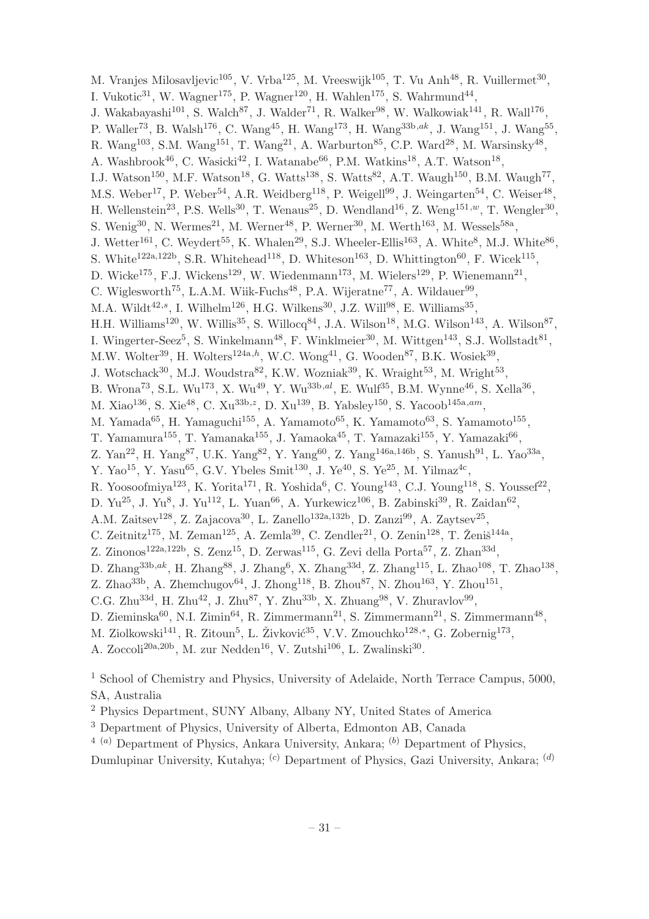M. Vranjes Milosavljevic[105], V. Vrba[125], M. Vreeswijk[105], T. Vu Anh[48], R. Vuillermet[30], I. Vukotic[31], W. Wagner[175], P. Wagner[120], H. Wahlen[175], S. Wahrmund[44], J. Wakabayashi[101], S. Walch[87], J. Walder[71], R. Walker[98], W. Walkowiak[141], R. Wall[176], P. Waller[73], B. Walsh[176], C. Wang[45], H. Wang[173], H. Wang[33b,ak], J. Wang[151], J. Wang[55], R. Wang[103], S.M. Wang[151], T. Wang[21], A. Warburton[85], C.P. Ward[28], M. Warsinsky[48], A. Washbrook[46], C. Wasicki[42], I. Watanabe[66], P.M. Watkins[18], A.T. Watson[18], I.J. Watson[150], M.F. Watson[18], G. Watts[138], S. Watts[82], A.T. Waugh[150], B.M. Waugh[77], M.S. Weber[17], P. Weber[54], A.R. Weidberg[118], P. Weigell[99], J. Weingarten[54], C. Weiser[48], H. Wellenstein[23], P.S. Wells[30], T. Wenaus[25], D. Wendland[16], Z. Weng[151,w], T. Wengler[30], S. Wenig[30], N. Wermes[21], M. Werner[48], P. Werner[30], M. Werth[163], M. Wessels[58a], J. Wetter[161], C. Weydert[55], K. Whalen[29], S.J. Wheeler-Ellis[163], A. White[8], M.J. White[86], S. White[122a,122b], S.R. Whitehead[118], D. Whiteson[163], D. Whittington[60], F. Wicek[115], D. Wicke[175], F.J. Wickens[129], W. Wiedenmann[173], M. Wielers[129], P. Wienemann[21], C. Wiglesworth[75], L.A.M. Wiik-Fuchs[48], P.A. Wijeratne[77], A. Wildauer[99], M.A. Wildt[42,s], I. Wilhelm[126], H.G. Wilkens[30], J.Z. Will[98], E. Williams[35], H.H. Williams[120], W. Willis[35], S. Willocq[84], J.A. Wilson[18], M.G. Wilson[143], A. Wilson[87], I. Wingerter-Seez[5], S. Winkelmann[48], F. Winklmeier[30], M. Wittgen[143], S.J. Wollstadt[81], M.W. Wolter[39], H. Wolters[124a,h], W.C. Wong[41], G. Wooden[87], B.K. Wosiek[39], J. Wotschack[30], M.J. Woudstra[82], K.W. Wozniak[39], K. Wraight[53], M. Wright[53], B. Wrona[73], S.L. Wu[173], X. Wu[49], Y. Wu[33b,al], E. Wulf[35], B.M. Wynne[46], S. Xella[36], M. Xiao[136], S. Xie[48], C. Xu[33b,z], D. Xu[139], B. Yabsley[150], S. Yacoob[145a,am], M. Yamada[65], H. Yamaguchi[155], A. Yamamoto[65], K. Yamamoto[63], S. Yamamoto[155], T. Yamamura[155], T. Yamanaka[155], J. Yamaoka[45], T. Yamazaki[155], Y. Yamazaki[66], Z. Yan[22], H. Yang[87], U.K. Yang[82], Y. Yang[60], Z. Yang[146a,146b], S. Yanush[91], L. Yao[33a], Y. Yao[15], Y. Yasu[65], G.V. Ybeles Smit[130], J. Ye[40], S. Ye[25], M. Yilmaz[4c], R. Yoosoofmiya[123], K. Yorita[171], R. Yoshida[6], C. Young[143], C.J. Young[118], S. Youssef[22], D. Yu[25], J. Yu[8], J. Yu[112], L. Yuan[66], A. Yurkewicz[106], B. Zabinski[39], R. Zaidan[62], A.M. Zaitsev[128], Z. Zajacova[30], L. Zanello[132a,132b], D. Zanzi[99], A. Zaytsev[25], C. Zeitnitz[175], M. Zeman[125], A. Zemla[39], C. Zendler[21], O. Zenin[128], T. Ženiš[144a], Z. Zinonos[122a,122b], S. Zenz[15], D. Zerwas[115], G. Zevi della Porta[57], Z. Zhan[33d], D. Zhang[33b,ak], H. Zhang[88], J. Zhang[6], X. Zhang[33d], Z. Zhang[115], L. Zhao[108], T. Zhao[138], Z. Zhao[33b], A. Zhemchugov[64], J. Zhong[118], B. Zhou[87], N. Zhou[163], Y. Zhou[151], C.G. Zhu[33d], H. Zhu[42], J. Zhu[87], Y. Zhu[33b], X. Zhuang[98], V. Zhuravlov[99], D. Zieminska[60], N.I. Zimin[64], R. Zimmermann[21], S. Zimmermann[21], S. Zimmermann[48], M. Ziolkowski[141], R. Zitoun[5], L. Živković[35], V.V. Zmouchko[128,*], G. Zobernig[173], A. Zoccoli[20a,20b], M. zur Nedden[16], V. Zutshi[106], L. Zwalinski[30].

[1] School of Chemistry and Physics, University of Adelaide, North Terrace Campus, 5000, SA, Australia

[2] Physics Department, SUNY Albany, Albany NY, United States of America

[3] Department of Physics, University of Alberta, Edmonton AB, Canada

[4] [(a)] Department of Physics, Ankara University, Ankara; [(b)] Department of Physics, Dumlupinar University, Kutahya; [(c)] Department of Physics, Gazi University, Ankara; [(d)]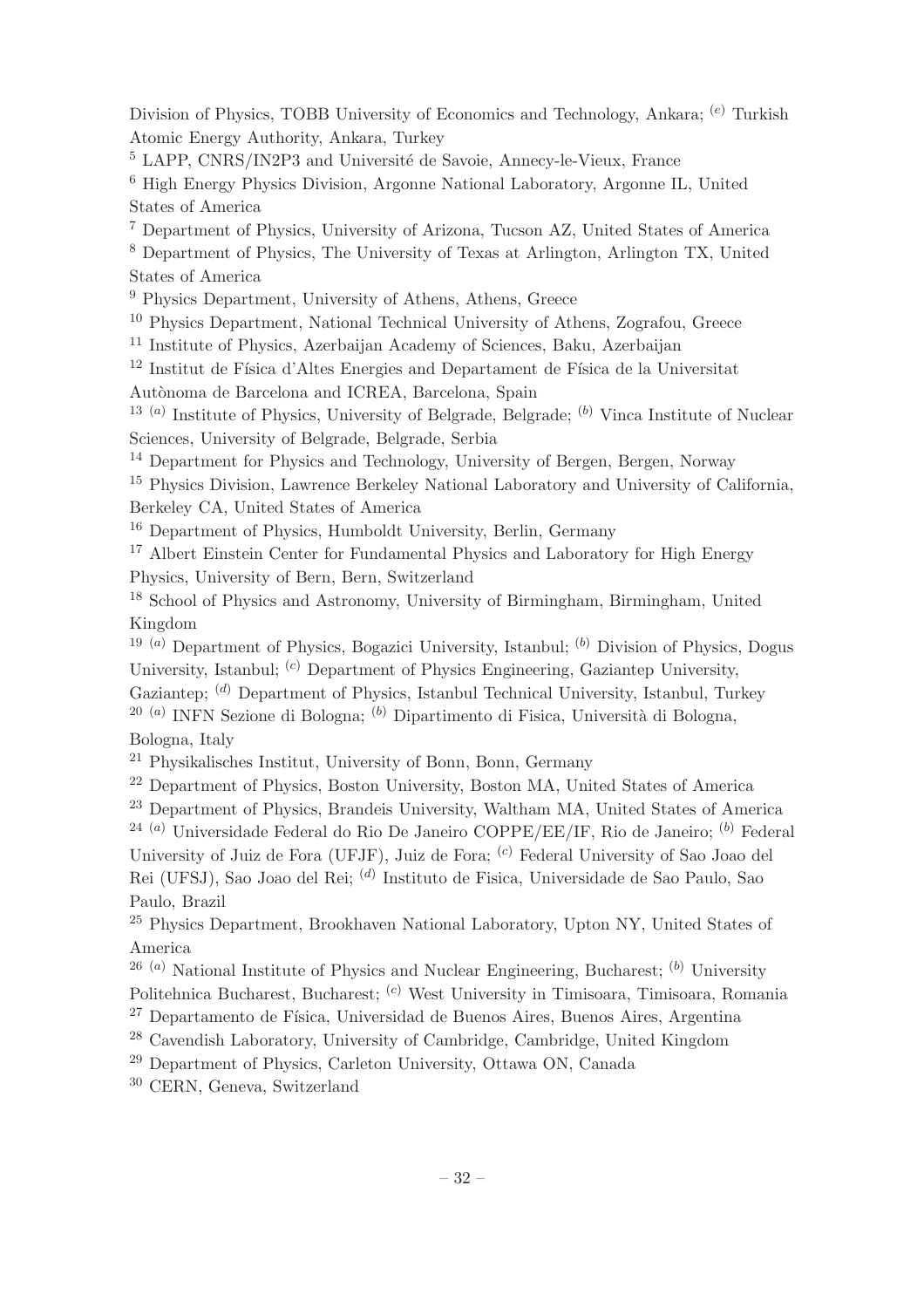Division of Physics, TOBB University of Economics and Technology, Ankara; [(e)] Turkish Atomic Energy Authority, Ankara, Turkey

[5] LAPP, CNRS/IN2P3 and Université de Savoie, Annecy-le-Vieux, France

[6] High Energy Physics Division, Argonne National Laboratory, Argonne IL, United States of America

[7] Department of Physics, University of Arizona, Tucson AZ, United States of America

[8] Department of Physics, The University of Texas at Arlington, Arlington TX, United States of America

[9] Physics Department, University of Athens, Athens, Greece

[10] Physics Department, National Technical University of Athens, Zografou, Greece

[11] Institute of Physics, Azerbaijan Academy of Sciences, Baku, Azerbaijan

[12] Institut de Física d'Altes Energies and Departament de Física de la Universitat Autònoma de Barcelona and ICREA, Barcelona, Spain

[13] [(a)] Institute of Physics, University of Belgrade, Belgrade; [(b)] Vinca Institute of Nuclear Sciences, University of Belgrade, Belgrade, Serbia

[14] Department for Physics and Technology, University of Bergen, Bergen, Norway

[15] Physics Division, Lawrence Berkeley National Laboratory and University of California, Berkeley CA, United States of America

[16] Department of Physics, Humboldt University, Berlin, Germany

[17] Albert Einstein Center for Fundamental Physics and Laboratory for High Energy Physics, University of Bern, Bern, Switzerland

[18] School of Physics and Astronomy, University of Birmingham, Birmingham, United Kingdom

[19] [(a)] Department of Physics, Bogazici University, Istanbul; [(b)] Division of Physics, Dogus University, Istanbul; [(c)] Department of Physics Engineering, Gaziantep University, Gaziantep; [(d)] Department of Physics, Istanbul Technical University, Istanbul, Turkey

[20] [(a)] INFN Sezione di Bologna; [(b)] Dipartimento di Fisica, Università di Bologna, Bologna, Italy

[21] Physikalisches Institut, University of Bonn, Bonn, Germany

[22] Department of Physics, Boston University, Boston MA, United States of America

[23] Department of Physics, Brandeis University, Waltham MA, United States of America

[24] [(a)] Universidade Federal do Rio De Janeiro COPPE/EE/IF, Rio de Janeiro; [(b)] Federal University of Juiz de Fora (UFJF), Juiz de Fora; [(c)] Federal University of Sao Joao del Rei (UFSJ), Sao Joao del Rei; [(d)] Instituto de Fisica, Universidade de Sao Paulo, Sao Paulo, Brazil

[25] Physics Department, Brookhaven National Laboratory, Upton NY, United States of America

[26] [(a)] National Institute of Physics and Nuclear Engineering, Bucharest; [(b)] University Politehnica Bucharest, Bucharest; [(c)] West University in Timisoara, Timisoara, Romania

[27] Departamento de Física, Universidad de Buenos Aires, Buenos Aires, Argentina

[28] Cavendish Laboratory, University of Cambridge, Cambridge, United Kingdom

[29] Department of Physics, Carleton University, Ottawa ON, Canada

[30] CERN, Geneva, Switzerland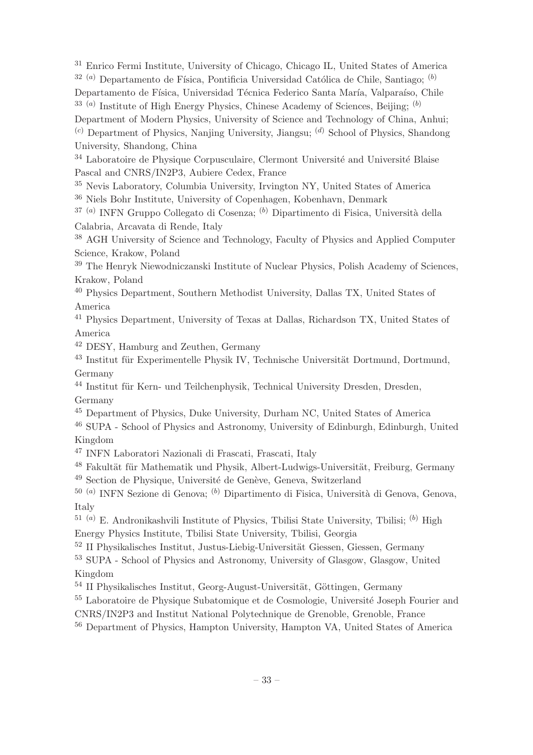[31] Enrico Fermi Institute, University of Chicago, Chicago IL, United States of America
[32] [(a)] Departamento de Física, Pontificia Universidad Católica de Chile, Santiago; [(b)] Departamento de Física, Universidad Técnica Federico Santa María, Valparaíso, Chile
[33] [(a)] Institute of High Energy Physics, Chinese Academy of Sciences, Beijing; [(b)] Department of Modern Physics, University of Science and Technology of China, Anhui; [(c)] Department of Physics, Nanjing University, Jiangsu; [(d)] School of Physics, Shandong University, Shandong, China
[34] Laboratoire de Physique Corpusculaire, Clermont Université and Université Blaise Pascal and CNRS/IN2P3, Aubiere Cedex, France
[35] Nevis Laboratory, Columbia University, Irvington NY, United States of America
[36] Niels Bohr Institute, University of Copenhagen, Kobenhavn, Denmark
[37] [(a)] INFN Gruppo Collegato di Cosenza; [(b)] Dipartimento di Fisica, Università della Calabria, Arcavata di Rende, Italy
[38] AGH University of Science and Technology, Faculty of Physics and Applied Computer Science, Krakow, Poland
[39] The Henryk Niewodniczanski Institute of Nuclear Physics, Polish Academy of Sciences, Krakow, Poland
[40] Physics Department, Southern Methodist University, Dallas TX, United States of America
[41] Physics Department, University of Texas at Dallas, Richardson TX, United States of America
[42] DESY, Hamburg and Zeuthen, Germany
[43] Institut für Experimentelle Physik IV, Technische Universität Dortmund, Dortmund, Germany
[44] Institut für Kern- und Teilchenphysik, Technical University Dresden, Dresden, Germany
[45] Department of Physics, Duke University, Durham NC, United States of America
[46] SUPA - School of Physics and Astronomy, University of Edinburgh, Edinburgh, United Kingdom
[47] INFN Laboratori Nazionali di Frascati, Frascati, Italy
[48] Fakultät für Mathematik und Physik, Albert-Ludwigs-Universität, Freiburg, Germany
[49] Section de Physique, Université de Genève, Geneva, Switzerland
[50] [(a)] INFN Sezione di Genova; [(b)] Dipartimento di Fisica, Università di Genova, Genova, Italy
[51] [(a)] E. Andronikashvili Institute of Physics, Tbilisi State University, Tbilisi; [(b)] High Energy Physics Institute, Tbilisi State University, Tbilisi, Georgia
[52] II Physikalisches Institut, Justus-Liebig-Universität Giessen, Giessen, Germany
[53] SUPA - School of Physics and Astronomy, University of Glasgow, Glasgow, United Kingdom
[54] II Physikalisches Institut, Georg-August-Universität, Göttingen, Germany
[55] Laboratoire de Physique Subatomique et de Cosmologie, Université Joseph Fourier and CNRS/IN2P3 and Institut National Polytechnique de Grenoble, Grenoble, France
[56] Department of Physics, Hampton University, Hampton VA, United States of America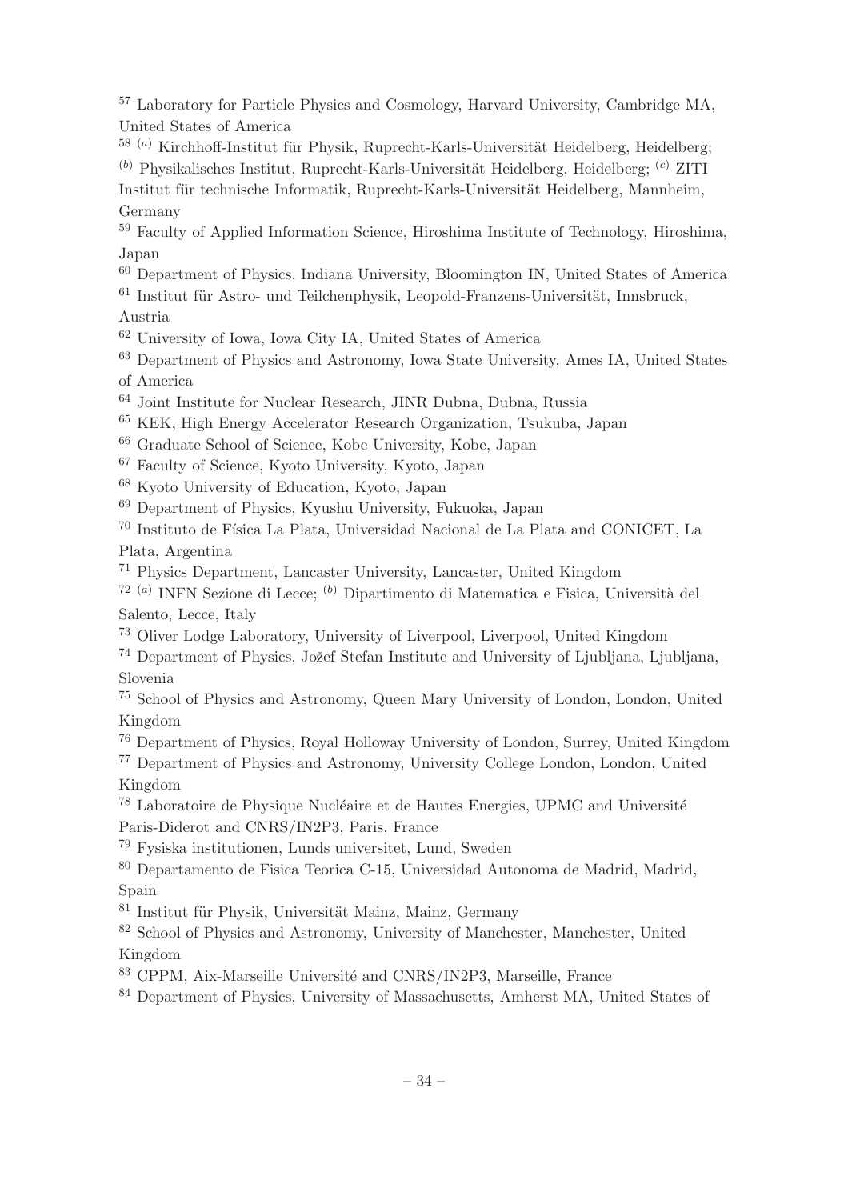[57] Laboratory for Particle Physics and Cosmology, Harvard University, Cambridge MA, United States of America

[58] [(a)] Kirchhoff-Institut für Physik, Ruprecht-Karls-Universität Heidelberg, Heidelberg; [(b)] Physikalisches Institut, Ruprecht-Karls-Universität Heidelberg, Heidelberg; [(c)] ZITI Institut für technische Informatik, Ruprecht-Karls-Universität Heidelberg, Mannheim, Germany

[59] Faculty of Applied Information Science, Hiroshima Institute of Technology, Hiroshima, Japan

[60] Department of Physics, Indiana University, Bloomington IN, United States of America

[61] Institut für Astro- und Teilchenphysik, Leopold-Franzens-Universität, Innsbruck, Austria

[62] University of Iowa, Iowa City IA, United States of America

[63] Department of Physics and Astronomy, Iowa State University, Ames IA, United States of America

[64] Joint Institute for Nuclear Research, JINR Dubna, Dubna, Russia

[65] KEK, High Energy Accelerator Research Organization, Tsukuba, Japan

[66] Graduate School of Science, Kobe University, Kobe, Japan

[67] Faculty of Science, Kyoto University, Kyoto, Japan

[68] Kyoto University of Education, Kyoto, Japan

[69] Department of Physics, Kyushu University, Fukuoka, Japan

[70] Instituto de Física La Plata, Universidad Nacional de La Plata and CONICET, La Plata, Argentina

[71] Physics Department, Lancaster University, Lancaster, United Kingdom

[72] [(a)] INFN Sezione di Lecce; [(b)] Dipartimento di Matematica e Fisica, Università del Salento, Lecce, Italy

[73] Oliver Lodge Laboratory, University of Liverpool, Liverpool, United Kingdom

[74] Department of Physics, Jožef Stefan Institute and University of Ljubljana, Ljubljana, Slovenia

[75] School of Physics and Astronomy, Queen Mary University of London, London, United Kingdom

[76] Department of Physics, Royal Holloway University of London, Surrey, United Kingdom

[77] Department of Physics and Astronomy, University College London, London, United Kingdom

[78] Laboratoire de Physique Nucléaire et de Hautes Energies, UPMC and Université Paris-Diderot and CNRS/IN2P3, Paris, France

[79] Fysiska institutionen, Lunds universitet, Lund, Sweden

[80] Departamento de Fisica Teorica C-15, Universidad Autonoma de Madrid, Madrid, Spain

[81] Institut für Physik, Universität Mainz, Mainz, Germany

[82] School of Physics and Astronomy, University of Manchester, Manchester, United Kingdom

[83] CPPM, Aix-Marseille Université and CNRS/IN2P3, Marseille, France

[84] Department of Physics, University of Massachusetts, Amherst MA, United States of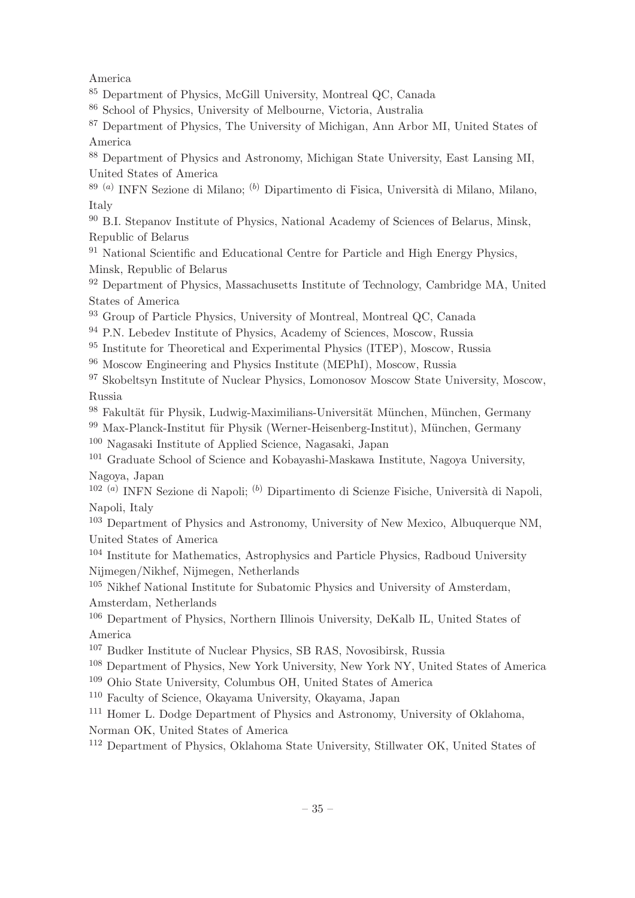America

[85] Department of Physics, McGill University, Montreal QC, Canada

[86] School of Physics, University of Melbourne, Victoria, Australia

[87] Department of Physics, The University of Michigan, Ann Arbor MI, United States of America

[88] Department of Physics and Astronomy, Michigan State University, East Lansing MI, United States of America

[89] [(a)] INFN Sezione di Milano; [(b)] Dipartimento di Fisica, Università di Milano, Milano, Italy

[90] B.I. Stepanov Institute of Physics, National Academy of Sciences of Belarus, Minsk, Republic of Belarus

[91] National Scientific and Educational Centre for Particle and High Energy Physics, Minsk, Republic of Belarus

[92] Department of Physics, Massachusetts Institute of Technology, Cambridge MA, United States of America

[93] Group of Particle Physics, University of Montreal, Montreal QC, Canada

[94] P.N. Lebedev Institute of Physics, Academy of Sciences, Moscow, Russia

[95] Institute for Theoretical and Experimental Physics (ITEP), Moscow, Russia

[96] Moscow Engineering and Physics Institute (MEPhI), Moscow, Russia

[97] Skobeltsyn Institute of Nuclear Physics, Lomonosov Moscow State University, Moscow, Russia

[98] Fakultät für Physik, Ludwig-Maximilians-Universität München, München, Germany

[99] Max-Planck-Institut für Physik (Werner-Heisenberg-Institut), München, Germany

[100] Nagasaki Institute of Applied Science, Nagasaki, Japan

[101] Graduate School of Science and Kobayashi-Maskawa Institute, Nagoya University, Nagoya, Japan

[102] [(a)] INFN Sezione di Napoli; [(b)] Dipartimento di Scienze Fisiche, Università di Napoli, Napoli, Italy

[103] Department of Physics and Astronomy, University of New Mexico, Albuquerque NM, United States of America

[104] Institute for Mathematics, Astrophysics and Particle Physics, Radboud University Nijmegen/Nikhef, Nijmegen, Netherlands

[105] Nikhef National Institute for Subatomic Physics and University of Amsterdam, Amsterdam, Netherlands

[106] Department of Physics, Northern Illinois University, DeKalb IL, United States of America

[107] Budker Institute of Nuclear Physics, SB RAS, Novosibirsk, Russia

[108] Department of Physics, New York University, New York NY, United States of America

[109] Ohio State University, Columbus OH, United States of America

[110] Faculty of Science, Okayama University, Okayama, Japan

[111] Homer L. Dodge Department of Physics and Astronomy, University of Oklahoma, Norman OK, United States of America

[112] Department of Physics, Oklahoma State University, Stillwater OK, United States of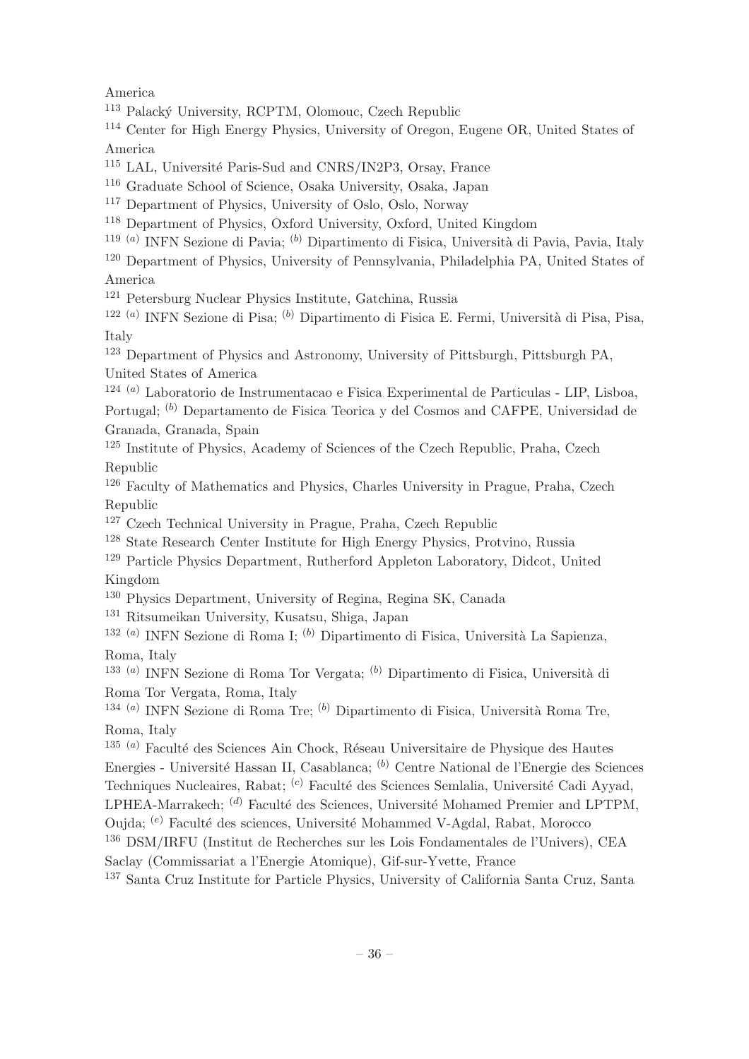America

[113] Palacký University, RCPTM, Olomouc, Czech Republic

[114] Center for High Energy Physics, University of Oregon, Eugene OR, United States of America

[115] LAL, Université Paris-Sud and CNRS/IN2P3, Orsay, France

[116] Graduate School of Science, Osaka University, Osaka, Japan

[117] Department of Physics, University of Oslo, Oslo, Norway

[118] Department of Physics, Oxford University, Oxford, United Kingdom

[119] [(a)] INFN Sezione di Pavia; [(b)] Dipartimento di Fisica, Università di Pavia, Pavia, Italy

[120] Department of Physics, University of Pennsylvania, Philadelphia PA, United States of America

[121] Petersburg Nuclear Physics Institute, Gatchina, Russia

[122] [(a)] INFN Sezione di Pisa; [(b)] Dipartimento di Fisica E. Fermi, Università di Pisa, Pisa, Italy

[123] Department of Physics and Astronomy, University of Pittsburgh, Pittsburgh PA, United States of America

[124] [(a)] Laboratorio de Instrumentacao e Fisica Experimental de Particulas - LIP, Lisboa, Portugal; [(b)] Departamento de Fisica Teorica y del Cosmos and CAFPE, Universidad de Granada, Granada, Spain

[125] Institute of Physics, Academy of Sciences of the Czech Republic, Praha, Czech Republic

[126] Faculty of Mathematics and Physics, Charles University in Prague, Praha, Czech Republic

[127] Czech Technical University in Prague, Praha, Czech Republic

[128] State Research Center Institute for High Energy Physics, Protvino, Russia

[129] Particle Physics Department, Rutherford Appleton Laboratory, Didcot, United Kingdom

[130] Physics Department, University of Regina, Regina SK, Canada

[131] Ritsumeikan University, Kusatsu, Shiga, Japan

[132] [(a)] INFN Sezione di Roma I; [(b)] Dipartimento di Fisica, Università La Sapienza, Roma, Italy

[133] [(a)] INFN Sezione di Roma Tor Vergata; [(b)] Dipartimento di Fisica, Università di Roma Tor Vergata, Roma, Italy

[134] [(a)] INFN Sezione di Roma Tre; [(b)] Dipartimento di Fisica, Università Roma Tre, Roma, Italy

[135] [(a)] Faculté des Sciences Ain Chock, Réseau Universitaire de Physique des Hautes Energies - Université Hassan II, Casablanca; [(b)] Centre National de l'Energie des Sciences Techniques Nucleaires, Rabat; [(c)] Faculté des Sciences Semlalia, Université Cadi Ayyad, LPHEA-Marrakech; [(d)] Faculté des Sciences, Université Mohamed Premier and LPTPM, Oujda; [(e)] Faculté des sciences, Université Mohammed V-Agdal, Rabat, Morocco

[136] DSM/IRFU (Institut de Recherches sur les Lois Fondamentales de l'Univers), CEA Saclay (Commissariat a l'Energie Atomique), Gif-sur-Yvette, France

[137] Santa Cruz Institute for Particle Physics, University of California Santa Cruz, Santa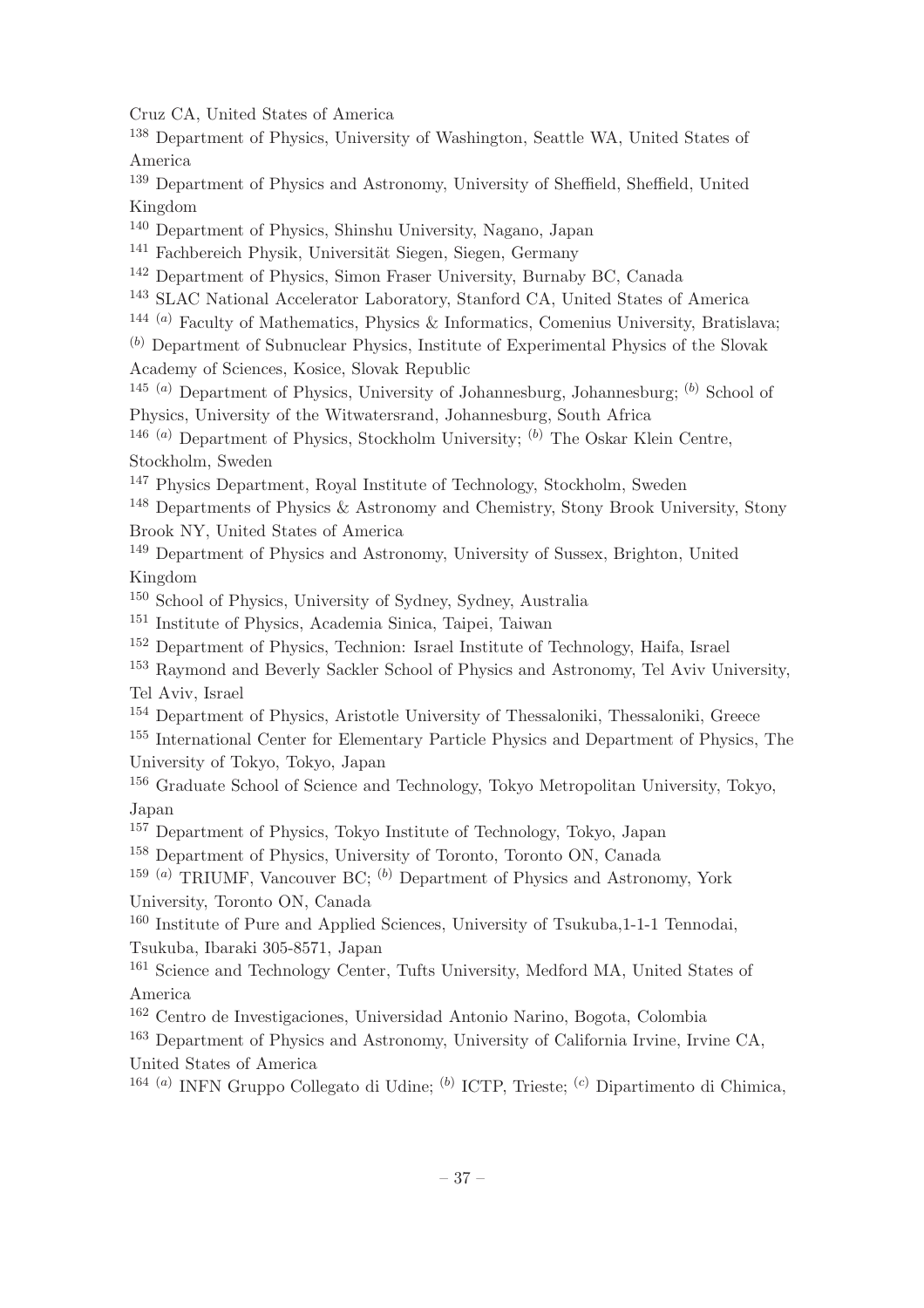Cruz CA, United States of America

[138] Department of Physics, University of Washington, Seattle WA, United States of America

[139] Department of Physics and Astronomy, University of Sheffield, Sheffield, United Kingdom

[140] Department of Physics, Shinshu University, Nagano, Japan

[141] Fachbereich Physik, Universität Siegen, Siegen, Germany

[142] Department of Physics, Simon Fraser University, Burnaby BC, Canada

[143] SLAC National Accelerator Laboratory, Stanford CA, United States of America

[144] [(a)] Faculty of Mathematics, Physics & Informatics, Comenius University, Bratislava; [(b)] Department of Subnuclear Physics, Institute of Experimental Physics of the Slovak Academy of Sciences, Kosice, Slovak Republic

[145] [(a)] Department of Physics, University of Johannesburg, Johannesburg; [(b)] School of Physics, University of the Witwatersrand, Johannesburg, South Africa

[146] [(a)] Department of Physics, Stockholm University; [(b)] The Oskar Klein Centre, Stockholm, Sweden

[147] Physics Department, Royal Institute of Technology, Stockholm, Sweden

[148] Departments of Physics & Astronomy and Chemistry, Stony Brook University, Stony Brook NY, United States of America

[149] Department of Physics and Astronomy, University of Sussex, Brighton, United Kingdom

[150] School of Physics, University of Sydney, Sydney, Australia

[151] Institute of Physics, Academia Sinica, Taipei, Taiwan

[152] Department of Physics, Technion: Israel Institute of Technology, Haifa, Israel

[153] Raymond and Beverly Sackler School of Physics and Astronomy, Tel Aviv University, Tel Aviv, Israel

[154] Department of Physics, Aristotle University of Thessaloniki, Thessaloniki, Greece

[155] International Center for Elementary Particle Physics and Department of Physics, The University of Tokyo, Tokyo, Japan

[156] Graduate School of Science and Technology, Tokyo Metropolitan University, Tokyo, Japan

[157] Department of Physics, Tokyo Institute of Technology, Tokyo, Japan

[158] Department of Physics, University of Toronto, Toronto ON, Canada

[159] [(a)] TRIUMF, Vancouver BC; [(b)] Department of Physics and Astronomy, York University, Toronto ON, Canada

[160] Institute of Pure and Applied Sciences, University of Tsukuba,1-1-1 Tennodai, Tsukuba, Ibaraki 305-8571, Japan

[161] Science and Technology Center, Tufts University, Medford MA, United States of America

[162] Centro de Investigaciones, Universidad Antonio Narino, Bogota, Colombia

[163] Department of Physics and Astronomy, University of California Irvine, Irvine CA, United States of America

[164] [(a)] INFN Gruppo Collegato di Udine; [(b)] ICTP, Trieste; [(c)] Dipartimento di Chimica,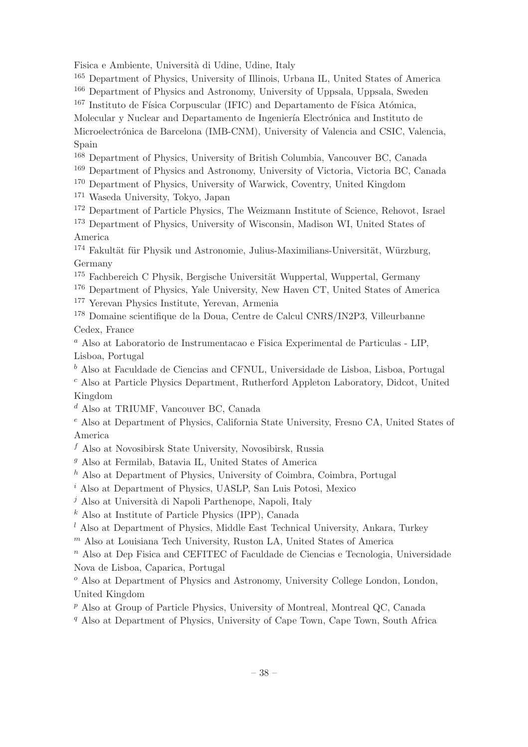Fisica e Ambiente, Università di Udine, Udine, Italy

[165] Department of Physics, University of Illinois, Urbana IL, United States of America

[166] Department of Physics and Astronomy, University of Uppsala, Uppsala, Sweden

[167] Instituto de Física Corpuscular (IFIC) and Departamento de Física Atómica, Molecular y Nuclear and Departamento de Ingeniería Electrónica and Instituto de Microelectrónica de Barcelona (IMB-CNM), University of Valencia and CSIC, Valencia, Spain

[168] Department of Physics, University of British Columbia, Vancouver BC, Canada

[169] Department of Physics and Astronomy, University of Victoria, Victoria BC, Canada

[170] Department of Physics, University of Warwick, Coventry, United Kingdom

[171] Waseda University, Tokyo, Japan

[172] Department of Particle Physics, The Weizmann Institute of Science, Rehovot, Israel

[173] Department of Physics, University of Wisconsin, Madison WI, United States of America

[174] Fakultät für Physik und Astronomie, Julius-Maximilians-Universität, Würzburg, Germany

[175] Fachbereich C Physik, Bergische Universität Wuppertal, Wuppertal, Germany

[176] Department of Physics, Yale University, New Haven CT, United States of America

[177] Yerevan Physics Institute, Yerevan, Armenia

[178] Domaine scientifique de la Doua, Centre de Calcul CNRS/IN2P3, Villeurbanne Cedex, France

[a] Also at Laboratorio de Instrumentacao e Fisica Experimental de Particulas - LIP, Lisboa, Portugal

[b] Also at Faculdade de Ciencias and CFNUL, Universidade de Lisboa, Lisboa, Portugal

[c] Also at Particle Physics Department, Rutherford Appleton Laboratory, Didcot, United Kingdom

[d] Also at TRIUMF, Vancouver BC, Canada

[e] Also at Department of Physics, California State University, Fresno CA, United States of America

[f] Also at Novosibirsk State University, Novosibirsk, Russia

[g] Also at Fermilab, Batavia IL, United States of America

[h] Also at Department of Physics, University of Coimbra, Coimbra, Portugal

[i] Also at Department of Physics, UASLP, San Luis Potosi, Mexico

[j] Also at Università di Napoli Parthenope, Napoli, Italy

[k] Also at Institute of Particle Physics (IPP), Canada

[l] Also at Department of Physics, Middle East Technical University, Ankara, Turkey

[m] Also at Louisiana Tech University, Ruston LA, United States of America

[n] Also at Dep Fisica and CEFITEC of Faculdade de Ciencias e Tecnologia, Universidade Nova de Lisboa, Caparica, Portugal

[o] Also at Department of Physics and Astronomy, University College London, London, United Kingdom

[p] Also at Group of Particle Physics, University of Montreal, Montreal QC, Canada

[q] Also at Department of Physics, University of Cape Town, Cape Town, South Africa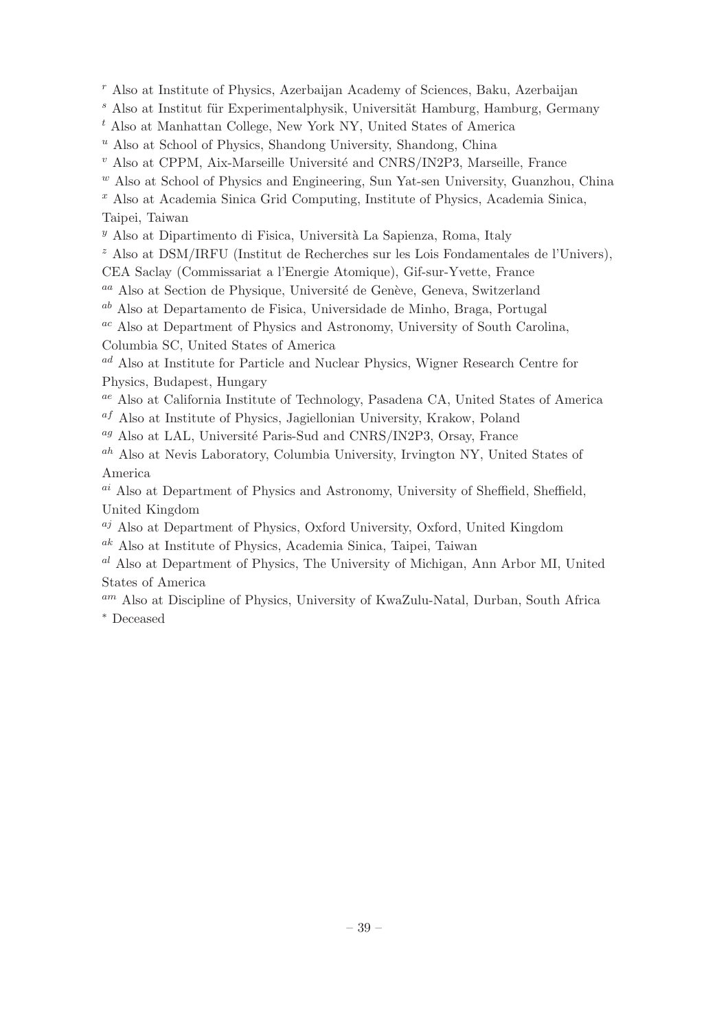[r] Also at Institute of Physics, Azerbaijan Academy of Sciences, Baku, Azerbaijan
[s] Also at Institut für Experimentalphysik, Universität Hamburg, Hamburg, Germany
[t] Also at Manhattan College, New York NY, United States of America
[u] Also at School of Physics, Shandong University, Shandong, China
[v] Also at CPPM, Aix-Marseille Université and CNRS/IN2P3, Marseille, France
[w] Also at School of Physics and Engineering, Sun Yat-sen University, Guanzhou, China
[x] Also at Academia Sinica Grid Computing, Institute of Physics, Academia Sinica, Taipei, Taiwan
[y] Also at Dipartimento di Fisica, Università La Sapienza, Roma, Italy
[z] Also at DSM/IRFU (Institut de Recherches sur les Lois Fondamentales de l'Univers), CEA Saclay (Commissariat a l'Energie Atomique), Gif-sur-Yvette, France
[aa] Also at Section de Physique, Université de Genève, Geneva, Switzerland
[ab] Also at Departamento de Fisica, Universidade de Minho, Braga, Portugal
[ac] Also at Department of Physics and Astronomy, University of South Carolina, Columbia SC, United States of America
[ad] Also at Institute for Particle and Nuclear Physics, Wigner Research Centre for Physics, Budapest, Hungary
[ae] Also at California Institute of Technology, Pasadena CA, United States of America
[af] Also at Institute of Physics, Jagiellonian University, Krakow, Poland
[ag] Also at LAL, Université Paris-Sud and CNRS/IN2P3, Orsay, France
[ah] Also at Nevis Laboratory, Columbia University, Irvington NY, United States of America
[ai] Also at Department of Physics and Astronomy, University of Sheffield, Sheffield, United Kingdom
[aj] Also at Department of Physics, Oxford University, Oxford, United Kingdom
[ak] Also at Institute of Physics, Academia Sinica, Taipei, Taiwan
[al] Also at Department of Physics, The University of Michigan, Ann Arbor MI, United States of America
[am] Also at Discipline of Physics, University of KwaZulu-Natal, Durban, South Africa
[*] Deceased